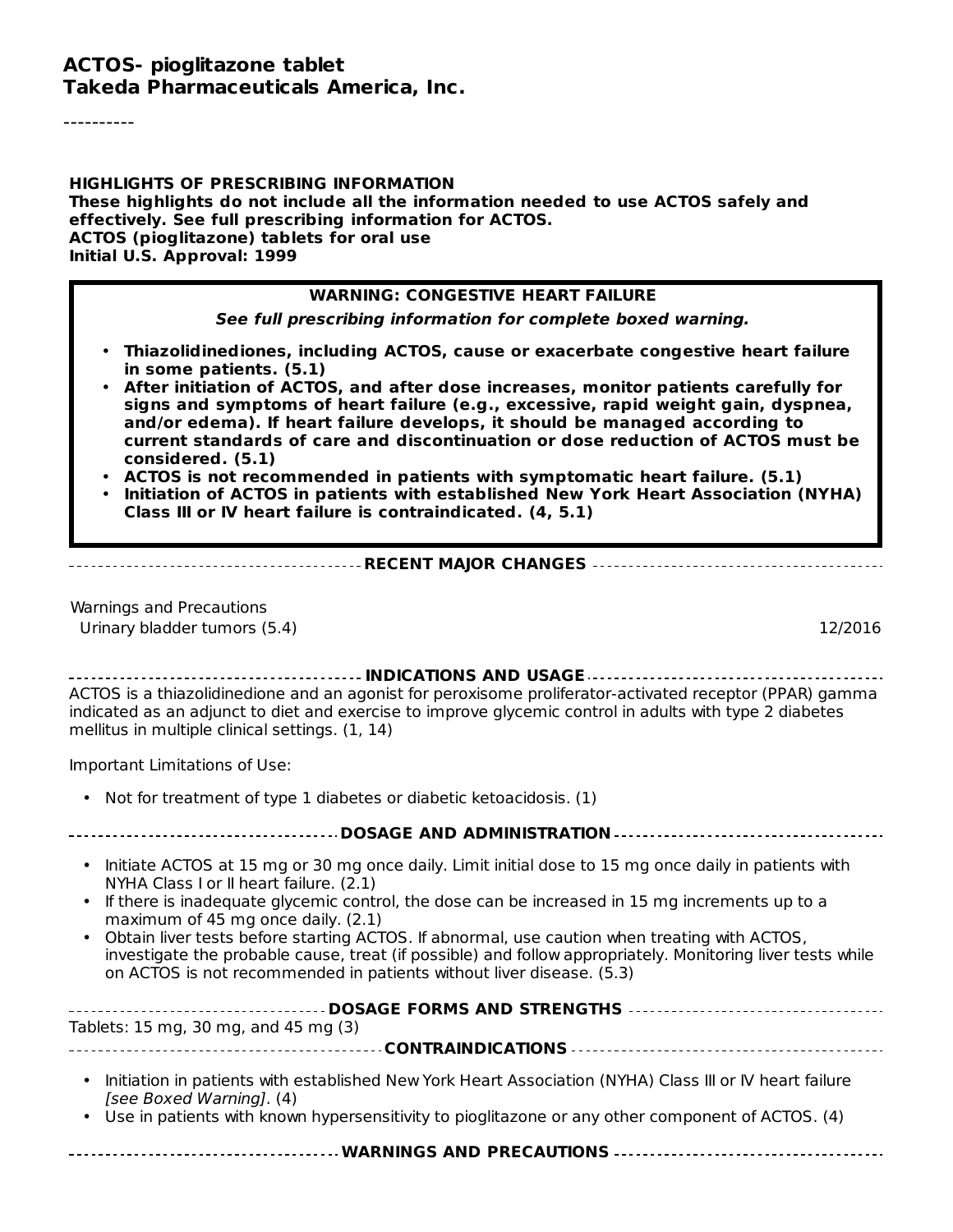# ACTOS- pioglitazone tablet
## Takeda Pharmaceuticals America, Inc.

----------

**HIGHLIGHTS OF PRESCRIBING INFORMATION**
**These highlights do not include all the information needed to use ACTOS safely and effectively. See full prescribing information for ACTOS.**
**ACTOS (pioglitazone) tablets for oral use**
**Initial U.S. Approval: 1999**

**WARNING: CONGESTIVE HEART FAILURE**

***See full prescribing information for complete boxed warning.***

- **Thiazolidinediones, including ACTOS, cause or exacerbate congestive heart failure in some patients. (5.1)**
- **After initiation of ACTOS, and after dose increases, monitor patients carefully for signs and symptoms of heart failure (e.g., excessive, rapid weight gain, dyspnea, and/or edema). If heart failure develops, it should be managed according to current standards of care and discontinuation or dose reduction of ACTOS must be considered. (5.1)**
- **ACTOS is not recommended in patients with symptomatic heart failure. (5.1)**
- **Initiation of ACTOS in patients with established New York Heart Association (NYHA) Class III or IV heart failure is contraindicated. (4, 5.1)**

### RECENT MAJOR CHANGES

Warnings and Precautions
Urinary bladder tumors (5.4) 12/2016

### INDICATIONS AND USAGE

ACTOS is a thiazolidinedione and an agonist for peroxisome proliferator-activated receptor (PPAR) gamma indicated as an adjunct to diet and exercise to improve glycemic control in adults with type 2 diabetes mellitus in multiple clinical settings. (1, 14)

Important Limitations of Use:

- Not for treatment of type 1 diabetes or diabetic ketoacidosis. (1)

### DOSAGE AND ADMINISTRATION

- Initiate ACTOS at 15 mg or 30 mg once daily. Limit initial dose to 15 mg once daily in patients with NYHA Class I or II heart failure. (2.1)
- If there is inadequate glycemic control, the dose can be increased in 15 mg increments up to a maximum of 45 mg once daily. (2.1)
- Obtain liver tests before starting ACTOS. If abnormal, use caution when treating with ACTOS, investigate the probable cause, treat (if possible) and follow appropriately. Monitoring liver tests while on ACTOS is not recommended in patients without liver disease. (5.3)

### DOSAGE FORMS AND STRENGTHS

Tablets: 15 mg, 30 mg, and 45 mg (3)

### CONTRAINDICATIONS

- Initiation in patients with established New York Heart Association (NYHA) Class III or IV heart failure *[see Boxed Warning]*. (4)
- Use in patients with known hypersensitivity to pioglitazone or any other component of ACTOS. (4)

### WARNINGS AND PRECAUTIONS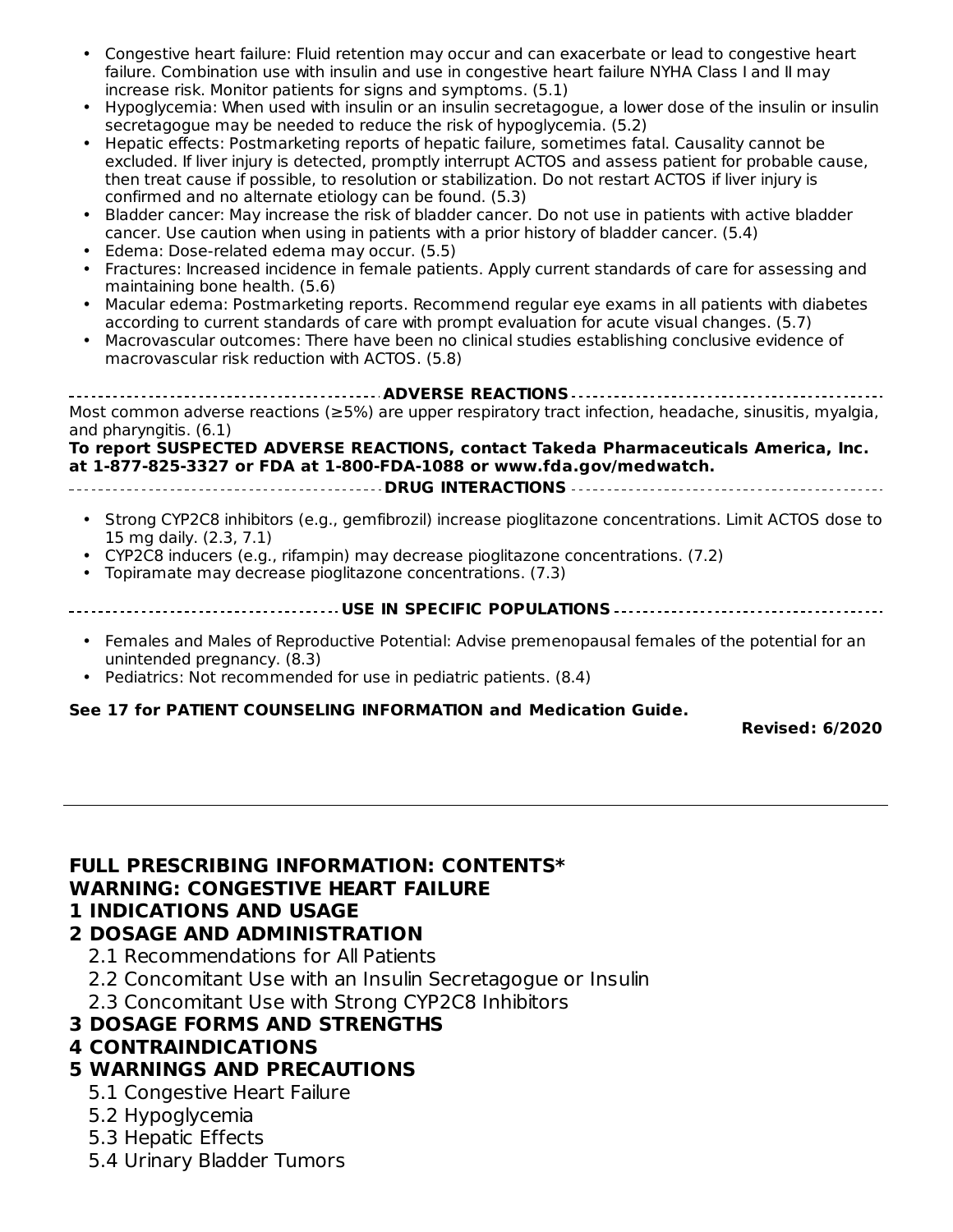- Congestive heart failure: Fluid retention may occur and can exacerbate or lead to congestive heart failure. Combination use with insulin and use in congestive heart failure NYHA Class I and II may increase risk. Monitor patients for signs and symptoms. (5.1)
- Hypoglycemia: When used with insulin or an insulin secretagogue, a lower dose of the insulin or insulin secretagogue may be needed to reduce the risk of hypoglycemia. (5.2)
- Hepatic effects: Postmarketing reports of hepatic failure, sometimes fatal. Causality cannot be excluded. If liver injury is detected, promptly interrupt ACTOS and assess patient for probable cause, then treat cause if possible, to resolution or stabilization. Do not restart ACTOS if liver injury is confirmed and no alternate etiology can be found. (5.3)
- Bladder cancer: May increase the risk of bladder cancer. Do not use in patients with active bladder cancer. Use caution when using in patients with a prior history of bladder cancer. (5.4)
- Edema: Dose-related edema may occur. (5.5)
- Fractures: Increased incidence in female patients. Apply current standards of care for assessing and maintaining bone health. (5.6)
- Macular edema: Postmarketing reports. Recommend regular eye exams in all patients with diabetes according to current standards of care with prompt evaluation for acute visual changes. (5.7)
- Macrovascular outcomes: There have been no clinical studies establishing conclusive evidence of macrovascular risk reduction with ACTOS. (5.8)

**ADVERSE REACTIONS**

Most common adverse reactions (≥5%) are upper respiratory tract infection, headache, sinusitis, myalgia, and pharyngitis. (6.1)

**To report SUSPECTED ADVERSE REACTIONS, contact Takeda Pharmaceuticals America, Inc. at 1-877-825-3327 or FDA at 1-800-FDA-1088 or www.fda.gov/medwatch.**

**DRUG INTERACTIONS**

- Strong CYP2C8 inhibitors (e.g., gemfibrozil) increase pioglitazone concentrations. Limit ACTOS dose to 15 mg daily. (2.3, 7.1)
- CYP2C8 inducers (e.g., rifampin) may decrease pioglitazone concentrations. (7.2)
- Topiramate may decrease pioglitazone concentrations. (7.3)

**USE IN SPECIFIC POPULATIONS**

- Females and Males of Reproductive Potential: Advise premenopausal females of the potential for an unintended pregnancy. (8.3)
- Pediatrics: Not recommended for use in pediatric patients. (8.4)

**See 17 for PATIENT COUNSELING INFORMATION and Medication Guide.**

**Revised: 6/2020**

---

## FULL PRESCRIBING INFORMATION: CONTENTS*

**WARNING: CONGESTIVE HEART FAILURE**

**1 INDICATIONS AND USAGE**

**2 DOSAGE AND ADMINISTRATION**

- 2.1 Recommendations for All Patients
- 2.2 Concomitant Use with an Insulin Secretagogue or Insulin
- 2.3 Concomitant Use with Strong CYP2C8 Inhibitors

**3 DOSAGE FORMS AND STRENGTHS**

**4 CONTRAINDICATIONS**

**5 WARNINGS AND PRECAUTIONS**

- 5.1 Congestive Heart Failure
- 5.2 Hypoglycemia
- 5.3 Hepatic Effects
- 5.4 Urinary Bladder Tumors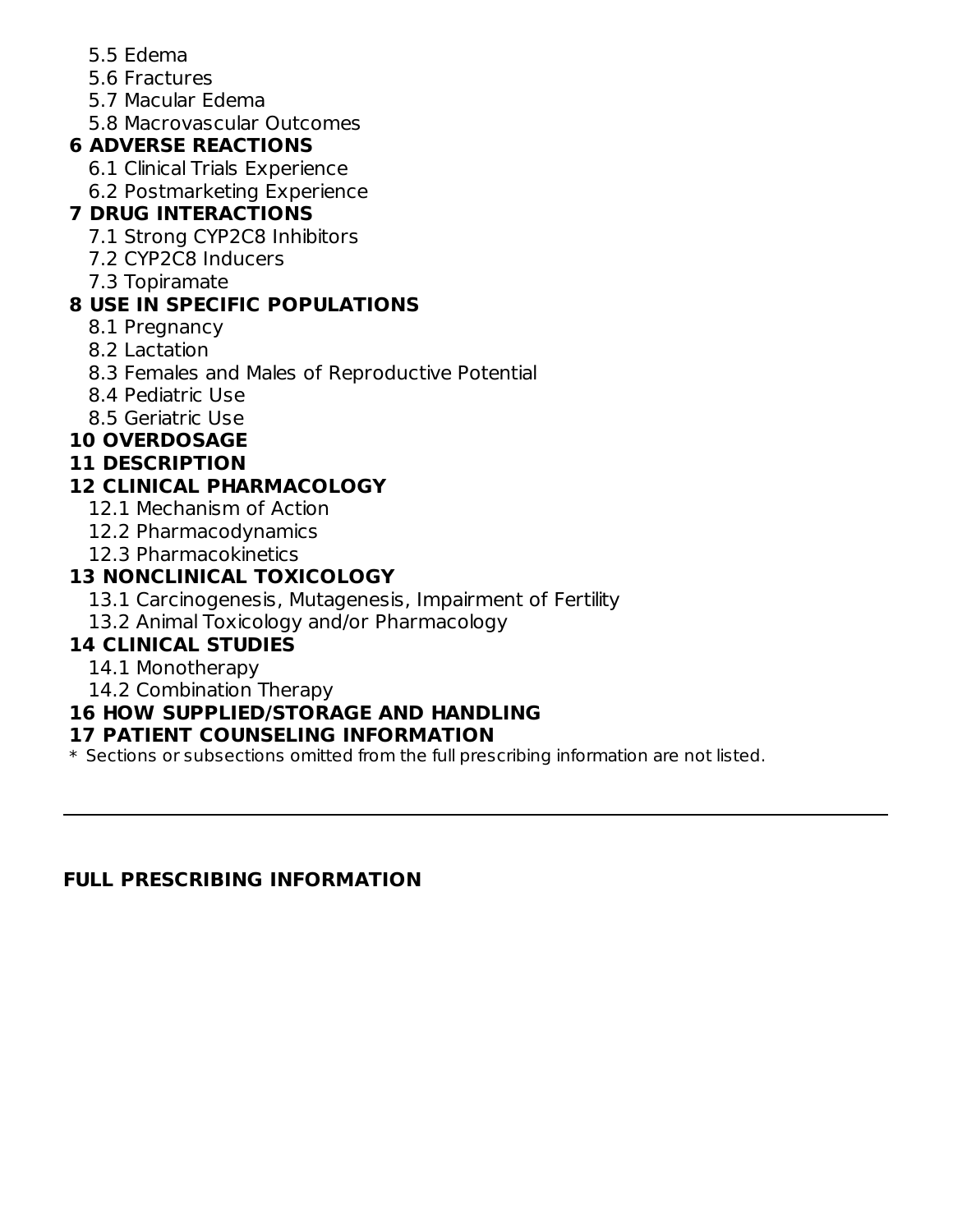5.5 Edema
5.6 Fractures
5.7 Macular Edema
5.8 Macrovascular Outcomes

**6 ADVERSE REACTIONS**

6.1 Clinical Trials Experience
6.2 Postmarketing Experience

**7 DRUG INTERACTIONS**

7.1 Strong CYP2C8 Inhibitors
7.2 CYP2C8 Inducers
7.3 Topiramate

**8 USE IN SPECIFIC POPULATIONS**

8.1 Pregnancy
8.2 Lactation
8.3 Females and Males of Reproductive Potential
8.4 Pediatric Use
8.5 Geriatric Use

**10 OVERDOSAGE**

**11 DESCRIPTION**

**12 CLINICAL PHARMACOLOGY**

12.1 Mechanism of Action
12.2 Pharmacodynamics
12.3 Pharmacokinetics

**13 NONCLINICAL TOXICOLOGY**

13.1 Carcinogenesis, Mutagenesis, Impairment of Fertility
13.2 Animal Toxicology and/or Pharmacology

**14 CLINICAL STUDIES**

14.1 Monotherapy
14.2 Combination Therapy

**16 HOW SUPPLIED/STORAGE AND HANDLING**

**17 PATIENT COUNSELING INFORMATION**

* Sections or subsections omitted from the full prescribing information are not listed.

---

## FULL PRESCRIBING INFORMATION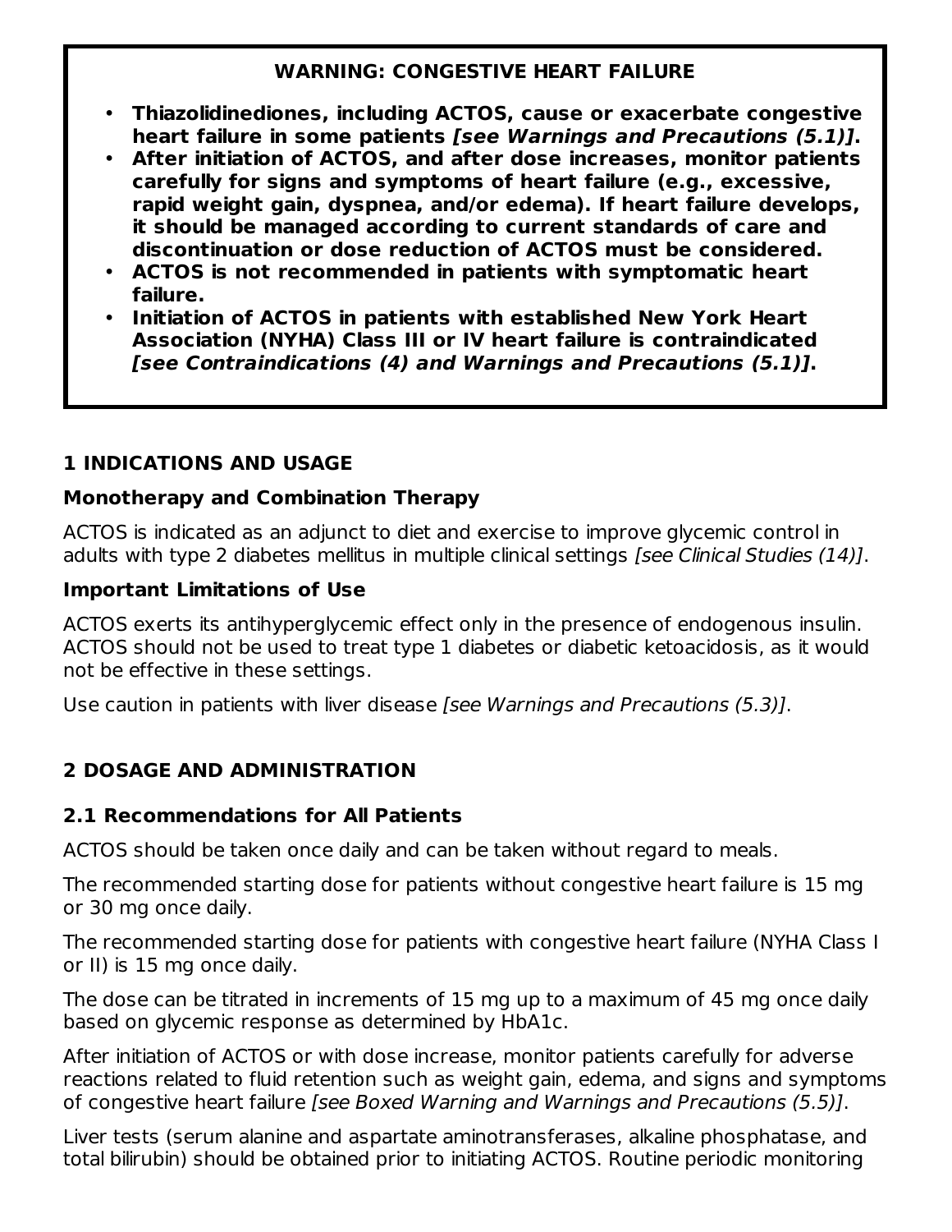**WARNING: CONGESTIVE HEART FAILURE**

- **Thiazolidinediones, including ACTOS, cause or exacerbate congestive heart failure in some patients *[see Warnings and Precautions (5.1)]*.**
- **After initiation of ACTOS, and after dose increases, monitor patients carefully for signs and symptoms of heart failure (e.g., excessive, rapid weight gain, dyspnea, and/or edema). If heart failure develops, it should be managed according to current standards of care and discontinuation or dose reduction of ACTOS must be considered.**
- **ACTOS is not recommended in patients with symptomatic heart failure.**
- **Initiation of ACTOS in patients with established New York Heart Association (NYHA) Class III or IV heart failure is contraindicated *[see Contraindications (4) and Warnings and Precautions (5.1)]*.**

## 1 INDICATIONS AND USAGE

### Monotherapy and Combination Therapy

ACTOS is indicated as an adjunct to diet and exercise to improve glycemic control in adults with type 2 diabetes mellitus in multiple clinical settings *[see Clinical Studies (14)]*.

### Important Limitations of Use

ACTOS exerts its antihyperglycemic effect only in the presence of endogenous insulin. ACTOS should not be used to treat type 1 diabetes or diabetic ketoacidosis, as it would not be effective in these settings.

Use caution in patients with liver disease *[see Warnings and Precautions (5.3)]*.

## 2 DOSAGE AND ADMINISTRATION

### 2.1 Recommendations for All Patients

ACTOS should be taken once daily and can be taken without regard to meals.

The recommended starting dose for patients without congestive heart failure is 15 mg or 30 mg once daily.

The recommended starting dose for patients with congestive heart failure (NYHA Class I or II) is 15 mg once daily.

The dose can be titrated in increments of 15 mg up to a maximum of 45 mg once daily based on glycemic response as determined by HbA1c.

After initiation of ACTOS or with dose increase, monitor patients carefully for adverse reactions related to fluid retention such as weight gain, edema, and signs and symptoms of congestive heart failure *[see Boxed Warning and Warnings and Precautions (5.5)]*.

Liver tests (serum alanine and aspartate aminotransferases, alkaline phosphatase, and total bilirubin) should be obtained prior to initiating ACTOS. Routine periodic monitoring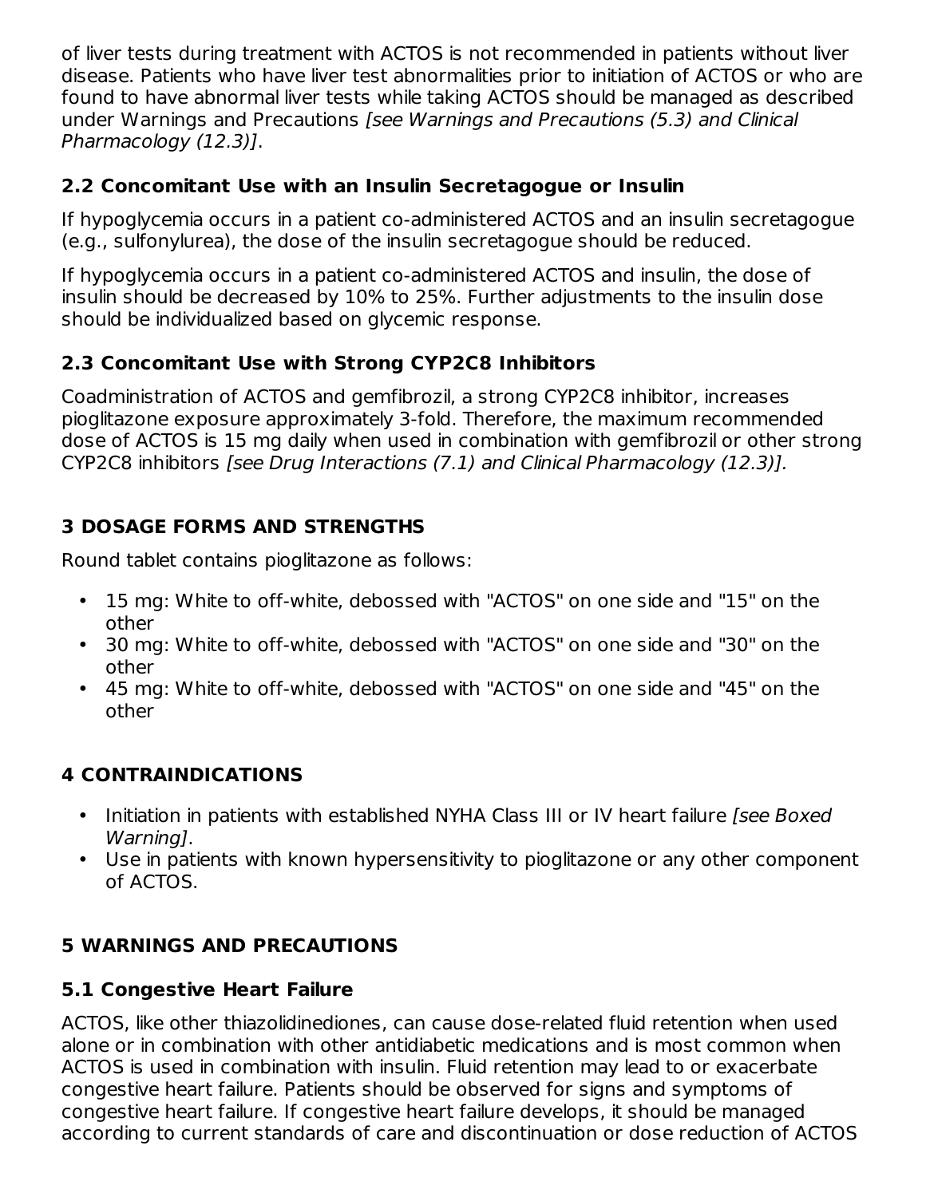of liver tests during treatment with ACTOS is not recommended in patients without liver disease. Patients who have liver test abnormalities prior to initiation of ACTOS or who are found to have abnormal liver tests while taking ACTOS should be managed as described under Warnings and Precautions *[see Warnings and Precautions (5.3) and Clinical Pharmacology (12.3)]*.

### 2.2 Concomitant Use with an Insulin Secretagogue or Insulin

If hypoglycemia occurs in a patient co-administered ACTOS and an insulin secretagogue (e.g., sulfonylurea), the dose of the insulin secretagogue should be reduced.

If hypoglycemia occurs in a patient co-administered ACTOS and insulin, the dose of insulin should be decreased by 10% to 25%. Further adjustments to the insulin dose should be individualized based on glycemic response.

### 2.3 Concomitant Use with Strong CYP2C8 Inhibitors

Coadministration of ACTOS and gemfibrozil, a strong CYP2C8 inhibitor, increases pioglitazone exposure approximately 3-fold. Therefore, the maximum recommended dose of ACTOS is 15 mg daily when used in combination with gemfibrozil or other strong CYP2C8 inhibitors *[see Drug Interactions (7.1) and Clinical Pharmacology (12.3)].*

## 3 DOSAGE FORMS AND STRENGTHS

Round tablet contains pioglitazone as follows:

- 15 mg: White to off-white, debossed with "ACTOS" on one side and "15" on the other
- 30 mg: White to off-white, debossed with "ACTOS" on one side and "30" on the other
- 45 mg: White to off-white, debossed with "ACTOS" on one side and "45" on the other

## 4 CONTRAINDICATIONS

- Initiation in patients with established NYHA Class III or IV heart failure *[see Boxed Warning]*.
- Use in patients with known hypersensitivity to pioglitazone or any other component of ACTOS.

## 5 WARNINGS AND PRECAUTIONS

### 5.1 Congestive Heart Failure

ACTOS, like other thiazolidinediones, can cause dose-related fluid retention when used alone or in combination with other antidiabetic medications and is most common when ACTOS is used in combination with insulin. Fluid retention may lead to or exacerbate congestive heart failure. Patients should be observed for signs and symptoms of congestive heart failure. If congestive heart failure develops, it should be managed according to current standards of care and discontinuation or dose reduction of ACTOS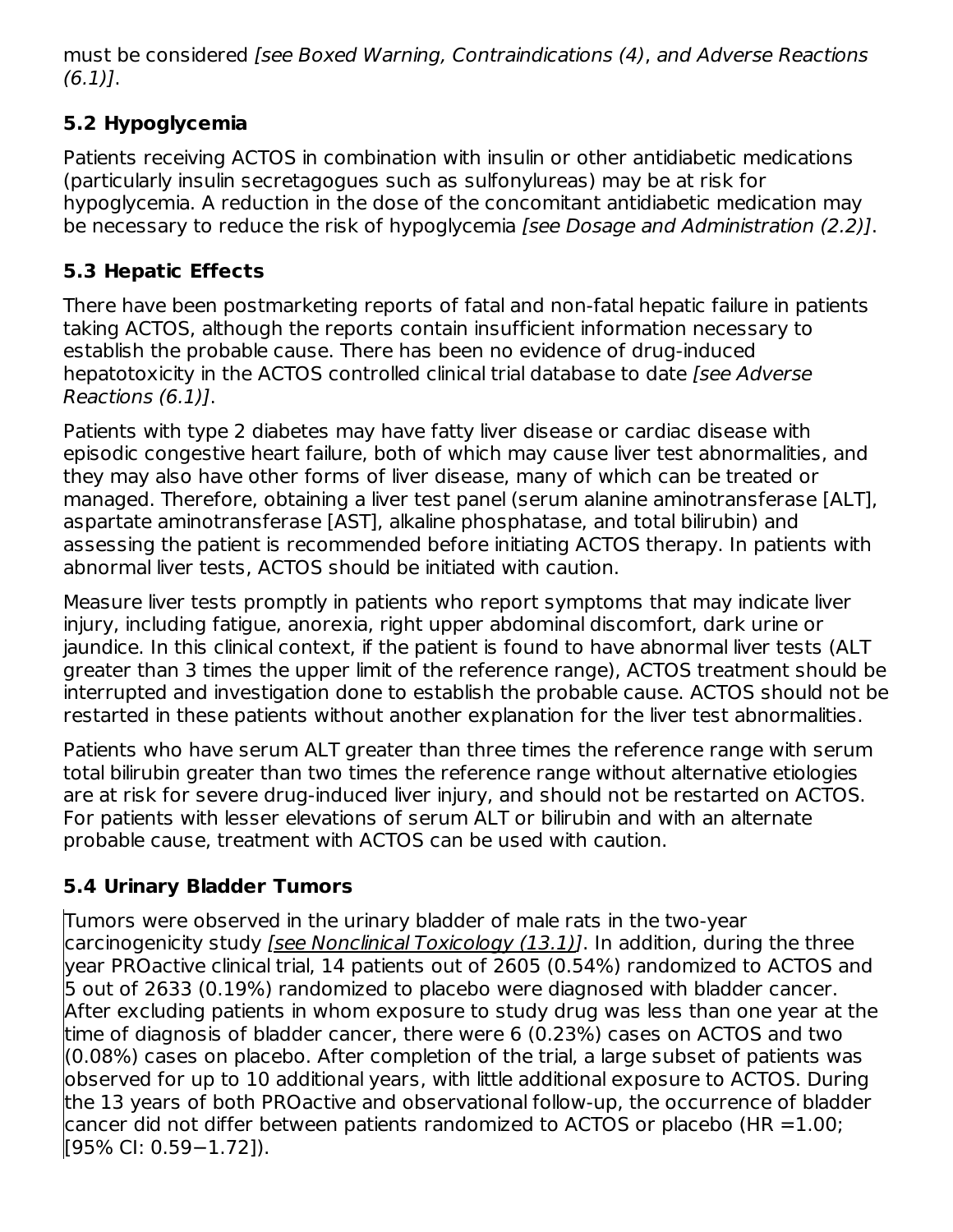must be considered *[see Boxed Warning, Contraindications (4), and Adverse Reactions (6.1)]*.

## 5.2 Hypoglycemia

Patients receiving ACTOS in combination with insulin or other antidiabetic medications (particularly insulin secretagogues such as sulfonylureas) may be at risk for hypoglycemia. A reduction in the dose of the concomitant antidiabetic medication may be necessary to reduce the risk of hypoglycemia *[see Dosage and Administration (2.2)]*.

## 5.3 Hepatic Effects

There have been postmarketing reports of fatal and non-fatal hepatic failure in patients taking ACTOS, although the reports contain insufficient information necessary to establish the probable cause. There has been no evidence of drug-induced hepatotoxicity in the ACTOS controlled clinical trial database to date *[see Adverse Reactions (6.1)]*.

Patients with type 2 diabetes may have fatty liver disease or cardiac disease with episodic congestive heart failure, both of which may cause liver test abnormalities, and they may also have other forms of liver disease, many of which can be treated or managed. Therefore, obtaining a liver test panel (serum alanine aminotransferase [ALT], aspartate aminotransferase [AST], alkaline phosphatase, and total bilirubin) and assessing the patient is recommended before initiating ACTOS therapy. In patients with abnormal liver tests, ACTOS should be initiated with caution.

Measure liver tests promptly in patients who report symptoms that may indicate liver injury, including fatigue, anorexia, right upper abdominal discomfort, dark urine or jaundice. In this clinical context, if the patient is found to have abnormal liver tests (ALT greater than 3 times the upper limit of the reference range), ACTOS treatment should be interrupted and investigation done to establish the probable cause. ACTOS should not be restarted in these patients without another explanation for the liver test abnormalities.

Patients who have serum ALT greater than three times the reference range with serum total bilirubin greater than two times the reference range without alternative etiologies are at risk for severe drug-induced liver injury, and should not be restarted on ACTOS. For patients with lesser elevations of serum ALT or bilirubin and with an alternate probable cause, treatment with ACTOS can be used with caution.

## 5.4 Urinary Bladder Tumors

Tumors were observed in the urinary bladder of male rats in the two-year carcinogenicity study *[see Nonclinical Toxicology (13.1)]*. In addition, during the three year PROactive clinical trial, 14 patients out of 2605 (0.54%) randomized to ACTOS and 5 out of 2633 (0.19%) randomized to placebo were diagnosed with bladder cancer. After excluding patients in whom exposure to study drug was less than one year at the time of diagnosis of bladder cancer, there were 6 (0.23%) cases on ACTOS and two (0.08%) cases on placebo. After completion of the trial, a large subset of patients was observed for up to 10 additional years, with little additional exposure to ACTOS. During the 13 years of both PROactive and observational follow-up, the occurrence of bladder cancer did not differ between patients randomized to ACTOS or placebo (HR =1.00; [95% CI: 0.59−1.72]).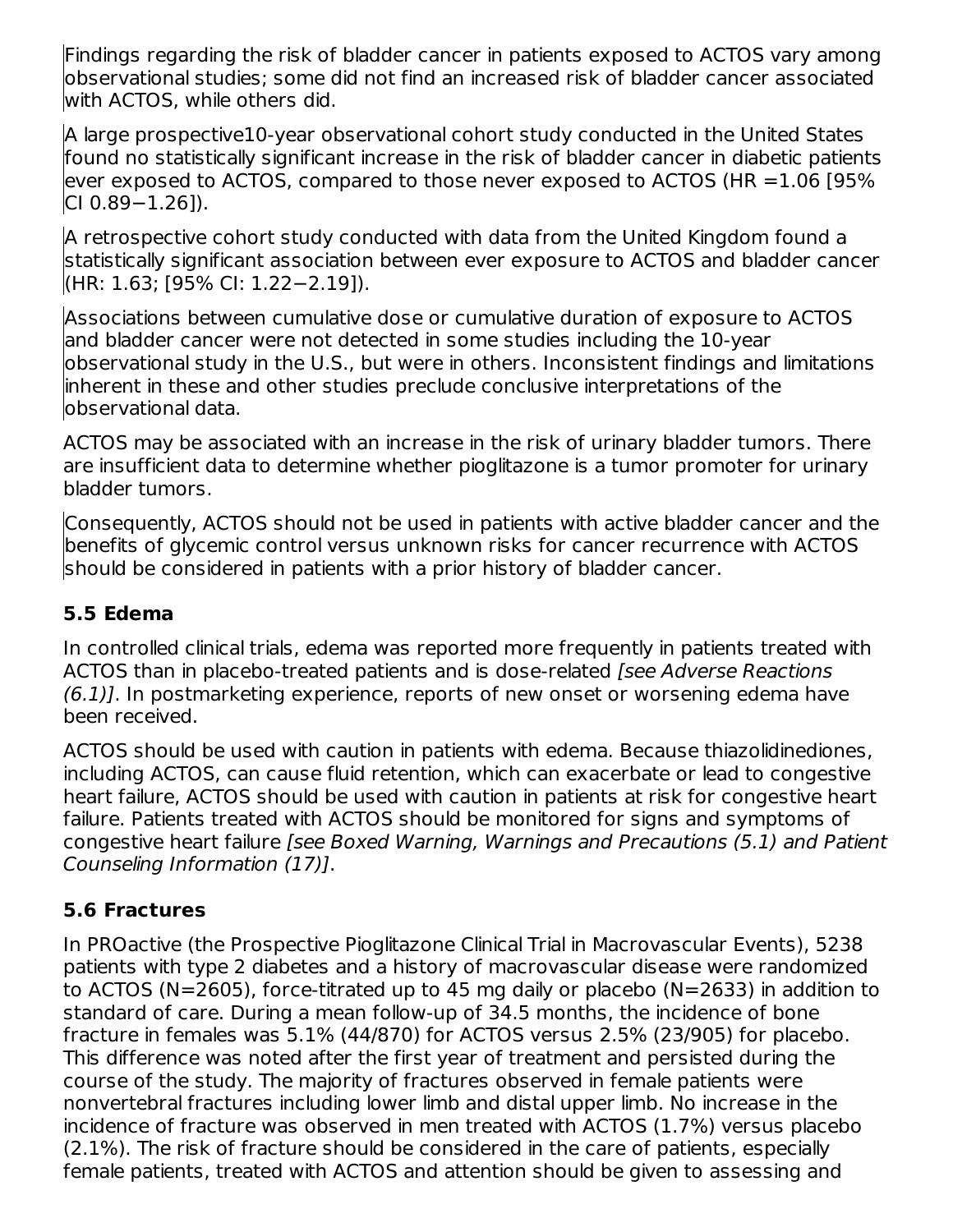Findings regarding the risk of bladder cancer in patients exposed to ACTOS vary among observational studies; some did not find an increased risk of bladder cancer associated with ACTOS, while others did.

A large prospective10-year observational cohort study conducted in the United States found no statistically significant increase in the risk of bladder cancer in diabetic patients ever exposed to ACTOS, compared to those never exposed to ACTOS (HR =1.06 [95% CI 0.89−1.26]).

A retrospective cohort study conducted with data from the United Kingdom found a statistically significant association between ever exposure to ACTOS and bladder cancer (HR: 1.63; [95% CI: 1.22−2.19]).

Associations between cumulative dose or cumulative duration of exposure to ACTOS and bladder cancer were not detected in some studies including the 10-year observational study in the U.S., but were in others. Inconsistent findings and limitations inherent in these and other studies preclude conclusive interpretations of the observational data.

ACTOS may be associated with an increase in the risk of urinary bladder tumors. There are insufficient data to determine whether pioglitazone is a tumor promoter for urinary bladder tumors.

Consequently, ACTOS should not be used in patients with active bladder cancer and the benefits of glycemic control versus unknown risks for cancer recurrence with ACTOS should be considered in patients with a prior history of bladder cancer.

### 5.5 Edema

In controlled clinical trials, edema was reported more frequently in patients treated with ACTOS than in placebo-treated patients and is dose-related *[see Adverse Reactions (6.1)]*. In postmarketing experience, reports of new onset or worsening edema have been received.

ACTOS should be used with caution in patients with edema. Because thiazolidinediones, including ACTOS, can cause fluid retention, which can exacerbate or lead to congestive heart failure, ACTOS should be used with caution in patients at risk for congestive heart failure. Patients treated with ACTOS should be monitored for signs and symptoms of congestive heart failure *[see Boxed Warning, Warnings and Precautions (5.1) and Patient Counseling Information (17)]*.

### 5.6 Fractures

In PROactive (the Prospective Pioglitazone Clinical Trial in Macrovascular Events), 5238 patients with type 2 diabetes and a history of macrovascular disease were randomized to ACTOS (N=2605), force-titrated up to 45 mg daily or placebo (N=2633) in addition to standard of care. During a mean follow-up of 34.5 months, the incidence of bone fracture in females was 5.1% (44/870) for ACTOS versus 2.5% (23/905) for placebo. This difference was noted after the first year of treatment and persisted during the course of the study. The majority of fractures observed in female patients were nonvertebral fractures including lower limb and distal upper limb. No increase in the incidence of fracture was observed in men treated with ACTOS (1.7%) versus placebo (2.1%). The risk of fracture should be considered in the care of patients, especially female patients, treated with ACTOS and attention should be given to assessing and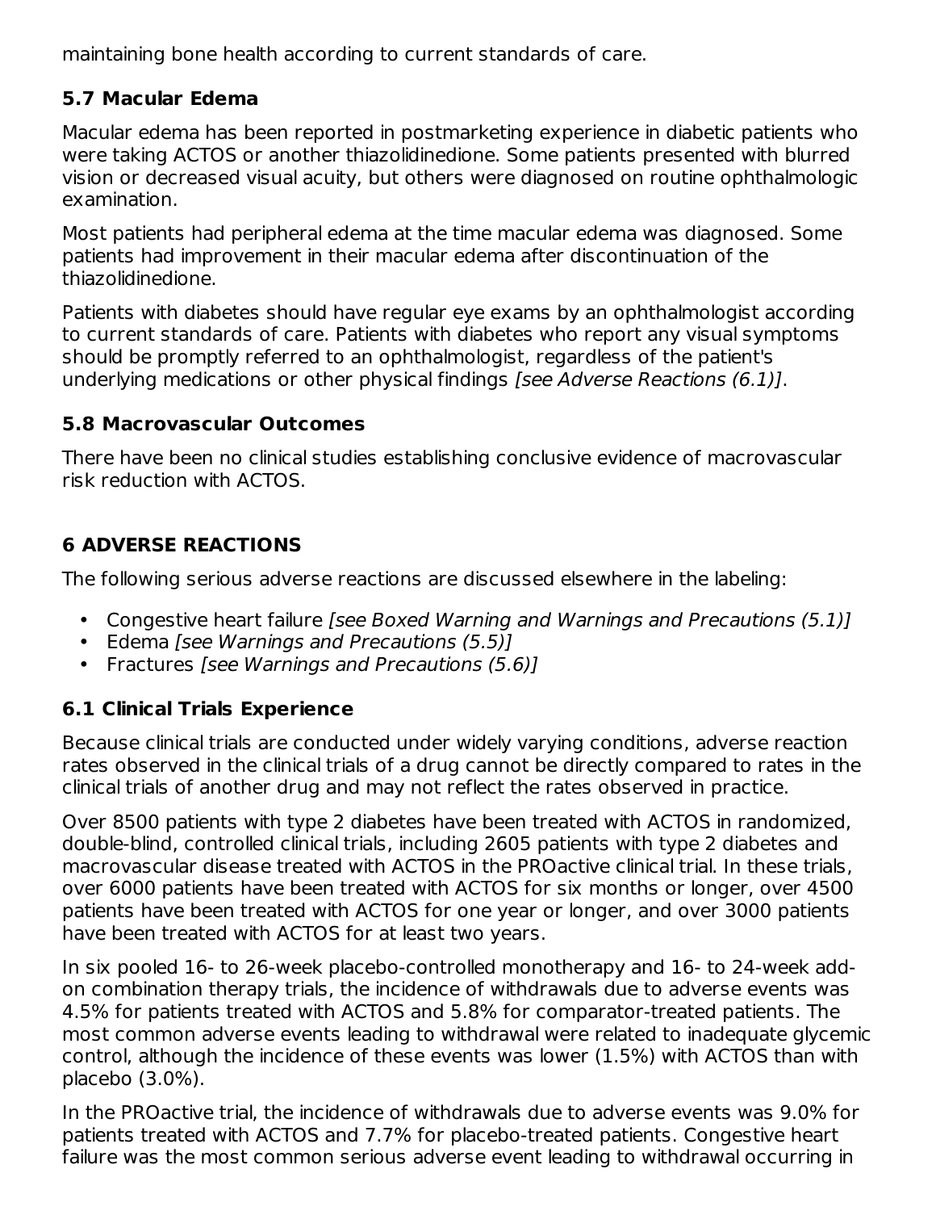maintaining bone health according to current standards of care.

### 5.7 Macular Edema

Macular edema has been reported in postmarketing experience in diabetic patients who were taking ACTOS or another thiazolidinedione. Some patients presented with blurred vision or decreased visual acuity, but others were diagnosed on routine ophthalmologic examination.

Most patients had peripheral edema at the time macular edema was diagnosed. Some patients had improvement in their macular edema after discontinuation of the thiazolidinedione.

Patients with diabetes should have regular eye exams by an ophthalmologist according to current standards of care. Patients with diabetes who report any visual symptoms should be promptly referred to an ophthalmologist, regardless of the patient's underlying medications or other physical findings *[see Adverse Reactions (6.1)]*.

### 5.8 Macrovascular Outcomes

There have been no clinical studies establishing conclusive evidence of macrovascular risk reduction with ACTOS.

## 6 ADVERSE REACTIONS

The following serious adverse reactions are discussed elsewhere in the labeling:

- Congestive heart failure *[see Boxed Warning and Warnings and Precautions (5.1)]*
- Edema *[see Warnings and Precautions (5.5)]*
- Fractures *[see Warnings and Precautions (5.6)]*

### 6.1 Clinical Trials Experience

Because clinical trials are conducted under widely varying conditions, adverse reaction rates observed in the clinical trials of a drug cannot be directly compared to rates in the clinical trials of another drug and may not reflect the rates observed in practice.

Over 8500 patients with type 2 diabetes have been treated with ACTOS in randomized, double-blind, controlled clinical trials, including 2605 patients with type 2 diabetes and macrovascular disease treated with ACTOS in the PROactive clinical trial. In these trials, over 6000 patients have been treated with ACTOS for six months or longer, over 4500 patients have been treated with ACTOS for one year or longer, and over 3000 patients have been treated with ACTOS for at least two years.

In six pooled 16- to 26-week placebo-controlled monotherapy and 16- to 24-week add-on combination therapy trials, the incidence of withdrawals due to adverse events was 4.5% for patients treated with ACTOS and 5.8% for comparator-treated patients. The most common adverse events leading to withdrawal were related to inadequate glycemic control, although the incidence of these events was lower (1.5%) with ACTOS than with placebo (3.0%).

In the PROactive trial, the incidence of withdrawals due to adverse events was 9.0% for patients treated with ACTOS and 7.7% for placebo-treated patients. Congestive heart failure was the most common serious adverse event leading to withdrawal occurring in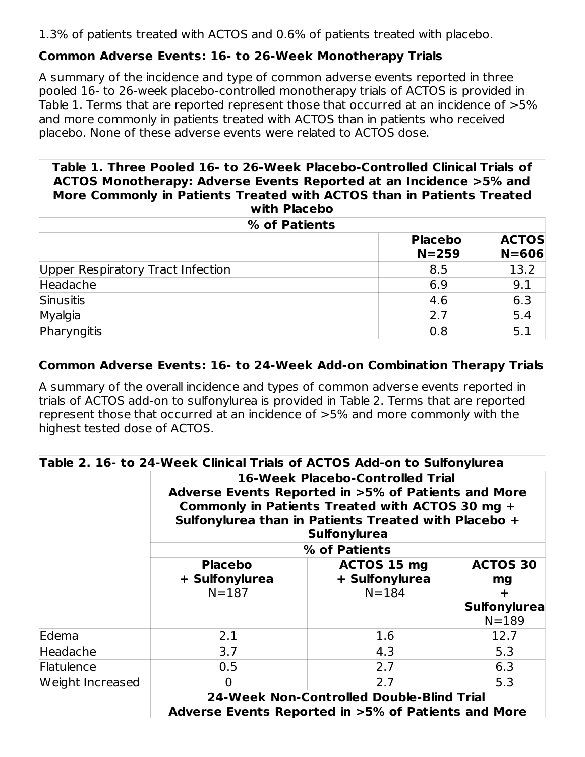1.3% of patients treated with ACTOS and 0.6% of patients treated with placebo.

### Common Adverse Events: 16- to 26-Week Monotherapy Trials

A summary of the incidence and type of common adverse events reported in three pooled 16- to 26-week placebo-controlled monotherapy trials of ACTOS is provided in Table 1. Terms that are reported represent those that occurred at an incidence of >5% and more commonly in patients treated with ACTOS than in patients who received placebo. None of these adverse events were related to ACTOS dose.

**Table 1. Three Pooled 16- to 26-Week Placebo-Controlled Clinical Trials of ACTOS Monotherapy: Adverse Events Reported at an Incidence >5% and More Commonly in Patients Treated with ACTOS than in Patients Treated with Placebo**

| % of Patients | | |
|---|---|---|
| | **Placebo N=259** | **ACTOS N=606** |
| Upper Respiratory Tract Infection | 8.5 | 13.2 |
| Headache | 6.9 | 9.1 |
| Sinusitis | 4.6 | 6.3 |
| Myalgia | 2.7 | 5.4 |
| Pharyngitis | 0.8 | 5.1 |

### Common Adverse Events: 16- to 24-Week Add-on Combination Therapy Trials

A summary of the overall incidence and types of common adverse events reported in trials of ACTOS add-on to sulfonylurea is provided in Table 2. Terms that are reported represent those that occurred at an incidence of >5% and more commonly with the highest tested dose of ACTOS.

**Table 2. 16- to 24-Week Clinical Trials of ACTOS Add-on to Sulfonylurea**

| | **16-Week Placebo-Controlled Trial Adverse Events Reported in >5% of Patients and More Commonly in Patients Treated with ACTOS 30 mg + Sulfonylurea than in Patients Treated with Placebo + Sulfonylurea** | | |
|---|---|---|---|
| | **% of Patients** | | |
| | **Placebo + Sulfonylurea** N=187 | **ACTOS 15 mg + Sulfonylurea** N=184 | **ACTOS 30 mg + Sulfonylurea** N=189 |
| Edema | 2.1 | 1.6 | 12.7 |
| Headache | 3.7 | 4.3 | 5.3 |
| Flatulence | 0.5 | 2.7 | 6.3 |
| Weight Increased | 0 | 2.7 | 5.3 |
| | **24-Week Non-Controlled Double-Blind Trial Adverse Events Reported in >5% of Patients and More** | | |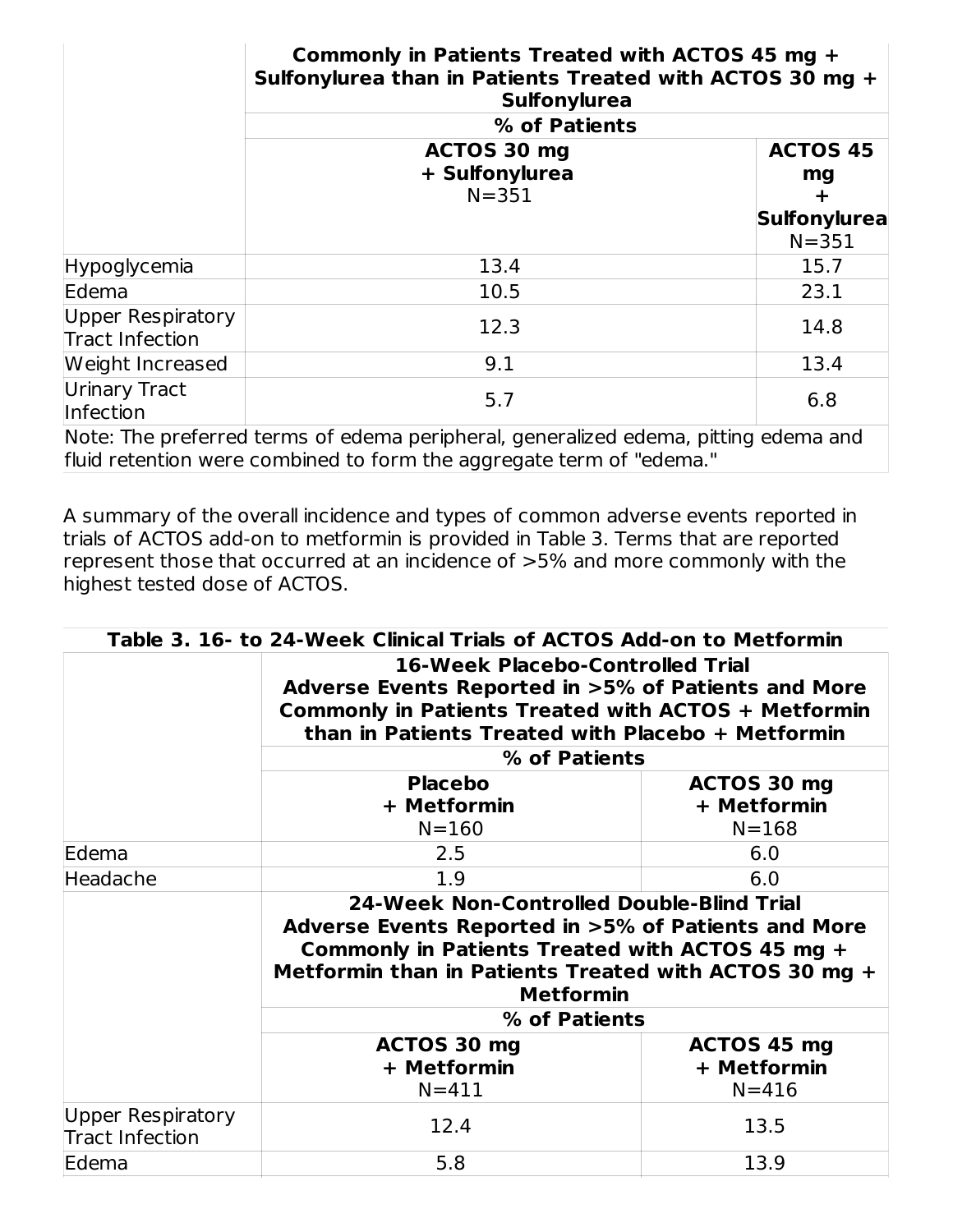| | Commonly in Patients Treated with ACTOS 45 mg + Sulfonylurea than in Patients Treated with ACTOS 30 mg + Sulfonylurea | |
|---|---|---|
| | % of Patients | |
| | **ACTOS 30 mg + Sulfonylurea** N=351 | **ACTOS 45 mg + Sulfonylurea** N=351 |
| Hypoglycemia | 13.4 | 15.7 |
| Edema | 10.5 | 23.1 |
| Upper Respiratory Tract Infection | 12.3 | 14.8 |
| Weight Increased | 9.1 | 13.4 |
| Urinary Tract Infection | 5.7 | 6.8 |

Note: The preferred terms of edema peripheral, generalized edema, pitting edema and fluid retention were combined to form the aggregate term of "edema."

A summary of the overall incidence and types of common adverse events reported in trials of ACTOS add-on to metformin is provided in Table 3. Terms that are reported represent those that occurred at an incidence of >5% and more commonly with the highest tested dose of ACTOS.

| **Table 3. 16- to 24-Week Clinical Trials of ACTOS Add-on to Metformin** | | |
|---|---|---|
| | **16-Week Placebo-Controlled Trial Adverse Events Reported in >5% of Patients and More Commonly in Patients Treated with ACTOS + Metformin than in Patients Treated with Placebo + Metformin** | |
| | **% of Patients** | |
| | **Placebo + Metformin** N=160 | **ACTOS 30 mg + Metformin** N=168 |
| Edema | 2.5 | 6.0 |
| Headache | 1.9 | 6.0 |
| | **24-Week Non-Controlled Double-Blind Trial Adverse Events Reported in >5% of Patients and More Commonly in Patients Treated with ACTOS 45 mg + Metformin than in Patients Treated with ACTOS 30 mg + Metformin** | |
| | **% of Patients** | |
| | **ACTOS 30 mg + Metformin** N=411 | **ACTOS 45 mg + Metformin** N=416 |
| Upper Respiratory Tract Infection | 12.4 | 13.5 |
| Edema | 5.8 | 13.9 |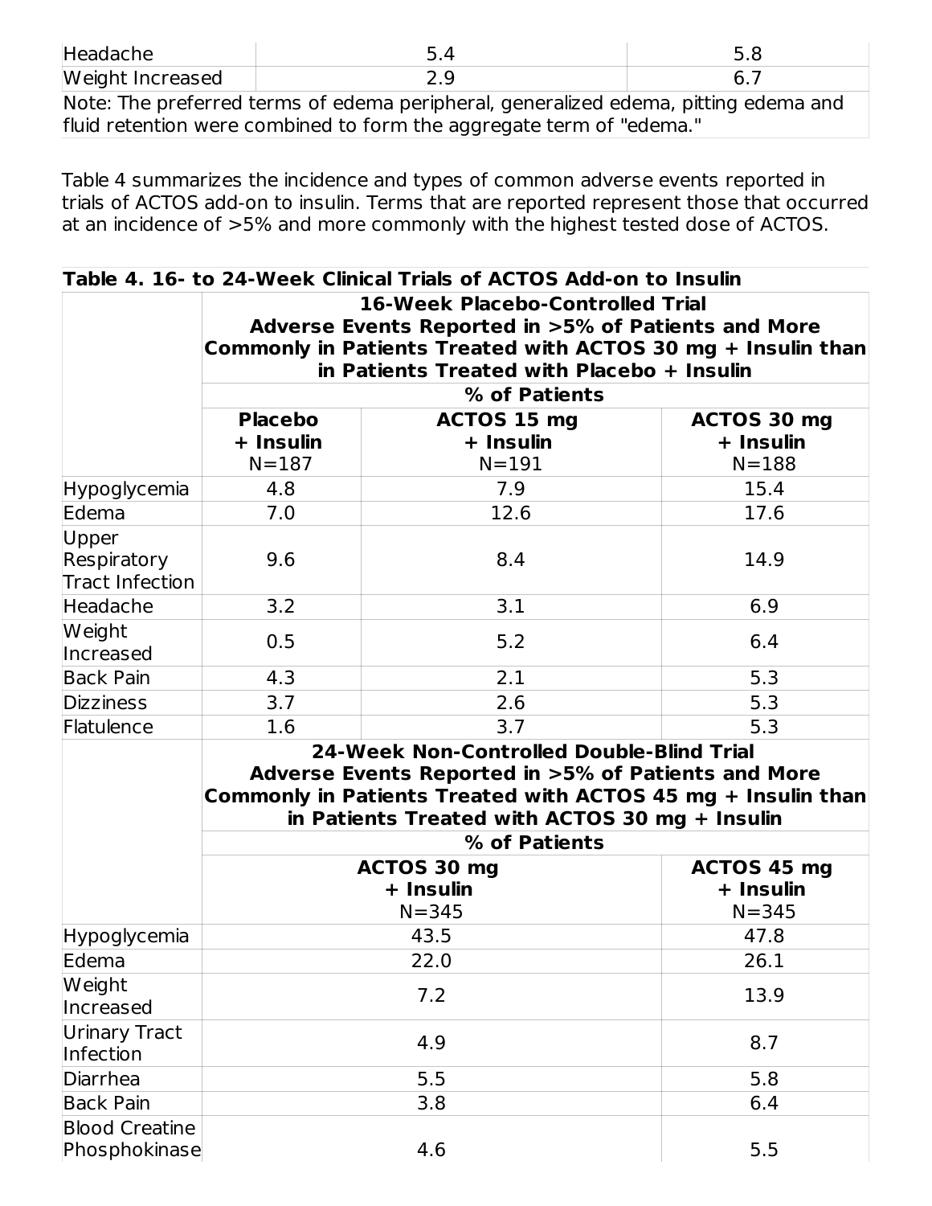| | | |
|---|---|---|
| Headache | 5.4 | 5.8 |
| Weight Increased | 2.9 | 6.7 |

Note: The preferred terms of edema peripheral, generalized edema, pitting edema and fluid retention were combined to form the aggregate term of "edema."

Table 4 summarizes the incidence and types of common adverse events reported in trials of ACTOS add-on to insulin. Terms that are reported represent those that occurred at an incidence of >5% and more commonly with the highest tested dose of ACTOS.

**Table 4. 16- to 24-Week Clinical Trials of ACTOS Add-on to Insulin**

| | **16-Week Placebo-Controlled Trial Adverse Events Reported in >5% of Patients and More Commonly in Patients Treated with ACTOS 30 mg + Insulin than in Patients Treated with Placebo + Insulin** | | |
|---|---|---|---|
| | **% of Patients** | | |
| | **Placebo + Insulin** N=187 | **ACTOS 15 mg + Insulin** N=191 | **ACTOS 30 mg + Insulin** N=188 |
| Hypoglycemia | 4.8 | 7.9 | 15.4 |
| Edema | 7.0 | 12.6 | 17.6 |
| Upper Respiratory Tract Infection | 9.6 | 8.4 | 14.9 |
| Headache | 3.2 | 3.1 | 6.9 |
| Weight Increased | 0.5 | 5.2 | 6.4 |
| Back Pain | 4.3 | 2.1 | 5.3 |
| Dizziness | 3.7 | 2.6 | 5.3 |
| Flatulence | 1.6 | 3.7 | 5.3 |
| | **24-Week Non-Controlled Double-Blind Trial Adverse Events Reported in >5% of Patients and More Commonly in Patients Treated with ACTOS 45 mg + Insulin than in Patients Treated with ACTOS 30 mg + Insulin** | | |
| | **% of Patients** | | |
| | **ACTOS 30 mg + Insulin** N=345 | | **ACTOS 45 mg + Insulin** N=345 |
| Hypoglycemia | 43.5 | | 47.8 |
| Edema | 22.0 | | 26.1 |
| Weight Increased | 7.2 | | 13.9 |
| Urinary Tract Infection | 4.9 | | 8.7 |
| Diarrhea | 5.5 | | 5.8 |
| Back Pain | 3.8 | | 6.4 |
| Blood Creatine Phosphokinase | 4.6 | | 5.5 |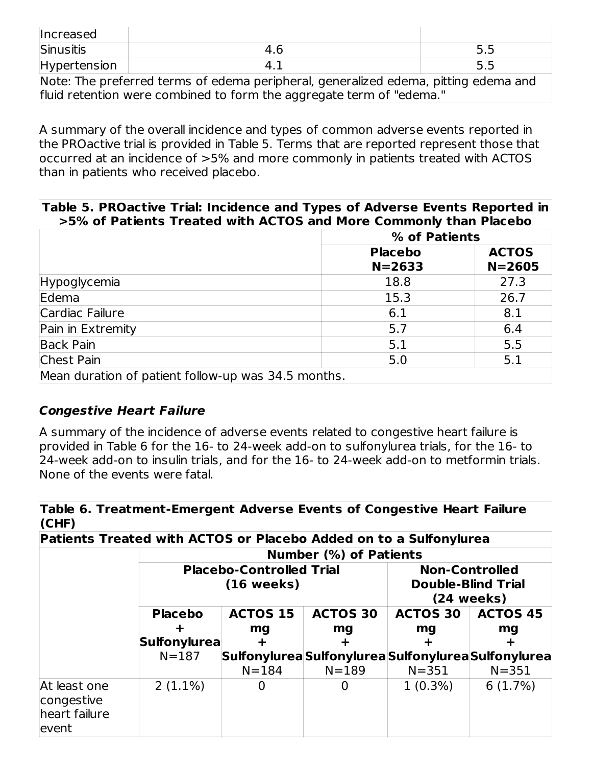| Increased | | |
|---|---|---|
| Sinusitis | 4.6 | 5.5 |
| Hypertension | 4.1 | 5.5 |
| Note: The preferred terms of edema peripheral, generalized edema, pitting edema and fluid retention were combined to form the aggregate term of "edema." | | |

A summary of the overall incidence and types of common adverse events reported in the PROactive trial is provided in Table 5. Terms that are reported represent those that occurred at an incidence of >5% and more commonly in patients treated with ACTOS than in patients who received placebo.

**Table 5. PROactive Trial: Incidence and Types of Adverse Events Reported in >5% of Patients Treated with ACTOS and More Commonly than Placebo**

| | % of Patients | |
|---|---|---|
| | **Placebo N=2633** | **ACTOS N=2605** |
| Hypoglycemia | 18.8 | 27.3 |
| Edema | 15.3 | 26.7 |
| Cardiac Failure | 6.1 | 8.1 |
| Pain in Extremity | 5.7 | 6.4 |
| Back Pain | 5.1 | 5.5 |
| Chest Pain | 5.0 | 5.1 |
| Mean duration of patient follow-up was 34.5 months. | | |

### *Congestive Heart Failure*

A summary of the incidence of adverse events related to congestive heart failure is provided in Table 6 for the 16- to 24-week add-on to sulfonylurea trials, for the 16- to 24-week add-on to insulin trials, and for the 16- to 24-week add-on to metformin trials. None of the events were fatal.

**Table 6. Treatment-Emergent Adverse Events of Congestive Heart Failure (CHF)**

| **Patients Treated with ACTOS or Placebo Added on to a Sulfonylurea** | | | | | |
|---|---|---|---|---|---|
| | **Number (%) of Patients** | | | | |
| | **Placebo-Controlled Trial (16 weeks)** | | | **Non-Controlled Double-Blind Trial (24 weeks)** | |
| | **Placebo + Sulfonylurea** N=187 | **ACTOS 15 mg + Sulfonylurea** N=184 | **ACTOS 30 mg + Sulfonylurea** N=189 | **ACTOS 30 mg + Sulfonylurea** N=351 | **ACTOS 45 mg + Sulfonylurea** N=351 |
| At least one congestive heart failure event | 2 (1.1%) | 0 | 0 | 1 (0.3%) | 6 (1.7%) |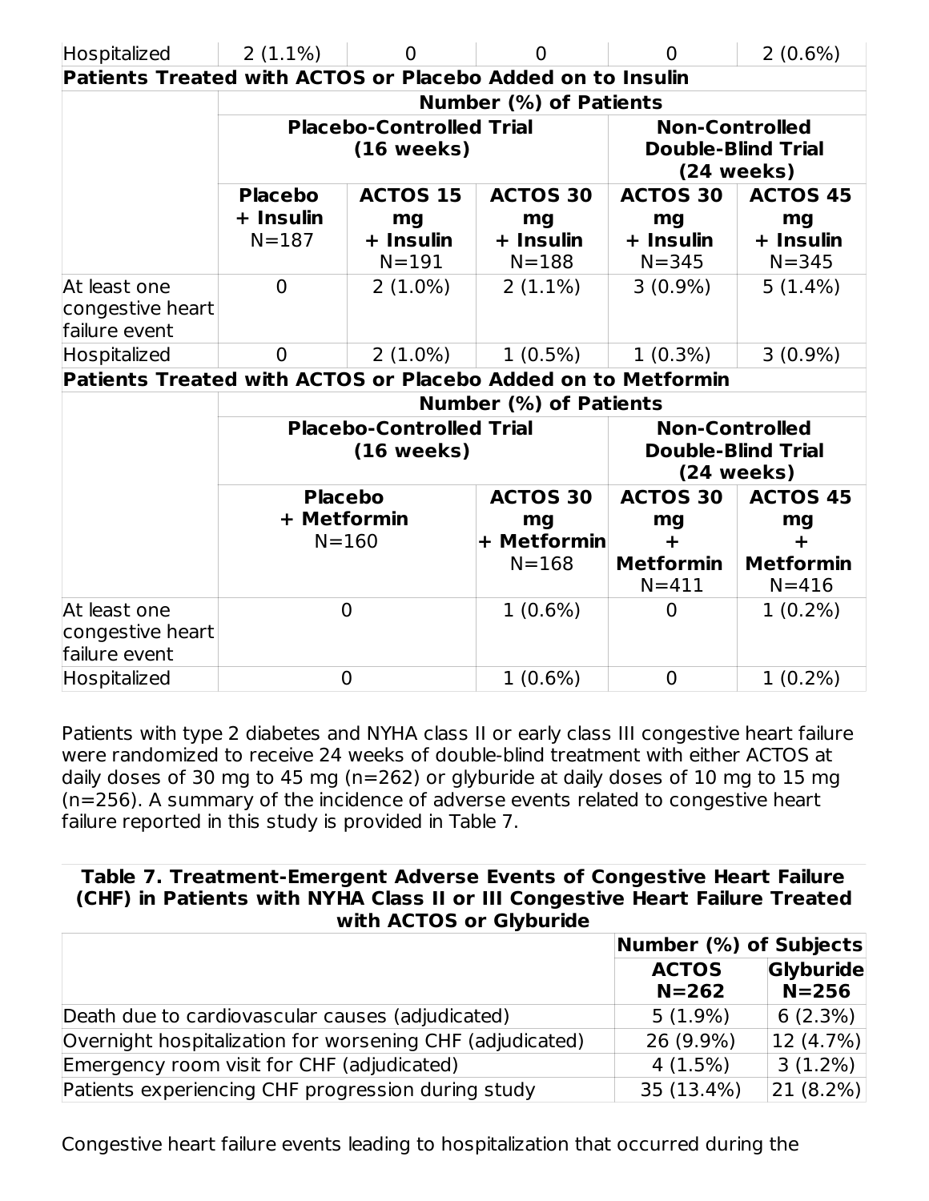| Hospitalized | 2 (1.1%) | 0 | 0 | 0 | 2 (0.6%) |
|---|---|---|---|---|---|
| **Patients Treated with ACTOS or Placebo Added on to Insulin** | | | | | |
| | **Number (%) of Patients** | | | | |
| | **Placebo-Controlled Trial (16 weeks)** | | | **Non-Controlled Double-Blind Trial (24 weeks)** | |
| | **Placebo + Insulin** N=187 | **ACTOS 15 mg + Insulin** N=191 | **ACTOS 30 mg + Insulin** N=188 | **ACTOS 30 mg + Insulin** N=345 | **ACTOS 45 mg + Insulin** N=345 |
| At least one congestive heart failure event | 0 | 2 (1.0%) | 2 (1.1%) | 3 (0.9%) | 5 (1.4%) |
| Hospitalized | 0 | 2 (1.0%) | 1 (0.5%) | 1 (0.3%) | 3 (0.9%) |
| **Patients Treated with ACTOS or Placebo Added on to Metformin** | | | | | |
| | **Number (%) of Patients** | | | | |
| | **Placebo-Controlled Trial (16 weeks)** | | | **Non-Controlled Double-Blind Trial (24 weeks)** | |
| | **Placebo + Metformin** N=160 | | **ACTOS 30 mg + Metformin** N=168 | **ACTOS 30 mg + Metformin** N=411 | **ACTOS 45 mg + Metformin** N=416 |
| At least one congestive heart failure event | 0 | | 1 (0.6%) | 0 | 1 (0.2%) |
| Hospitalized | 0 | | 1 (0.6%) | 0 | 1 (0.2%) |

Patients with type 2 diabetes and NYHA class II or early class III congestive heart failure were randomized to receive 24 weeks of double-blind treatment with either ACTOS at daily doses of 30 mg to 45 mg (n=262) or glyburide at daily doses of 10 mg to 15 mg (n=256). A summary of the incidence of adverse events related to congestive heart failure reported in this study is provided in Table 7.

**Table 7. Treatment-Emergent Adverse Events of Congestive Heart Failure (CHF) in Patients with NYHA Class II or III Congestive Heart Failure Treated with ACTOS or Glyburide**

| | **Number (%) of Subjects** | |
|---|---|---|
| | **ACTOS N=262** | **Glyburide N=256** |
| Death due to cardiovascular causes (adjudicated) | 5 (1.9%) | 6 (2.3%) |
| Overnight hospitalization for worsening CHF (adjudicated) | 26 (9.9%) | 12 (4.7%) |
| Emergency room visit for CHF (adjudicated) | 4 (1.5%) | 3 (1.2%) |
| Patients experiencing CHF progression during study | 35 (13.4%) | 21 (8.2%) |

Congestive heart failure events leading to hospitalization that occurred during the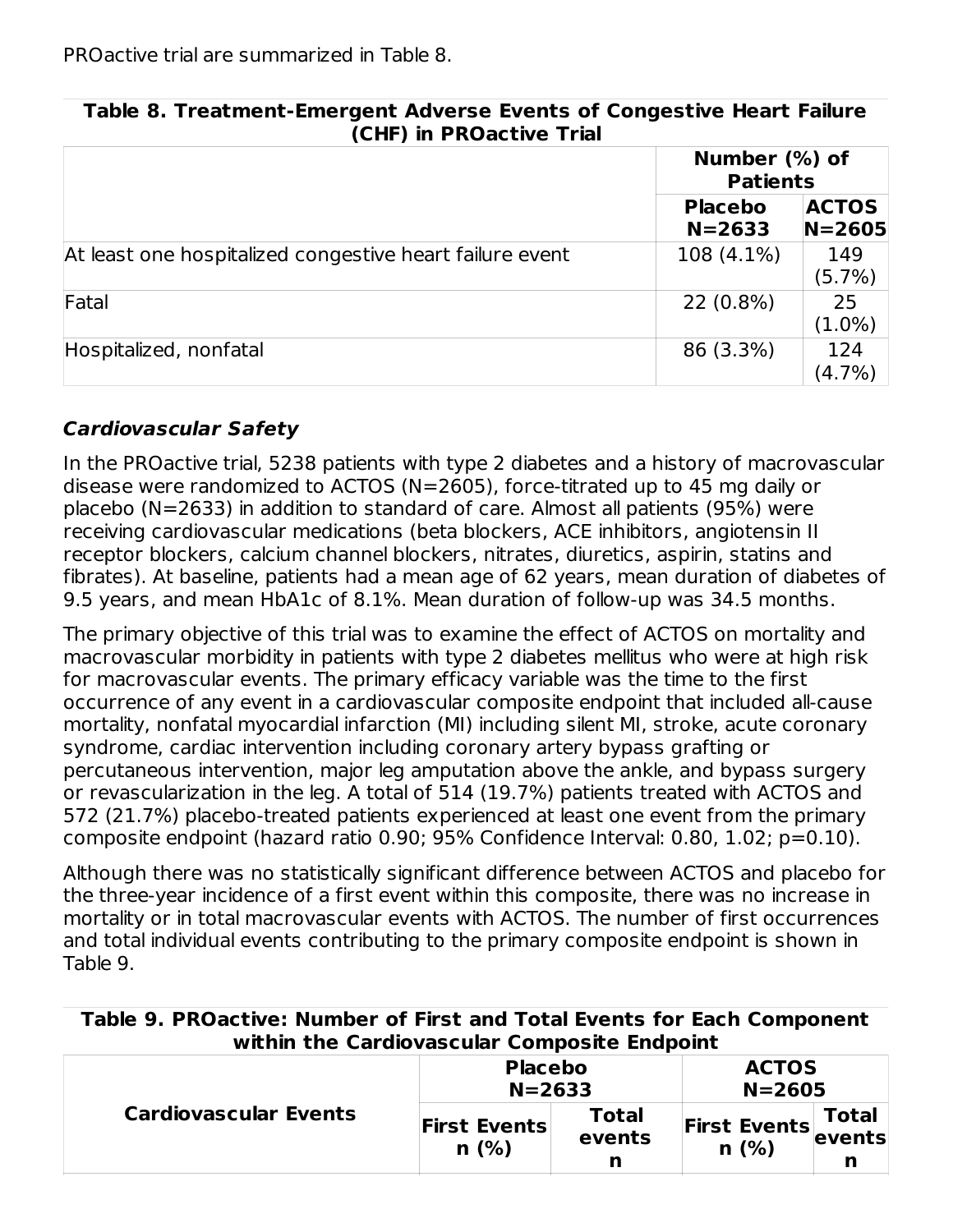PROactive trial are summarized in Table 8.

**Table 8. Treatment-Emergent Adverse Events of Congestive Heart Failure (CHF) in PROactive Trial**

| | Number (%) of Patients | |
|---|---|---|
| | **Placebo N=2633** | **ACTOS N=2605** |
| At least one hospitalized congestive heart failure event | 108 (4.1%) | 149 (5.7%) |
| Fatal | 22 (0.8%) | 25 (1.0%) |
| Hospitalized, nonfatal | 86 (3.3%) | 124 (4.7%) |

### *Cardiovascular Safety*

In the PROactive trial, 5238 patients with type 2 diabetes and a history of macrovascular disease were randomized to ACTOS (N=2605), force-titrated up to 45 mg daily or placebo (N=2633) in addition to standard of care. Almost all patients (95%) were receiving cardiovascular medications (beta blockers, ACE inhibitors, angiotensin II receptor blockers, calcium channel blockers, nitrates, diuretics, aspirin, statins and fibrates). At baseline, patients had a mean age of 62 years, mean duration of diabetes of 9.5 years, and mean HbA1c of 8.1%. Mean duration of follow-up was 34.5 months.

The primary objective of this trial was to examine the effect of ACTOS on mortality and macrovascular morbidity in patients with type 2 diabetes mellitus who were at high risk for macrovascular events. The primary efficacy variable was the time to the first occurrence of any event in a cardiovascular composite endpoint that included all-cause mortality, nonfatal myocardial infarction (MI) including silent MI, stroke, acute coronary syndrome, cardiac intervention including coronary artery bypass grafting or percutaneous intervention, major leg amputation above the ankle, and bypass surgery or revascularization in the leg. A total of 514 (19.7%) patients treated with ACTOS and 572 (21.7%) placebo-treated patients experienced at least one event from the primary composite endpoint (hazard ratio 0.90; 95% Confidence Interval: 0.80, 1.02; p=0.10).

Although there was no statistically significant difference between ACTOS and placebo for the three-year incidence of a first event within this composite, there was no increase in mortality or in total macrovascular events with ACTOS. The number of first occurrences and total individual events contributing to the primary composite endpoint is shown in Table 9.

**Table 9. PROactive: Number of First and Total Events for Each Component within the Cardiovascular Composite Endpoint**

| **Cardiovascular Events** | **Placebo N=2633** | | **ACTOS N=2605** | |
|---|---|---|---|---|
| | **First Events n (%)** | **Total events n** | **First Events n (%)** | **Total events n** |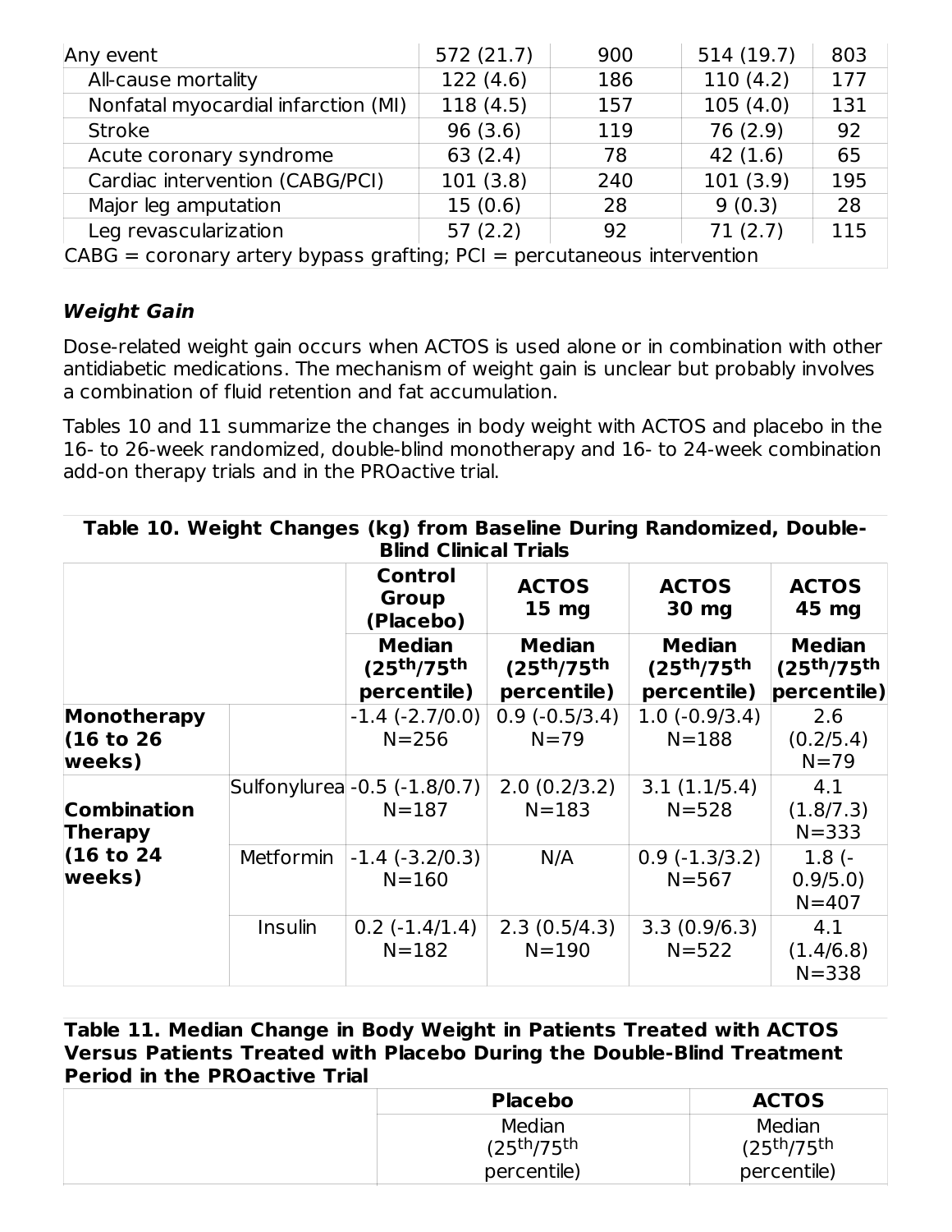| | | | | |
|---|---|---|---|---|
| Any event | 572 (21.7) | 900 | 514 (19.7) | 803 |
| All-cause mortality | 122 (4.6) | 186 | 110 (4.2) | 177 |
| Nonfatal myocardial infarction (MI) | 118 (4.5) | 157 | 105 (4.0) | 131 |
| Stroke | 96 (3.6) | 119 | 76 (2.9) | 92 |
| Acute coronary syndrome | 63 (2.4) | 78 | 42 (1.6) | 65 |
| Cardiac intervention (CABG/PCI) | 101 (3.8) | 240 | 101 (3.9) | 195 |
| Major leg amputation | 15 (0.6) | 28 | 9 (0.3) | 28 |
| Leg revascularization | 57 (2.2) | 92 | 71 (2.7) | 115 |

CABG = coronary artery bypass grafting; PCI = percutaneous intervention

### *Weight Gain*

Dose-related weight gain occurs when ACTOS is used alone or in combination with other antidiabetic medications. The mechanism of weight gain is unclear but probably involves a combination of fluid retention and fat accumulation.

Tables 10 and 11 summarize the changes in body weight with ACTOS and placebo in the 16- to 26-week randomized, double-blind monotherapy and 16- to 24-week combination add-on therapy trials and in the PROactive trial.

**Table 10. Weight Changes (kg) from Baseline During Randomized, Double-Blind Clinical Trials**

| | | Control Group (Placebo) | ACTOS 15 mg | ACTOS 30 mg | ACTOS 45 mg |
|---|---|---|---|---|---|
| | | Median (25th/75th percentile) | Median (25th/75th percentile) | Median (25th/75th percentile) | Median (25th/75th percentile) |
| **Monotherapy (16 to 26 weeks)** | | -1.4 (-2.7/0.0) N=256 | 0.9 (-0.5/3.4) N=79 | 1.0 (-0.9/3.4) N=188 | 2.6 (0.2/5.4) N=79 |
| **Combination Therapy (16 to 24 weeks)** | Sulfonylurea | -0.5 (-1.8/0.7) N=187 | 2.0 (0.2/3.2) N=183 | 3.1 (1.1/5.4) N=528 | 4.1 (1.8/7.3) N=333 |
| | Metformin | -1.4 (-3.2/0.3) N=160 | N/A | 0.9 (-1.3/3.2) N=567 | 1.8 (-0.9/5.0) N=407 |
| | Insulin | 0.2 (-1.4/1.4) N=182 | 2.3 (0.5/4.3) N=190 | 3.3 (0.9/6.3) N=522 | 4.1 (1.4/6.8) N=338 |

**Table 11. Median Change in Body Weight in Patients Treated with ACTOS Versus Patients Treated with Placebo During the Double-Blind Treatment Period in the PROactive Trial**

| | Placebo | ACTOS |
|---|---|---|
| | Median (25th/75th percentile) | Median (25th/75th percentile) |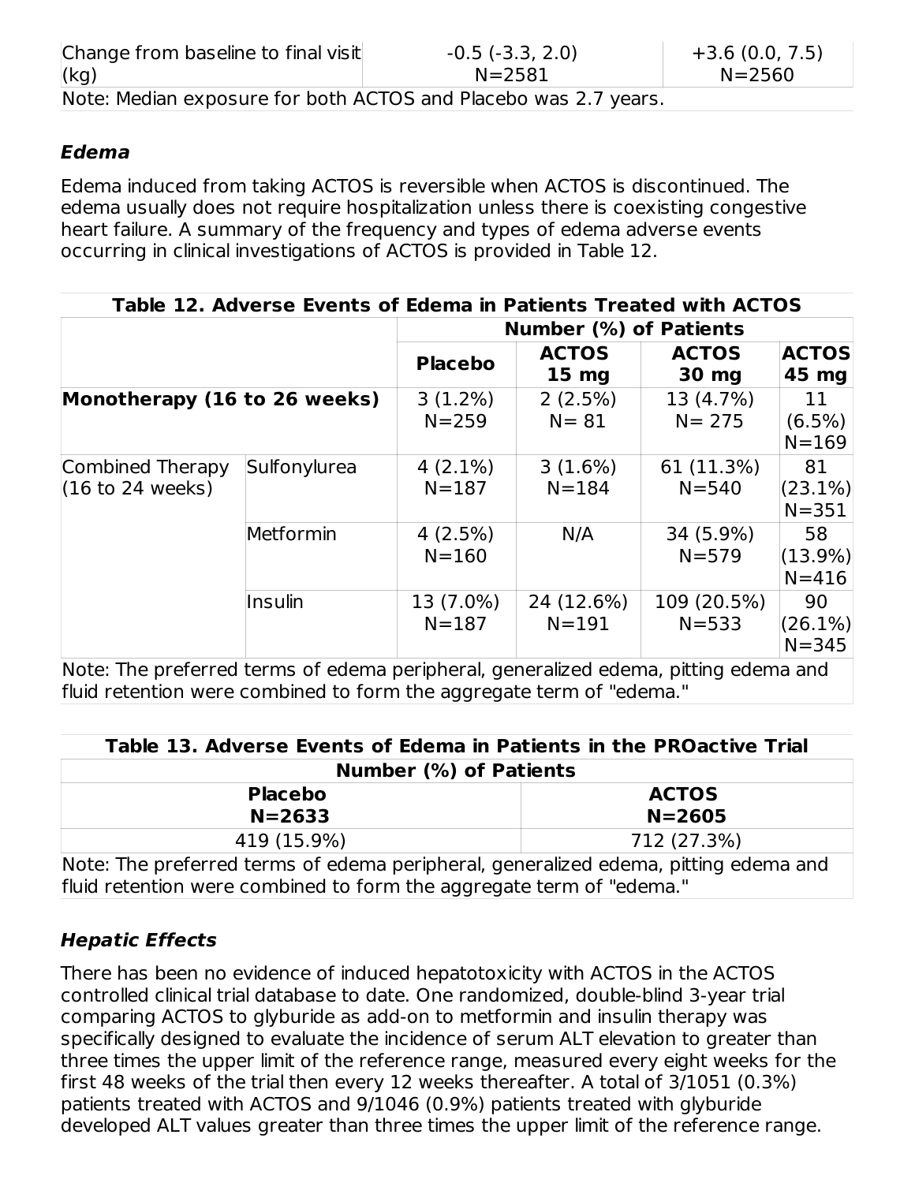| Change from baseline to final visit (kg) | -0.5 (-3.3, 2.0) N=2581 | +3.6 (0.0, 7.5) N=2560 |
|---|---|---|
| Note: Median exposure for both ACTOS and Placebo was 2.7 years. | | |

### *Edema*

Edema induced from taking ACTOS is reversible when ACTOS is discontinued. The edema usually does not require hospitalization unless there is coexisting congestive heart failure. A summary of the frequency and types of edema adverse events occurring in clinical investigations of ACTOS is provided in Table 12.

**Table 12. Adverse Events of Edema in Patients Treated with ACTOS**

| | | Number (%) of Patients | | | |
|---|---|---|---|---|---|
| | | **Placebo** | **ACTOS 15 mg** | **ACTOS 30 mg** | **ACTOS 45 mg** |
| **Monotherapy (16 to 26 weeks)** | | 3 (1.2%) N=259 | 2 (2.5%) N= 81 | 13 (4.7%) N= 275 | 11 (6.5%) N=169 |
| Combined Therapy (16 to 24 weeks) | Sulfonylurea | 4 (2.1%) N=187 | 3 (1.6%) N=184 | 61 (11.3%) N=540 | 81 (23.1%) N=351 |
| | Metformin | 4 (2.5%) N=160 | N/A | 34 (5.9%) N=579 | 58 (13.9%) N=416 |
| | Insulin | 13 (7.0%) N=187 | 24 (12.6%) N=191 | 109 (20.5%) N=533 | 90 (26.1%) N=345 |

Note: The preferred terms of edema peripheral, generalized edema, pitting edema and fluid retention were combined to form the aggregate term of "edema."

**Table 13. Adverse Events of Edema in Patients in the PROactive Trial**

| Number (%) of Patients | |
|---|---|
| **Placebo N=2633** | **ACTOS N=2605** |
| 419 (15.9%) | 712 (27.3%) |

Note: The preferred terms of edema peripheral, generalized edema, pitting edema and fluid retention were combined to form the aggregate term of "edema."

### *Hepatic Effects*

There has been no evidence of induced hepatotoxicity with ACTOS in the ACTOS controlled clinical trial database to date. One randomized, double-blind 3-year trial comparing ACTOS to glyburide as add-on to metformin and insulin therapy was specifically designed to evaluate the incidence of serum ALT elevation to greater than three times the upper limit of the reference range, measured every eight weeks for the first 48 weeks of the trial then every 12 weeks thereafter. A total of 3/1051 (0.3%) patients treated with ACTOS and 9/1046 (0.9%) patients treated with glyburide developed ALT values greater than three times the upper limit of the reference range.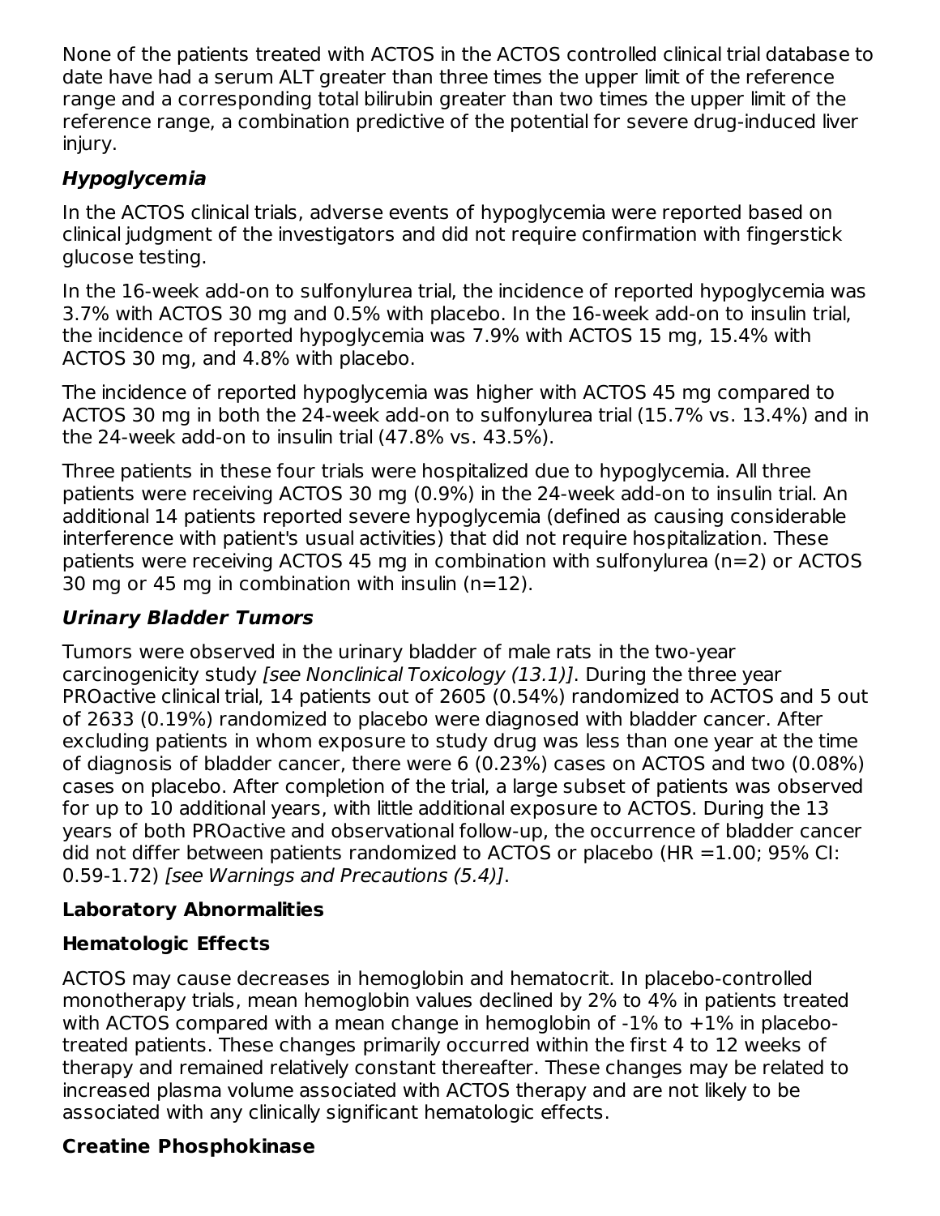None of the patients treated with ACTOS in the ACTOS controlled clinical trial database to date have had a serum ALT greater than three times the upper limit of the reference range and a corresponding total bilirubin greater than two times the upper limit of the reference range, a combination predictive of the potential for severe drug-induced liver injury.

***Hypoglycemia***

In the ACTOS clinical trials, adverse events of hypoglycemia were reported based on clinical judgment of the investigators and did not require confirmation with fingerstick glucose testing.

In the 16-week add-on to sulfonylurea trial, the incidence of reported hypoglycemia was 3.7% with ACTOS 30 mg and 0.5% with placebo. In the 16-week add-on to insulin trial, the incidence of reported hypoglycemia was 7.9% with ACTOS 15 mg, 15.4% with ACTOS 30 mg, and 4.8% with placebo.

The incidence of reported hypoglycemia was higher with ACTOS 45 mg compared to ACTOS 30 mg in both the 24-week add-on to sulfonylurea trial (15.7% vs. 13.4%) and in the 24-week add-on to insulin trial (47.8% vs. 43.5%).

Three patients in these four trials were hospitalized due to hypoglycemia. All three patients were receiving ACTOS 30 mg (0.9%) in the 24-week add-on to insulin trial. An additional 14 patients reported severe hypoglycemia (defined as causing considerable interference with patient's usual activities) that did not require hospitalization. These patients were receiving ACTOS 45 mg in combination with sulfonylurea (n=2) or ACTOS 30 mg or 45 mg in combination with insulin (n=12).

***Urinary Bladder Tumors***

Tumors were observed in the urinary bladder of male rats in the two-year carcinogenicity study *[see Nonclinical Toxicology (13.1)]*. During the three year PROactive clinical trial, 14 patients out of 2605 (0.54%) randomized to ACTOS and 5 out of 2633 (0.19%) randomized to placebo were diagnosed with bladder cancer. After excluding patients in whom exposure to study drug was less than one year at the time of diagnosis of bladder cancer, there were 6 (0.23%) cases on ACTOS and two (0.08%) cases on placebo. After completion of the trial, a large subset of patients was observed for up to 10 additional years, with little additional exposure to ACTOS. During the 13 years of both PROactive and observational follow-up, the occurrence of bladder cancer did not differ between patients randomized to ACTOS or placebo (HR =1.00; 95% CI: 0.59-1.72) *[see Warnings and Precautions (5.4)]*.

**Laboratory Abnormalities**

**Hematologic Effects**

ACTOS may cause decreases in hemoglobin and hematocrit. In placebo-controlled monotherapy trials, mean hemoglobin values declined by 2% to 4% in patients treated with ACTOS compared with a mean change in hemoglobin of -1% to +1% in placebo-treated patients. These changes primarily occurred within the first 4 to 12 weeks of therapy and remained relatively constant thereafter. These changes may be related to increased plasma volume associated with ACTOS therapy and are not likely to be associated with any clinically significant hematologic effects.

**Creatine Phosphokinase**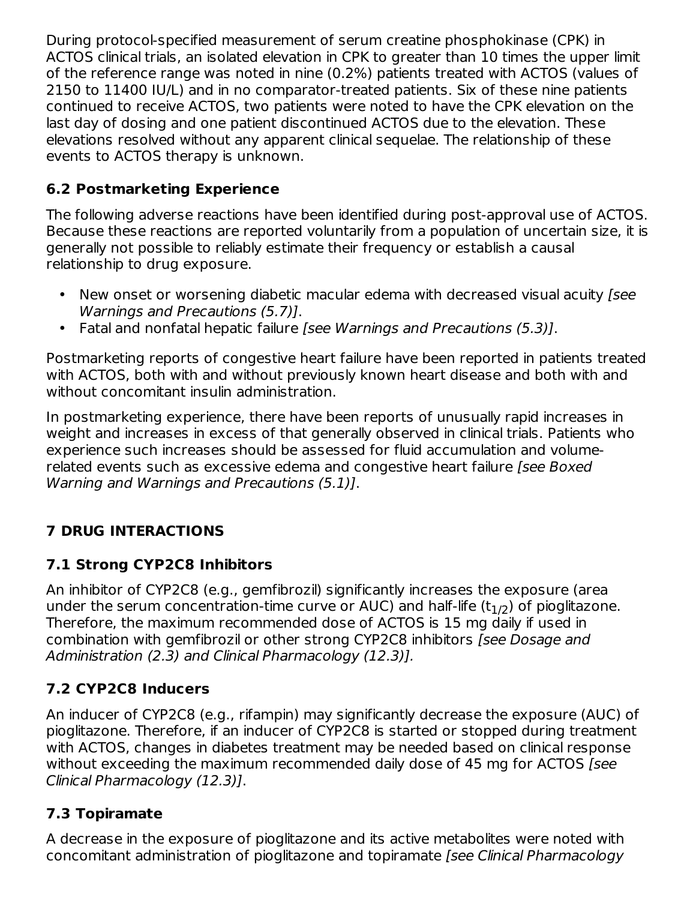During protocol-specified measurement of serum creatine phosphokinase (CPK) in ACTOS clinical trials, an isolated elevation in CPK to greater than 10 times the upper limit of the reference range was noted in nine (0.2%) patients treated with ACTOS (values of 2150 to 11400 IU/L) and in no comparator-treated patients. Six of these nine patients continued to receive ACTOS, two patients were noted to have the CPK elevation on the last day of dosing and one patient discontinued ACTOS due to the elevation. These elevations resolved without any apparent clinical sequelae. The relationship of these events to ACTOS therapy is unknown.

### 6.2 Postmarketing Experience

The following adverse reactions have been identified during post-approval use of ACTOS. Because these reactions are reported voluntarily from a population of uncertain size, it is generally not possible to reliably estimate their frequency or establish a causal relationship to drug exposure.

- New onset or worsening diabetic macular edema with decreased visual acuity *[see Warnings and Precautions (5.7)]*.
- Fatal and nonfatal hepatic failure *[see Warnings and Precautions (5.3)]*.

Postmarketing reports of congestive heart failure have been reported in patients treated with ACTOS, both with and without previously known heart disease and both with and without concomitant insulin administration.

In postmarketing experience, there have been reports of unusually rapid increases in weight and increases in excess of that generally observed in clinical trials. Patients who experience such increases should be assessed for fluid accumulation and volume-related events such as excessive edema and congestive heart failure *[see Boxed Warning and Warnings and Precautions (5.1)]*.

## 7 DRUG INTERACTIONS

### 7.1 Strong CYP2C8 Inhibitors

An inhibitor of CYP2C8 (e.g., gemfibrozil) significantly increases the exposure (area under the serum concentration-time curve or AUC) and half-life ($t_{1/2}$) of pioglitazone. Therefore, the maximum recommended dose of ACTOS is 15 mg daily if used in combination with gemfibrozil or other strong CYP2C8 inhibitors *[see Dosage and Administration (2.3) and Clinical Pharmacology (12.3)].*

### 7.2 CYP2C8 Inducers

An inducer of CYP2C8 (e.g., rifampin) may significantly decrease the exposure (AUC) of pioglitazone. Therefore, if an inducer of CYP2C8 is started or stopped during treatment with ACTOS, changes in diabetes treatment may be needed based on clinical response without exceeding the maximum recommended daily dose of 45 mg for ACTOS *[see Clinical Pharmacology (12.3)]*.

### 7.3 Topiramate

A decrease in the exposure of pioglitazone and its active metabolites were noted with concomitant administration of pioglitazone and topiramate *[see Clinical Pharmacology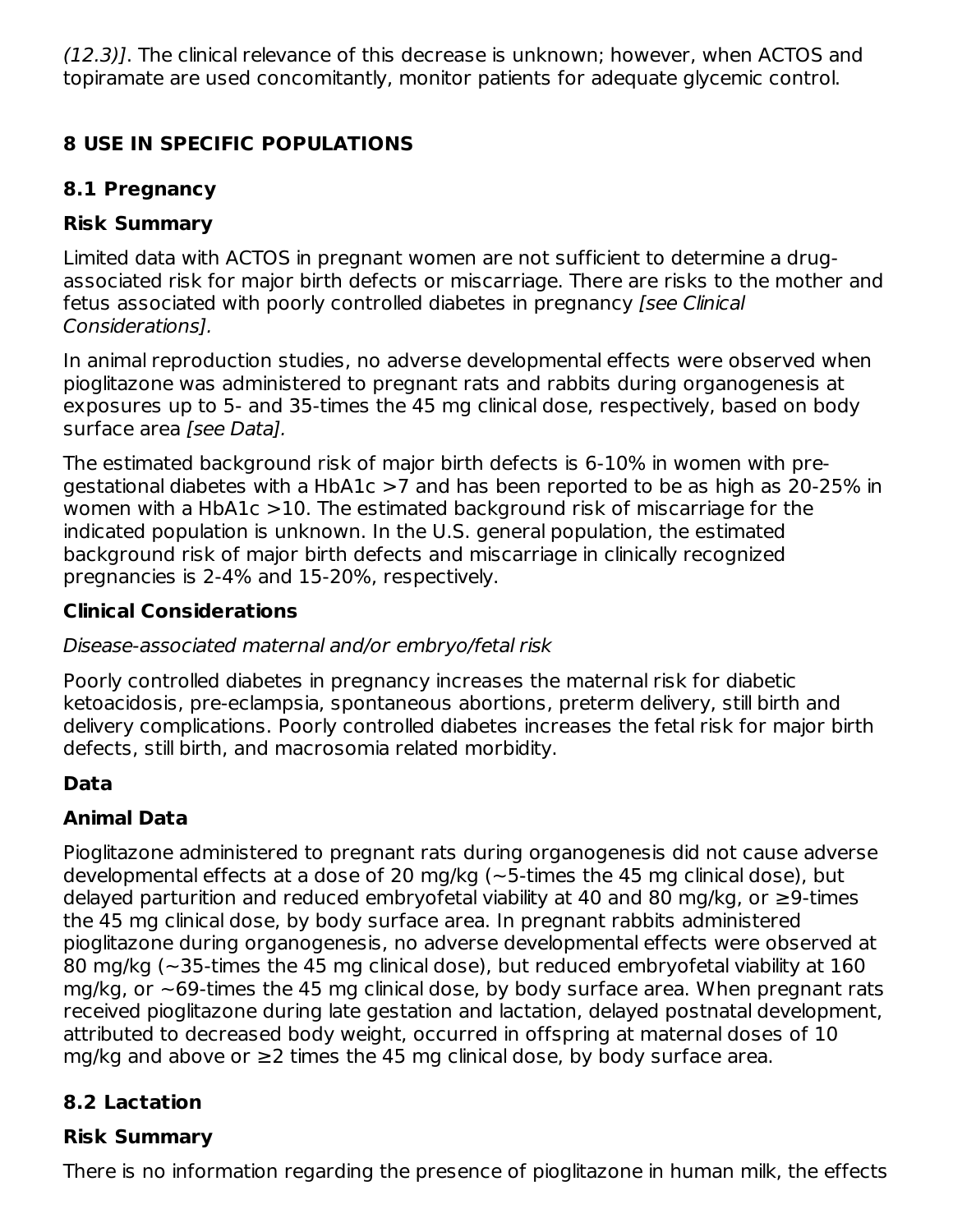*(12.3)]*. The clinical relevance of this decrease is unknown; however, when ACTOS and topiramate are used concomitantly, monitor patients for adequate glycemic control.

## 8 USE IN SPECIFIC POPULATIONS

### 8.1 Pregnancy

**Risk Summary**

Limited data with ACTOS in pregnant women are not sufficient to determine a drug-associated risk for major birth defects or miscarriage. There are risks to the mother and fetus associated with poorly controlled diabetes in pregnancy *[see Clinical Considerations].*

In animal reproduction studies, no adverse developmental effects were observed when pioglitazone was administered to pregnant rats and rabbits during organogenesis at exposures up to 5- and 35-times the 45 mg clinical dose, respectively, based on body surface area *[see Data].*

The estimated background risk of major birth defects is 6-10% in women with pre-gestational diabetes with a HbA1c >7 and has been reported to be as high as 20-25% in women with a HbA1c >10. The estimated background risk of miscarriage for the indicated population is unknown. In the U.S. general population, the estimated background risk of major birth defects and miscarriage in clinically recognized pregnancies is 2-4% and 15-20%, respectively.

**Clinical Considerations**

*Disease-associated maternal and/or embryo/fetal risk*

Poorly controlled diabetes in pregnancy increases the maternal risk for diabetic ketoacidosis, pre-eclampsia, spontaneous abortions, preterm delivery, still birth and delivery complications. Poorly controlled diabetes increases the fetal risk for major birth defects, still birth, and macrosomia related morbidity.

**Data**

**Animal Data**

Pioglitazone administered to pregnant rats during organogenesis did not cause adverse developmental effects at a dose of 20 mg/kg (~5-times the 45 mg clinical dose), but delayed parturition and reduced embryofetal viability at 40 and 80 mg/kg, or ≥9-times the 45 mg clinical dose, by body surface area. In pregnant rabbits administered pioglitazone during organogenesis, no adverse developmental effects were observed at 80 mg/kg (~35-times the 45 mg clinical dose), but reduced embryofetal viability at 160 mg/kg, or ~69-times the 45 mg clinical dose, by body surface area. When pregnant rats received pioglitazone during late gestation and lactation, delayed postnatal development, attributed to decreased body weight, occurred in offspring at maternal doses of 10 mg/kg and above or ≥2 times the 45 mg clinical dose, by body surface area.

### 8.2 Lactation

**Risk Summary**

There is no information regarding the presence of pioglitazone in human milk, the effects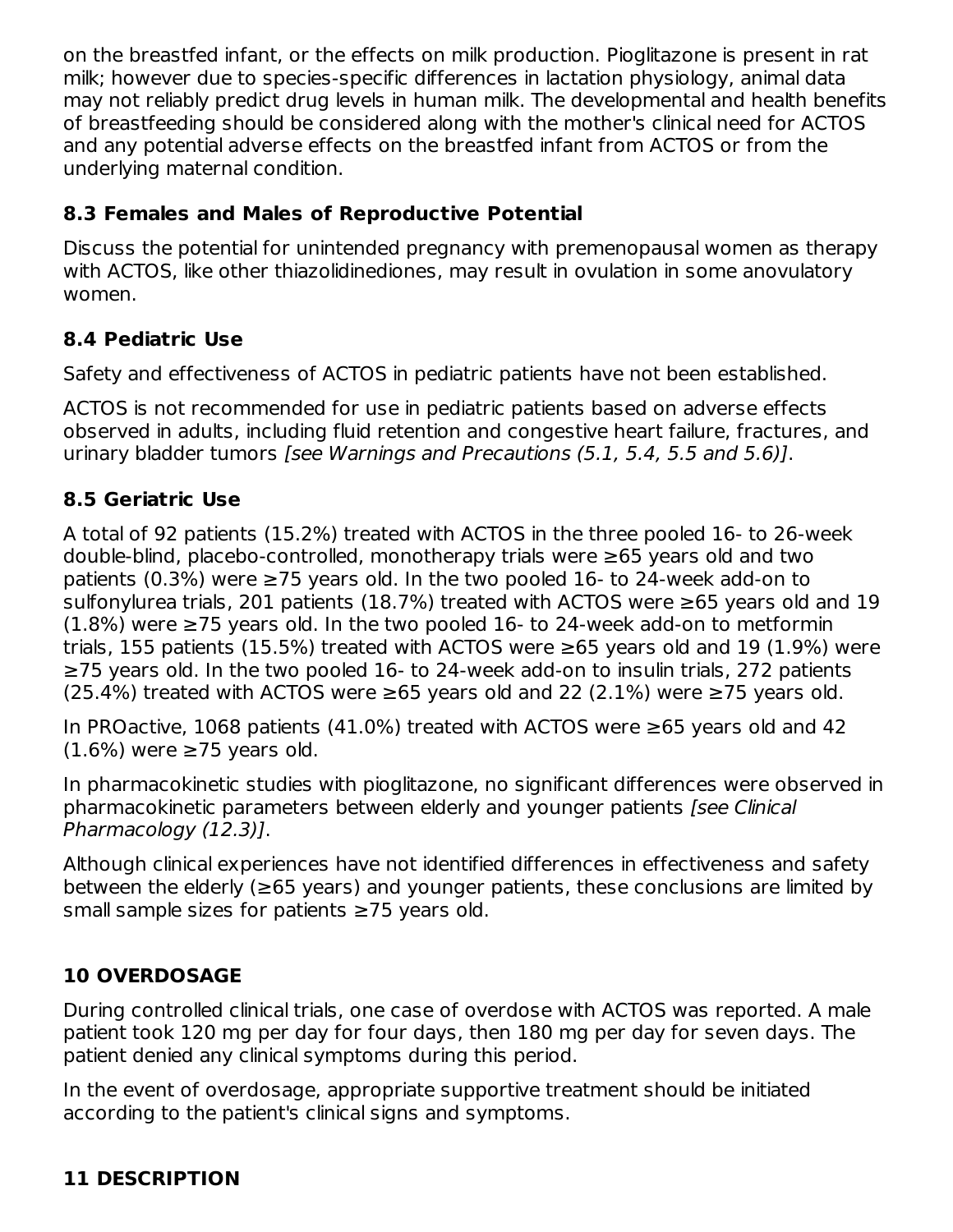on the breastfed infant, or the effects on milk production. Pioglitazone is present in rat milk; however due to species-specific differences in lactation physiology, animal data may not reliably predict drug levels in human milk. The developmental and health benefits of breastfeeding should be considered along with the mother's clinical need for ACTOS and any potential adverse effects on the breastfed infant from ACTOS or from the underlying maternal condition.

### 8.3 Females and Males of Reproductive Potential

Discuss the potential for unintended pregnancy with premenopausal women as therapy with ACTOS, like other thiazolidinediones, may result in ovulation in some anovulatory women.

### 8.4 Pediatric Use

Safety and effectiveness of ACTOS in pediatric patients have not been established.

ACTOS is not recommended for use in pediatric patients based on adverse effects observed in adults, including fluid retention and congestive heart failure, fractures, and urinary bladder tumors *[see Warnings and Precautions (5.1, 5.4, 5.5 and 5.6)]*.

### 8.5 Geriatric Use

A total of 92 patients (15.2%) treated with ACTOS in the three pooled 16- to 26-week double-blind, placebo-controlled, monotherapy trials were ≥65 years old and two patients (0.3%) were ≥75 years old. In the two pooled 16- to 24-week add-on to sulfonylurea trials, 201 patients (18.7%) treated with ACTOS were ≥65 years old and 19 (1.8%) were ≥75 years old. In the two pooled 16- to 24-week add-on to metformin trials, 155 patients (15.5%) treated with ACTOS were ≥65 years old and 19 (1.9%) were ≥75 years old. In the two pooled 16- to 24-week add-on to insulin trials, 272 patients (25.4%) treated with ACTOS were ≥65 years old and 22 (2.1%) were ≥75 years old.

In PROactive, 1068 patients (41.0%) treated with ACTOS were ≥65 years old and 42 (1.6%) were ≥75 years old.

In pharmacokinetic studies with pioglitazone, no significant differences were observed in pharmacokinetic parameters between elderly and younger patients *[see Clinical Pharmacology (12.3)]*.

Although clinical experiences have not identified differences in effectiveness and safety between the elderly (≥65 years) and younger patients, these conclusions are limited by small sample sizes for patients ≥75 years old.

## 10 OVERDOSAGE

During controlled clinical trials, one case of overdose with ACTOS was reported. A male patient took 120 mg per day for four days, then 180 mg per day for seven days. The patient denied any clinical symptoms during this period.

In the event of overdosage, appropriate supportive treatment should be initiated according to the patient's clinical signs and symptoms.

## 11 DESCRIPTION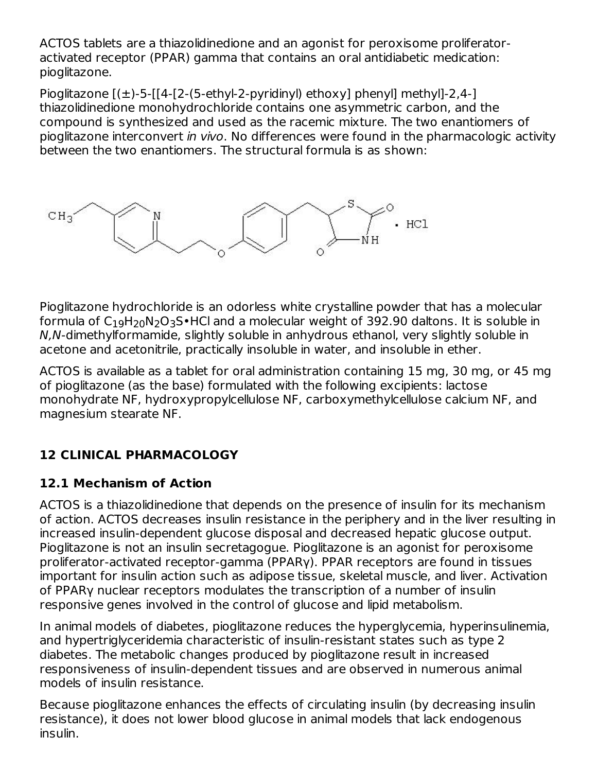ACTOS tablets are a thiazolidinedione and an agonist for peroxisome proliferator-activated receptor (PPAR) gamma that contains an oral antidiabetic medication: pioglitazone.

Pioglitazone [(±)-5-[[4-[2-(5-ethyl-2-pyridinyl) ethoxy] phenyl] methyl]-2,4-] thiazolidinedione monohydrochloride contains one asymmetric carbon, and the compound is synthesized and used as the racemic mixture. The two enantiomers of pioglitazone interconvert *in vivo*. No differences were found in the pharmacologic activity between the two enantiomers. The structural formula is as shown:

Pioglitazone hydrochloride is an odorless white crystalline powder that has a molecular formula of $C_{19}H_{20}N_2O_3S$•HCl and a molecular weight of 392.90 daltons. It is soluble in *N,N*-dimethylformamide, slightly soluble in anhydrous ethanol, very slightly soluble in acetone and acetonitrile, practically insoluble in water, and insoluble in ether.

ACTOS is available as a tablet for oral administration containing 15 mg, 30 mg, or 45 mg of pioglitazone (as the base) formulated with the following excipients: lactose monohydrate NF, hydroxypropylcellulose NF, carboxymethylcellulose calcium NF, and magnesium stearate NF.

## 12 CLINICAL PHARMACOLOGY

### 12.1 Mechanism of Action

ACTOS is a thiazolidinedione that depends on the presence of insulin for its mechanism of action. ACTOS decreases insulin resistance in the periphery and in the liver resulting in increased insulin-dependent glucose disposal and decreased hepatic glucose output. Pioglitazone is not an insulin secretagogue. Pioglitazone is an agonist for peroxisome proliferator-activated receptor-gamma (PPARγ). PPAR receptors are found in tissues important for insulin action such as adipose tissue, skeletal muscle, and liver. Activation of PPARγ nuclear receptors modulates the transcription of a number of insulin responsive genes involved in the control of glucose and lipid metabolism.

In animal models of diabetes, pioglitazone reduces the hyperglycemia, hyperinsulinemia, and hypertriglyceridemia characteristic of insulin-resistant states such as type 2 diabetes. The metabolic changes produced by pioglitazone result in increased responsiveness of insulin-dependent tissues and are observed in numerous animal models of insulin resistance.

Because pioglitazone enhances the effects of circulating insulin (by decreasing insulin resistance), it does not lower blood glucose in animal models that lack endogenous insulin.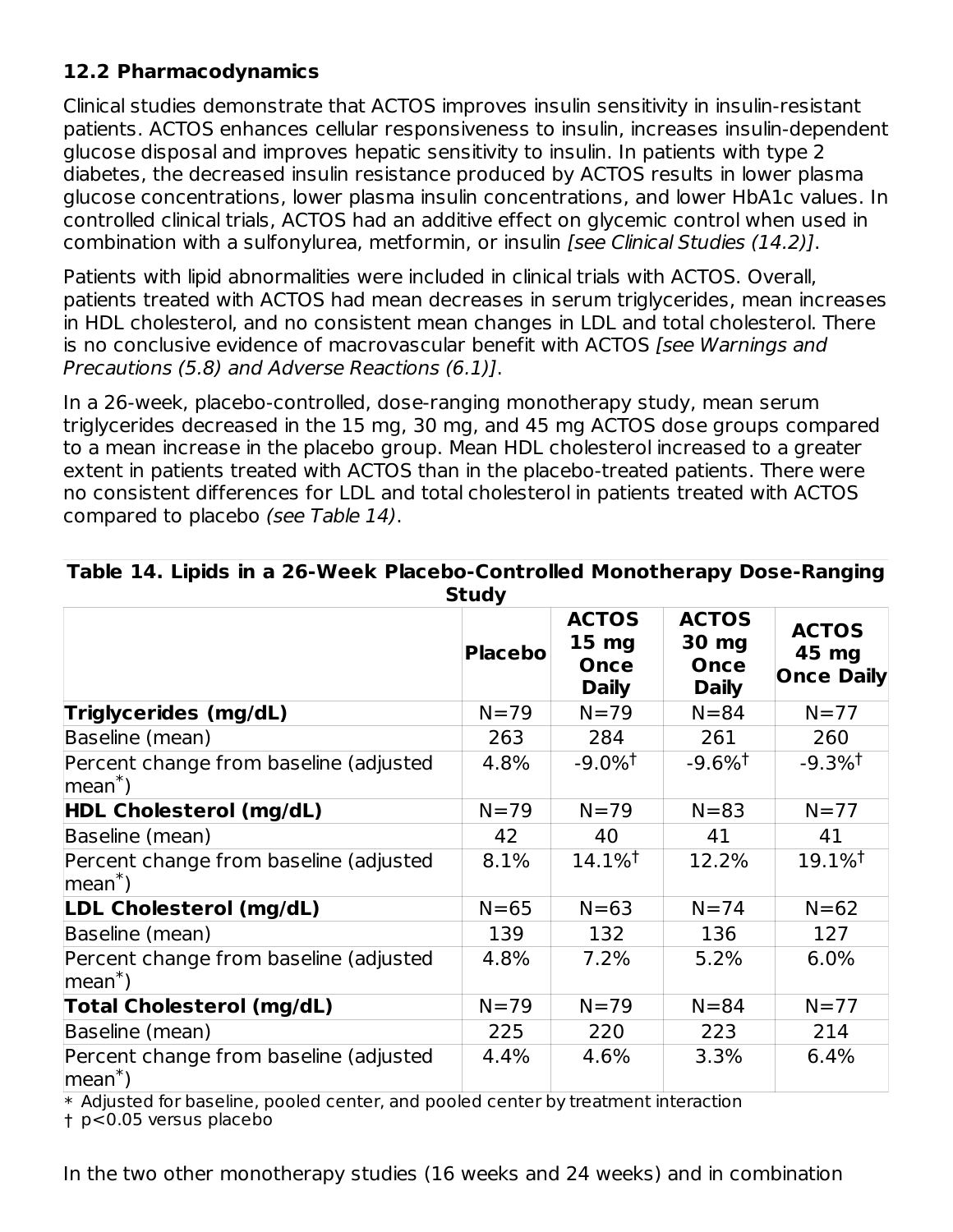### 12.2 Pharmacodynamics

Clinical studies demonstrate that ACTOS improves insulin sensitivity in insulin-resistant patients. ACTOS enhances cellular responsiveness to insulin, increases insulin-dependent glucose disposal and improves hepatic sensitivity to insulin. In patients with type 2 diabetes, the decreased insulin resistance produced by ACTOS results in lower plasma glucose concentrations, lower plasma insulin concentrations, and lower HbA1c values. In controlled clinical trials, ACTOS had an additive effect on glycemic control when used in combination with a sulfonylurea, metformin, or insulin *[see Clinical Studies (14.2)]*.

Patients with lipid abnormalities were included in clinical trials with ACTOS. Overall, patients treated with ACTOS had mean decreases in serum triglycerides, mean increases in HDL cholesterol, and no consistent mean changes in LDL and total cholesterol. There is no conclusive evidence of macrovascular benefit with ACTOS *[see Warnings and Precautions (5.8) and Adverse Reactions (6.1)]*.

In a 26-week, placebo-controlled, dose-ranging monotherapy study, mean serum triglycerides decreased in the 15 mg, 30 mg, and 45 mg ACTOS dose groups compared to a mean increase in the placebo group. Mean HDL cholesterol increased to a greater extent in patients treated with ACTOS than in the placebo-treated patients. There were no consistent differences for LDL and total cholesterol in patients treated with ACTOS compared to placebo *(see Table 14)*.

**Table 14. Lipids in a 26-Week Placebo-Controlled Monotherapy Dose-Ranging Study**

| | Placebo | ACTOS 15 mg Once Daily | ACTOS 30 mg Once Daily | ACTOS 45 mg Once Daily |
|---|---|---|---|---|
| **Triglycerides (mg/dL)** | N=79 | N=79 | N=84 | N=77 |
| Baseline (mean) | 263 | 284 | 261 | 260 |
| Percent change from baseline (adjusted mean*) | 4.8% | -9.0%† | -9.6%† | -9.3%† |
| **HDL Cholesterol (mg/dL)** | N=79 | N=79 | N=83 | N=77 |
| Baseline (mean) | 42 | 40 | 41 | 41 |
| Percent change from baseline (adjusted mean*) | 8.1% | 14.1%† | 12.2% | 19.1%† |
| **LDL Cholesterol (mg/dL)** | N=65 | N=63 | N=74 | N=62 |
| Baseline (mean) | 139 | 132 | 136 | 127 |
| Percent change from baseline (adjusted mean*) | 4.8% | 7.2% | 5.2% | 6.0% |
| **Total Cholesterol (mg/dL)** | N=79 | N=79 | N=84 | N=77 |
| Baseline (mean) | 225 | 220 | 223 | 214 |
| Percent change from baseline (adjusted mean*) | 4.4% | 4.6% | 3.3% | 6.4% |

\* Adjusted for baseline, pooled center, and pooled center by treatment interaction

† $p<0.05$ versus placebo

In the two other monotherapy studies (16 weeks and 24 weeks) and in combination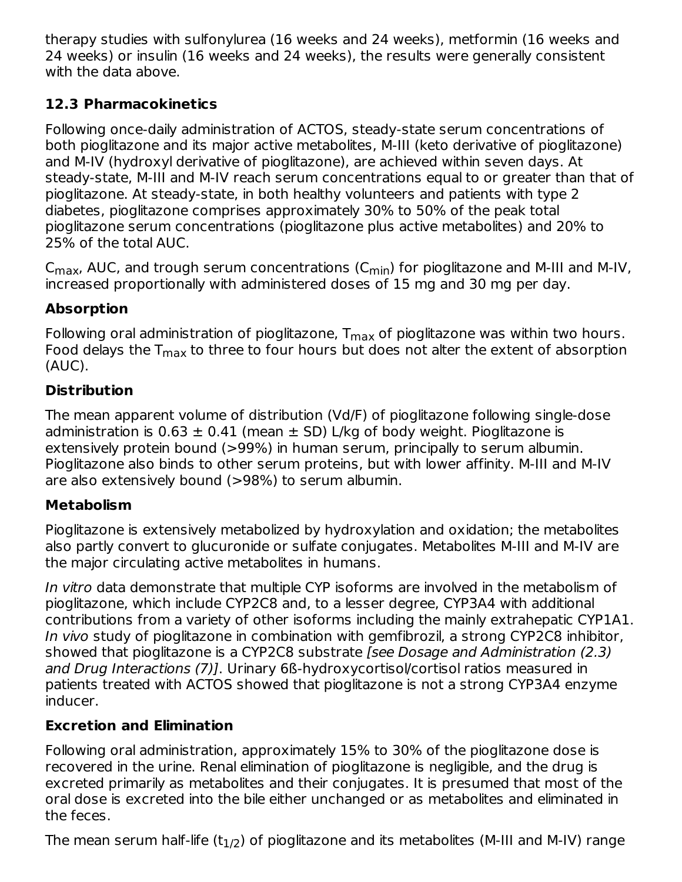therapy studies with sulfonylurea (16 weeks and 24 weeks), metformin (16 weeks and 24 weeks) or insulin (16 weeks and 24 weeks), the results were generally consistent with the data above.

### 12.3 Pharmacokinetics

Following once-daily administration of ACTOS, steady-state serum concentrations of both pioglitazone and its major active metabolites, M-III (keto derivative of pioglitazone) and M-IV (hydroxyl derivative of pioglitazone), are achieved within seven days. At steady-state, M-III and M-IV reach serum concentrations equal to or greater than that of pioglitazone. At steady-state, in both healthy volunteers and patients with type 2 diabetes, pioglitazone comprises approximately 30% to 50% of the peak total pioglitazone serum concentrations (pioglitazone plus active metabolites) and 20% to 25% of the total AUC.

$C_{max}$, AUC, and trough serum concentrations ($C_{min}$) for pioglitazone and M-III and M-IV, increased proportionally with administered doses of 15 mg and 30 mg per day.

**Absorption**

Following oral administration of pioglitazone, $T_{max}$ of pioglitazone was within two hours. Food delays the $T_{max}$ to three to four hours but does not alter the extent of absorption (AUC).

**Distribution**

The mean apparent volume of distribution (Vd/F) of pioglitazone following single-dose administration is 0.63 ± 0.41 (mean ± SD) L/kg of body weight. Pioglitazone is extensively protein bound (>99%) in human serum, principally to serum albumin. Pioglitazone also binds to other serum proteins, but with lower affinity. M-III and M-IV are also extensively bound (>98%) to serum albumin.

**Metabolism**

Pioglitazone is extensively metabolized by hydroxylation and oxidation; the metabolites also partly convert to glucuronide or sulfate conjugates. Metabolites M-III and M-IV are the major circulating active metabolites in humans.

*In vitro* data demonstrate that multiple CYP isoforms are involved in the metabolism of pioglitazone, which include CYP2C8 and, to a lesser degree, CYP3A4 with additional contributions from a variety of other isoforms including the mainly extrahepatic CYP1A1. *In vivo* study of pioglitazone in combination with gemfibrozil, a strong CYP2C8 inhibitor, showed that pioglitazone is a CYP2C8 substrate *[see Dosage and Administration (2.3) and Drug Interactions (7)]*. Urinary 6ß-hydroxycortisol/cortisol ratios measured in patients treated with ACTOS showed that pioglitazone is not a strong CYP3A4 enzyme inducer.

**Excretion and Elimination**

Following oral administration, approximately 15% to 30% of the pioglitazone dose is recovered in the urine. Renal elimination of pioglitazone is negligible, and the drug is excreted primarily as metabolites and their conjugates. It is presumed that most of the oral dose is excreted into the bile either unchanged or as metabolites and eliminated in the feces.

The mean serum half-life ($t_{1/2}$) of pioglitazone and its metabolites (M-III and M-IV) range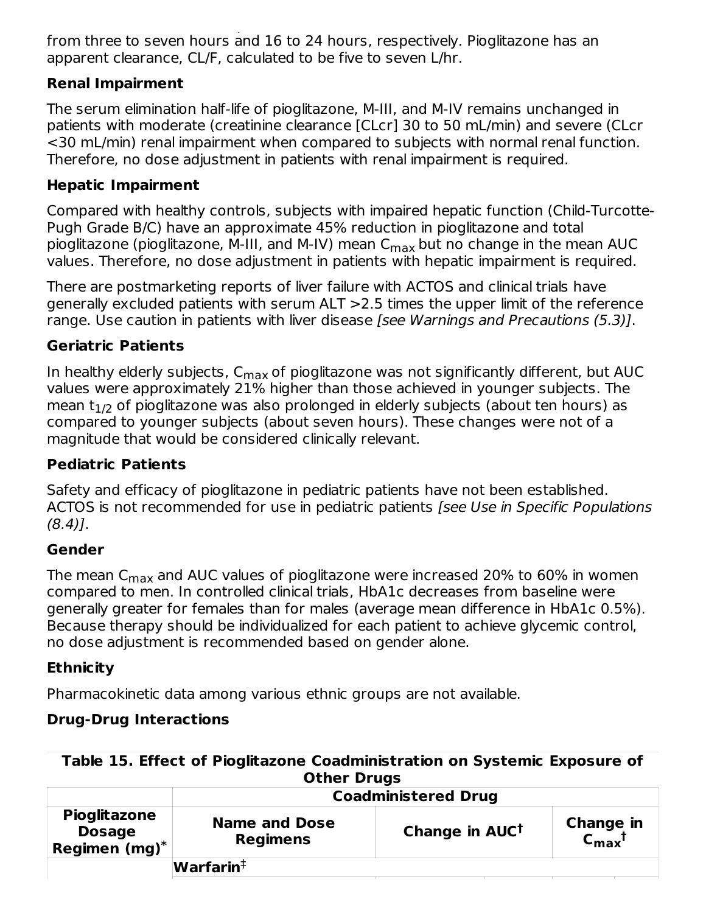from three to seven hours and 16 to 24 hours, respectively. Pioglitazone has an apparent clearance, CL/F, calculated to be five to seven L/hr.

**Renal Impairment**

The serum elimination half-life of pioglitazone, M-III, and M-IV remains unchanged in patients with moderate (creatinine clearance [CLcr] 30 to 50 mL/min) and severe (CLcr <30 mL/min) renal impairment when compared to subjects with normal renal function. Therefore, no dose adjustment in patients with renal impairment is required.

**Hepatic Impairment**

Compared with healthy controls, subjects with impaired hepatic function (Child-Turcotte-Pugh Grade B/C) have an approximate 45% reduction in pioglitazone and total pioglitazone (pioglitazone, M-III, and M-IV) mean $C_{max}$ but no change in the mean AUC values. Therefore, no dose adjustment in patients with hepatic impairment is required.

There are postmarketing reports of liver failure with ACTOS and clinical trials have generally excluded patients with serum ALT >2.5 times the upper limit of the reference range. Use caution in patients with liver disease *[see Warnings and Precautions (5.3)]*.

**Geriatric Patients**

In healthy elderly subjects, $C_{max}$ of pioglitazone was not significantly different, but AUC values were approximately 21% higher than those achieved in younger subjects. The mean $t_{1/2}$ of pioglitazone was also prolonged in elderly subjects (about ten hours) as compared to younger subjects (about seven hours). These changes were not of a magnitude that would be considered clinically relevant.

**Pediatric Patients**

Safety and efficacy of pioglitazone in pediatric patients have not been established. ACTOS is not recommended for use in pediatric patients *[see Use in Specific Populations (8.4)]*.

**Gender**

The mean $C_{max}$ and AUC values of pioglitazone were increased 20% to 60% in women compared to men. In controlled clinical trials, HbA1c decreases from baseline were generally greater for females than for males (average mean difference in HbA1c 0.5%). Because therapy should be individualized for each patient to achieve glycemic control, no dose adjustment is recommended based on gender alone.

**Ethnicity**

Pharmacokinetic data among various ethnic groups are not available.

**Drug-Drug Interactions**

**Table 15. Effect of Pioglitazone Coadministration on Systemic Exposure of Other Drugs**

| | **Coadministered Drug** | | |
|---|---|---|---|
| **Pioglitazone Dosage Regimen (mg)*** | **Name and Dose Regimens** | **Change in AUC†** | **Change in $C_{max}$†** |
| | **Warfarin‡** | | |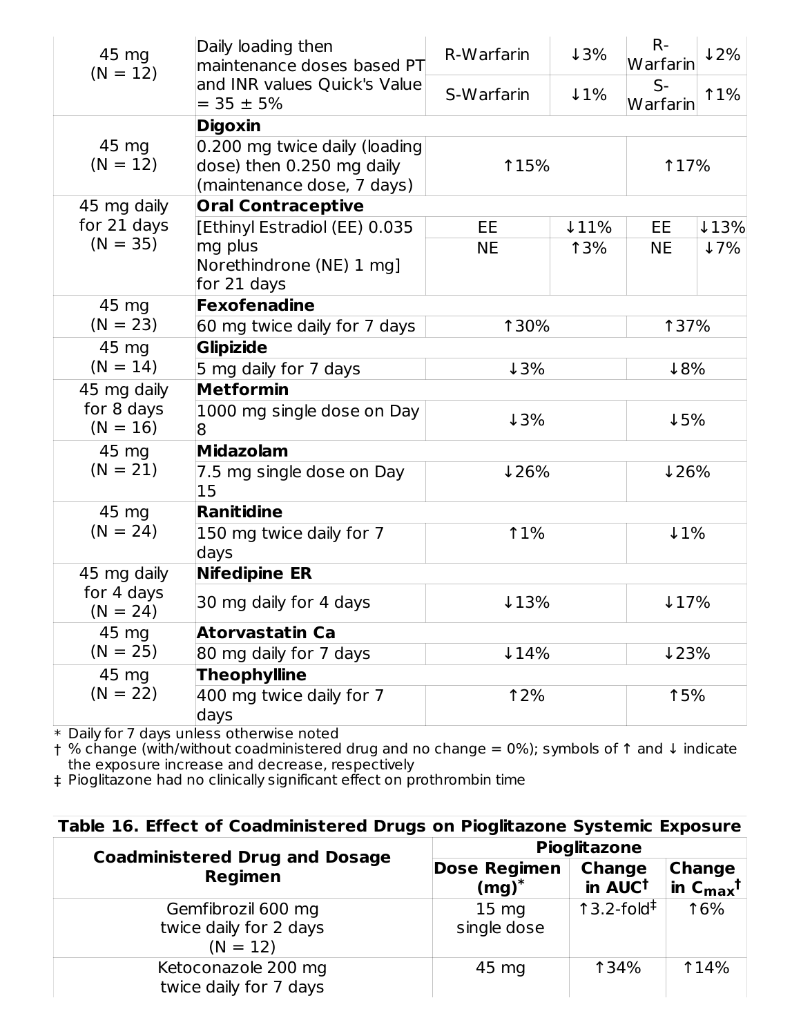| Pioglitazone Dosage Regimen (mg)* | Name and Dose Regimens | Change in AUC† | | Change in $C_{max}$† | |
|---|---|---|---|---|---|
| 45 mg (N = 12) | Daily loading then maintenance doses based PT and INR values Quick's Value = 35 ± 5% | R-Warfarin | ↓3% | R-Warfarin | ↓2% |
| | | S-Warfarin | ↓1% | S-Warfarin | ↑1% |
| 45 mg (N = 12) | **Digoxin** | | | | |
| | 0.200 mg twice daily (loading dose) then 0.250 mg daily (maintenance dose, 7 days) | ↑15% | | ↑17% | |
| 45 mg daily for 21 days (N = 35) | **Oral Contraceptive** | | | | |
| | [Ethinyl Estradiol (EE) 0.035 mg plus Norethindrone (NE) 1 mg] for 21 days | EE | ↓11% | EE | ↓13% |
| | | NE | ↑3% | NE | ↓7% |
| 45 mg (N = 23) | **Fexofenadine** | | | | |
| | 60 mg twice daily for 7 days | ↑30% | | ↑37% | |
| 45 mg (N = 14) | **Glipizide** | | | | |
| | 5 mg daily for 7 days | ↓3% | | ↓8% | |
| 45 mg daily for 8 days (N = 16) | **Metformin** | | | | |
| | 1000 mg single dose on Day 8 | ↓3% | | ↓5% | |
| 45 mg (N = 21) | **Midazolam** | | | | |
| | 7.5 mg single dose on Day 15 | ↓26% | | ↓26% | |
| 45 mg (N = 24) | **Ranitidine** | | | | |
| | 150 mg twice daily for 7 days | ↑1% | | ↓1% | |
| 45 mg daily for 4 days (N = 24) | **Nifedipine ER** | | | | |
| | 30 mg daily for 4 days | ↓13% | | ↓17% | |
| 45 mg (N = 25) | **Atorvastatin Ca** | | | | |
| | 80 mg daily for 7 days | ↓14% | | ↓23% | |
| 45 mg (N = 22) | **Theophylline** | | | | |
| | 400 mg twice daily for 7 days | ↑2% | | ↑5% | |

\* Daily for 7 days unless otherwise noted
† % change (with/without coadministered drug and no change = 0%); symbols of ↑ and ↓ indicate the exposure increase and decrease, respectively
‡ Pioglitazone had no clinically significant effect on prothrombin time

**Table 16. Effect of Coadministered Drugs on Pioglitazone Systemic Exposure**

| Coadministered Drug and Dosage Regimen | Pioglitazone | | |
|---|---|---|---|
| | Dose Regimen (mg)* | Change in AUC† | Change in $C_{max}$† |
| Gemfibrozil 600 mg twice daily for 2 days (N = 12) | 15 mg single dose | ↑3.2-fold‡ | ↑6% |
| Ketoconazole 200 mg twice daily for 7 days | 45 mg | ↑34% | ↑14% |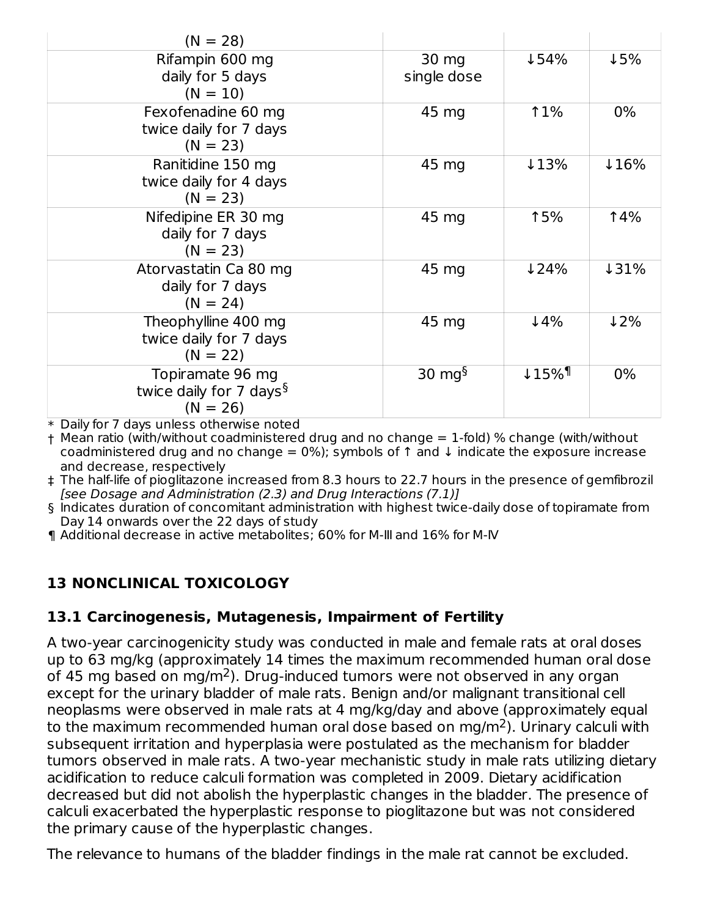| | | | |
|---|---|---|---|
| (N = 28) | | | |
| Rifampin 600 mg daily for 5 days (N = 10) | 30 mg single dose | ↓54% | ↓5% |
| Fexofenadine 60 mg twice daily for 7 days (N = 23) | 45 mg | ↑1% | 0% |
| Ranitidine 150 mg twice daily for 4 days (N = 23) | 45 mg | ↓13% | ↓16% |
| Nifedipine ER 30 mg daily for 7 days (N = 23) | 45 mg | ↑5% | ↑4% |
| Atorvastatin Ca 80 mg daily for 7 days (N = 24) | 45 mg | ↓24% | ↓31% |
| Theophylline 400 mg twice daily for 7 days (N = 22) | 45 mg | ↓4% | ↓2% |
| Topiramate 96 mg twice daily for 7 days§ (N = 26) | 30 mg§ | ↓15%¶ | 0% |

\* Daily for 7 days unless otherwise noted

† Mean ratio (with/without coadministered drug and no change = 1-fold) % change (with/without coadministered drug and no change = 0%); symbols of ↑ and ↓ indicate the exposure increase and decrease, respectively

‡ The half-life of pioglitazone increased from 8.3 hours to 22.7 hours in the presence of gemfibrozil *[see Dosage and Administration (2.3) and Drug Interactions (7.1)]*

§ Indicates duration of concomitant administration with highest twice-daily dose of topiramate from Day 14 onwards over the 22 days of study

¶ Additional decrease in active metabolites; 60% for M-III and 16% for M-IV

## 13 NONCLINICAL TOXICOLOGY

### 13.1 Carcinogenesis, Mutagenesis, Impairment of Fertility

A two-year carcinogenicity study was conducted in male and female rats at oral doses up to 63 mg/kg (approximately 14 times the maximum recommended human oral dose of 45 mg based on mg/$m^2$). Drug-induced tumors were not observed in any organ except for the urinary bladder of male rats. Benign and/or malignant transitional cell neoplasms were observed in male rats at 4 mg/kg/day and above (approximately equal to the maximum recommended human oral dose based on mg/$m^2$). Urinary calculi with subsequent irritation and hyperplasia were postulated as the mechanism for bladder tumors observed in male rats. A two-year mechanistic study in male rats utilizing dietary acidification to reduce calculi formation was completed in 2009. Dietary acidification decreased but did not abolish the hyperplastic changes in the bladder. The presence of calculi exacerbated the hyperplastic response to pioglitazone but was not considered the primary cause of the hyperplastic changes.

The relevance to humans of the bladder findings in the male rat cannot be excluded.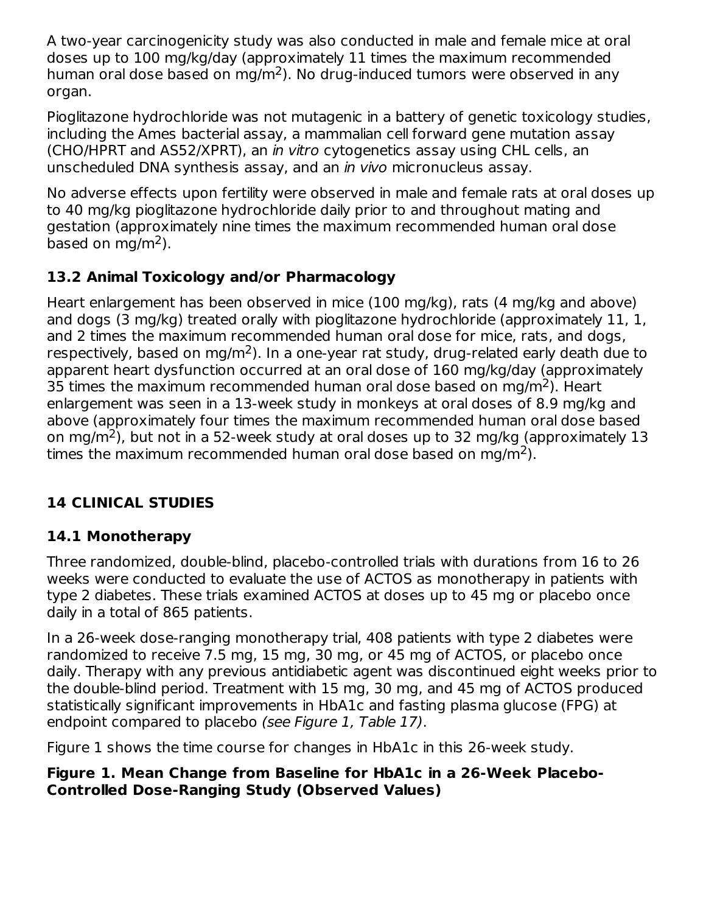A two-year carcinogenicity study was also conducted in male and female mice at oral doses up to 100 mg/kg/day (approximately 11 times the maximum recommended human oral dose based on mg/m$^2$). No drug-induced tumors were observed in any organ.

Pioglitazone hydrochloride was not mutagenic in a battery of genetic toxicology studies, including the Ames bacterial assay, a mammalian cell forward gene mutation assay (CHO/HPRT and AS52/XPRT), an *in vitro* cytogenetics assay using CHL cells, an unscheduled DNA synthesis assay, and an *in vivo* micronucleus assay.

No adverse effects upon fertility were observed in male and female rats at oral doses up to 40 mg/kg pioglitazone hydrochloride daily prior to and throughout mating and gestation (approximately nine times the maximum recommended human oral dose based on mg/m$^2$).

### 13.2 Animal Toxicology and/or Pharmacology

Heart enlargement has been observed in mice (100 mg/kg), rats (4 mg/kg and above) and dogs (3 mg/kg) treated orally with pioglitazone hydrochloride (approximately 11, 1, and 2 times the maximum recommended human oral dose for mice, rats, and dogs, respectively, based on mg/m$^2$). In a one-year rat study, drug-related early death due to apparent heart dysfunction occurred at an oral dose of 160 mg/kg/day (approximately 35 times the maximum recommended human oral dose based on mg/m$^2$). Heart enlargement was seen in a 13-week study in monkeys at oral doses of 8.9 mg/kg and above (approximately four times the maximum recommended human oral dose based on mg/m$^2$), but not in a 52-week study at oral doses up to 32 mg/kg (approximately 13 times the maximum recommended human oral dose based on mg/m$^2$).

## 14 CLINICAL STUDIES

### 14.1 Monotherapy

Three randomized, double-blind, placebo-controlled trials with durations from 16 to 26 weeks were conducted to evaluate the use of ACTOS as monotherapy in patients with type 2 diabetes. These trials examined ACTOS at doses up to 45 mg or placebo once daily in a total of 865 patients.

In a 26-week dose-ranging monotherapy trial, 408 patients with type 2 diabetes were randomized to receive 7.5 mg, 15 mg, 30 mg, or 45 mg of ACTOS, or placebo once daily. Therapy with any previous antidiabetic agent was discontinued eight weeks prior to the double-blind period. Treatment with 15 mg, 30 mg, and 45 mg of ACTOS produced statistically significant improvements in HbA1c and fasting plasma glucose (FPG) at endpoint compared to placebo *(see Figure 1, Table 17)*.

Figure 1 shows the time course for changes in HbA1c in this 26-week study.

**Figure 1. Mean Change from Baseline for HbA1c in a 26-Week Placebo-Controlled Dose-Ranging Study (Observed Values)**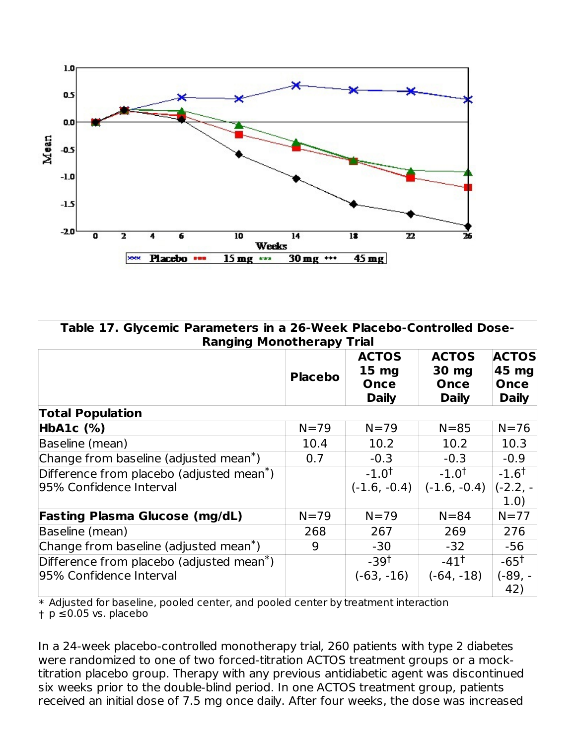**Table 17. Glycemic Parameters in a 26-Week Placebo-Controlled Dose-Ranging Monotherapy Trial**

| | Placebo | ACTOS 15 mg Once Daily | ACTOS 30 mg Once Daily | ACTOS 45 mg Once Daily |
|---|---|---|---|---|
| **Total Population** | | | | |
| **HbA1c (%)** | N=79 | N=79 | N=85 | N=76 |
| Baseline (mean) | 10.4 | 10.2 | 10.2 | 10.3 |
| Change from baseline (adjusted mean*) | 0.7 | -0.3 | -0.3 | -0.9 |
| Difference from placebo (adjusted mean*)<br>95% Confidence Interval | | -1.0†<br>(-1.6, -0.4) | -1.0†<br>(-1.6, -0.4) | -1.6†<br>(-2.2, -1.0) |
| **Fasting Plasma Glucose (mg/dL)** | N=79 | N=79 | N=84 | N=77 |
| Baseline (mean) | 268 | 267 | 269 | 276 |
| Change from baseline (adjusted mean*) | 9 | -30 | -32 | -56 |
| Difference from placebo (adjusted mean*)<br>95% Confidence Interval | | -39†<br>(-63, -16) | -41†<br>(-64, -18) | -65†<br>(-89, -42) |

* Adjusted for baseline, pooled center, and pooled center by treatment interaction
† p ≤0.05 vs. placebo

In a 24-week placebo-controlled monotherapy trial, 260 patients with type 2 diabetes were randomized to one of two forced-titration ACTOS treatment groups or a mock-titration placebo group. Therapy with any previous antidiabetic agent was discontinued six weeks prior to the double-blind period. In one ACTOS treatment group, patients received an initial dose of 7.5 mg once daily. After four weeks, the dose was increased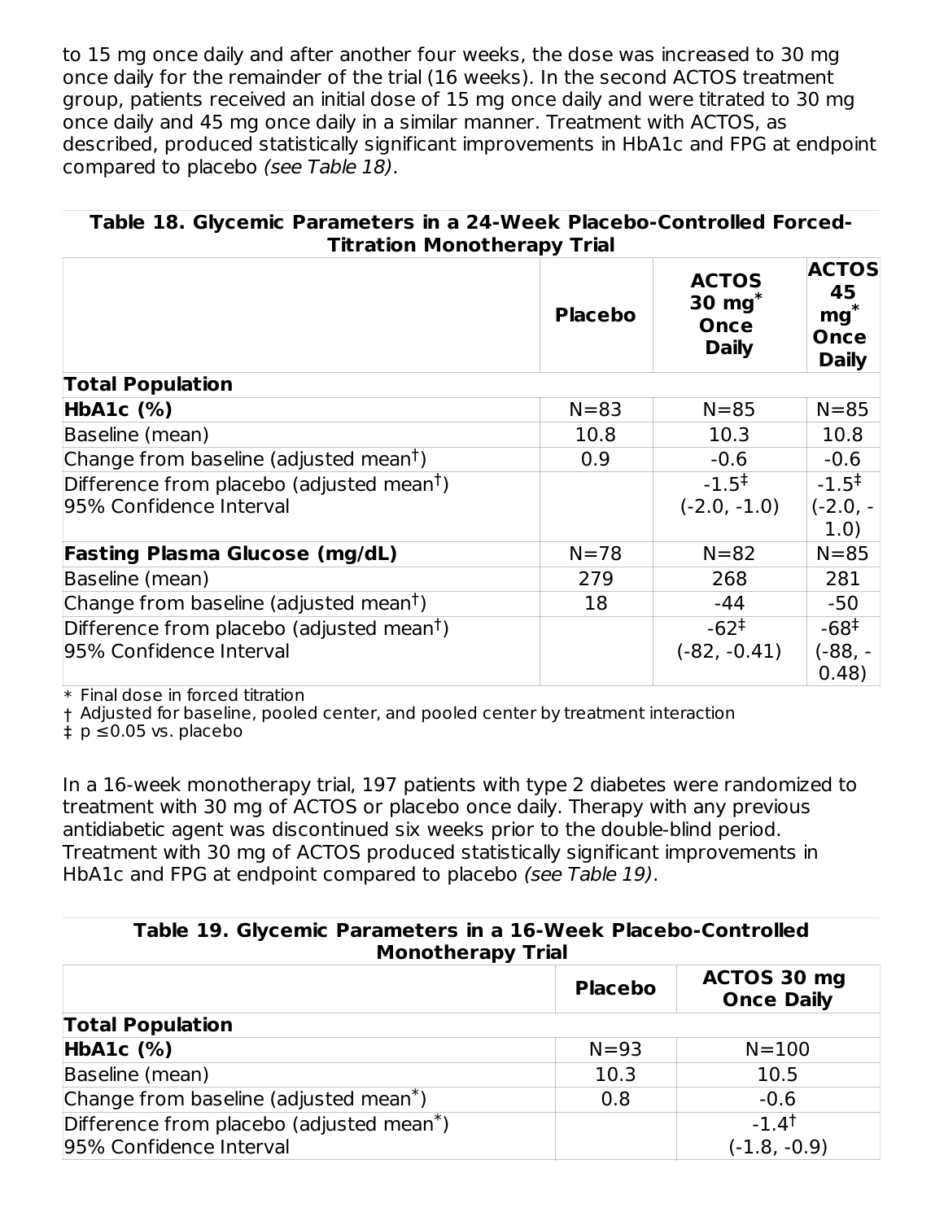to 15 mg once daily and after another four weeks, the dose was increased to 30 mg once daily for the remainder of the trial (16 weeks). In the second ACTOS treatment group, patients received an initial dose of 15 mg once daily and were titrated to 30 mg once daily and 45 mg once daily in a similar manner. Treatment with ACTOS, as described, produced statistically significant improvements in HbA1c and FPG at endpoint compared to placebo *(see Table 18)*.

**Table 18. Glycemic Parameters in a 24-Week Placebo-Controlled Forced-Titration Monotherapy Trial**

| | Placebo | ACTOS 30 mg* Once Daily | ACTOS 45 mg* Once Daily |
|---|---|---|---|
| **Total Population** | | | |
| **HbA1c (%)** | N=83 | N=85 | N=85 |
| Baseline (mean) | 10.8 | 10.3 | 10.8 |
| Change from baseline (adjusted mean†) | 0.9 | -0.6 | -0.6 |
| Difference from placebo (adjusted mean†)<br>95% Confidence Interval | | -1.5‡<br>(-2.0, -1.0) | -1.5‡<br>(-2.0, -1.0) |
| **Fasting Plasma Glucose (mg/dL)** | N=78 | N=82 | N=85 |
| Baseline (mean) | 279 | 268 | 281 |
| Change from baseline (adjusted mean†) | 18 | -44 | -50 |
| Difference from placebo (adjusted mean†)<br>95% Confidence Interval | | -62‡<br>(-82, -0.41) | -68‡<br>(-88, -0.48) |

\* Final dose in forced titration
† Adjusted for baseline, pooled center, and pooled center by treatment interaction
‡ p ≤0.05 vs. placebo

In a 16-week monotherapy trial, 197 patients with type 2 diabetes were randomized to treatment with 30 mg of ACTOS or placebo once daily. Therapy with any previous antidiabetic agent was discontinued six weeks prior to the double-blind period. Treatment with 30 mg of ACTOS produced statistically significant improvements in HbA1c and FPG at endpoint compared to placebo *(see Table 19)*.

**Table 19. Glycemic Parameters in a 16-Week Placebo-Controlled Monotherapy Trial**

| | Placebo | ACTOS 30 mg Once Daily |
|---|---|---|
| **Total Population** | | |
| **HbA1c (%)** | N=93 | N=100 |
| Baseline (mean) | 10.3 | 10.5 |
| Change from baseline (adjusted mean*) | 0.8 | -0.6 |
| Difference from placebo (adjusted mean*)<br>95% Confidence Interval | | -1.4†<br>(-1.8, -0.9) |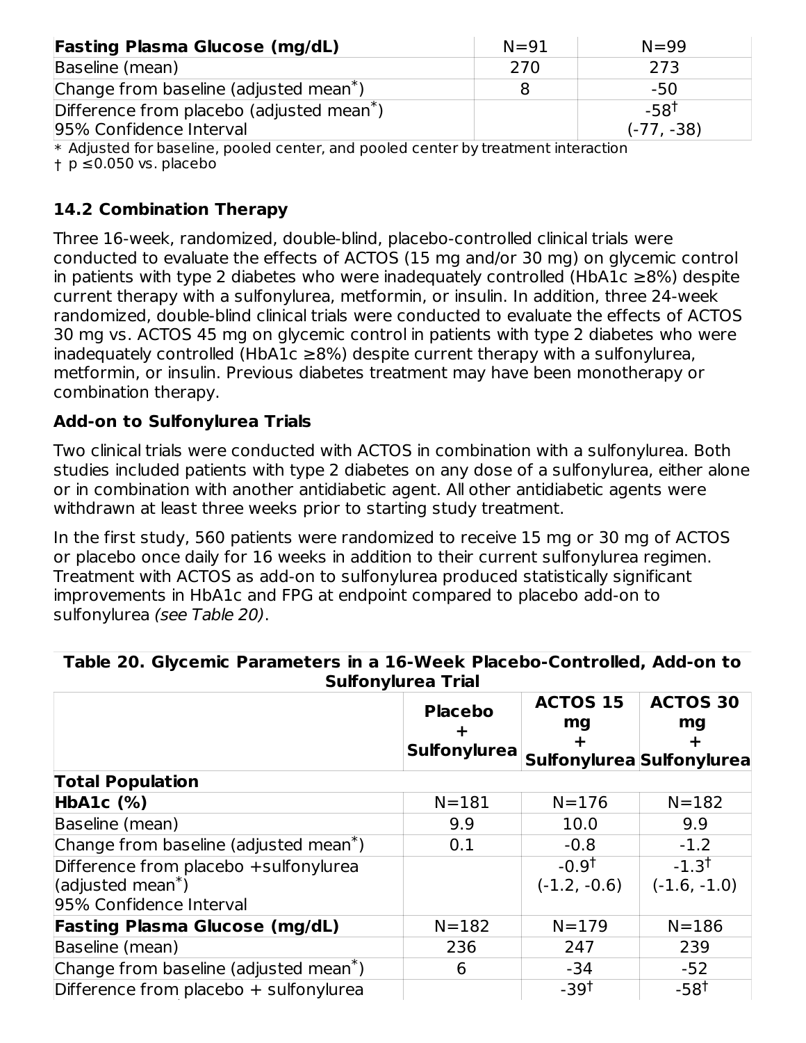| Fasting Plasma Glucose (mg/dL) | N=91 | N=99 |
|---|---|---|
| Baseline (mean) | 270 | 273 |
| Change from baseline (adjusted mean*) | 8 | -50 |
| Difference from placebo (adjusted mean*) 95% Confidence Interval | | -58† (-77, -38) |

\* Adjusted for baseline, pooled center, and pooled center by treatment interaction
† p ≤0.050 vs. placebo

## 14.2 Combination Therapy

Three 16-week, randomized, double-blind, placebo-controlled clinical trials were conducted to evaluate the effects of ACTOS (15 mg and/or 30 mg) on glycemic control in patients with type 2 diabetes who were inadequately controlled (HbA1c ≥8%) despite current therapy with a sulfonylurea, metformin, or insulin. In addition, three 24-week randomized, double-blind clinical trials were conducted to evaluate the effects of ACTOS 30 mg vs. ACTOS 45 mg on glycemic control in patients with type 2 diabetes who were inadequately controlled (HbA1c ≥8%) despite current therapy with a sulfonylurea, metformin, or insulin. Previous diabetes treatment may have been monotherapy or combination therapy.

### Add-on to Sulfonylurea Trials

Two clinical trials were conducted with ACTOS in combination with a sulfonylurea. Both studies included patients with type 2 diabetes on any dose of a sulfonylurea, either alone or in combination with another antidiabetic agent. All other antidiabetic agents were withdrawn at least three weeks prior to starting study treatment.

In the first study, 560 patients were randomized to receive 15 mg or 30 mg of ACTOS or placebo once daily for 16 weeks in addition to their current sulfonylurea regimen. Treatment with ACTOS as add-on to sulfonylurea produced statistically significant improvements in HbA1c and FPG at endpoint compared to placebo add-on to sulfonylurea *(see Table 20)*.

**Table 20. Glycemic Parameters in a 16-Week Placebo-Controlled, Add-on to Sulfonylurea Trial**

| | Placebo + Sulfonylurea | ACTOS 15 mg + Sulfonylurea | ACTOS 30 mg + Sulfonylurea |
|---|---|---|---|
| **Total Population** | | | |
| **HbA1c (%)** | N=181 | N=176 | N=182 |
| Baseline (mean) | 9.9 | 10.0 | 9.9 |
| Change from baseline (adjusted mean*) | 0.1 | -0.8 | -1.2 |
| Difference from placebo +sulfonylurea (adjusted mean*) 95% Confidence Interval | | -0.9† (-1.2, -0.6) | -1.3† (-1.6, -1.0) |
| **Fasting Plasma Glucose (mg/dL)** | N=182 | N=179 | N=186 |
| Baseline (mean) | 236 | 247 | 239 |
| Change from baseline (adjusted mean*) | 6 | -34 | -52 |
| Difference from placebo + sulfonylurea | | -39† | -58† |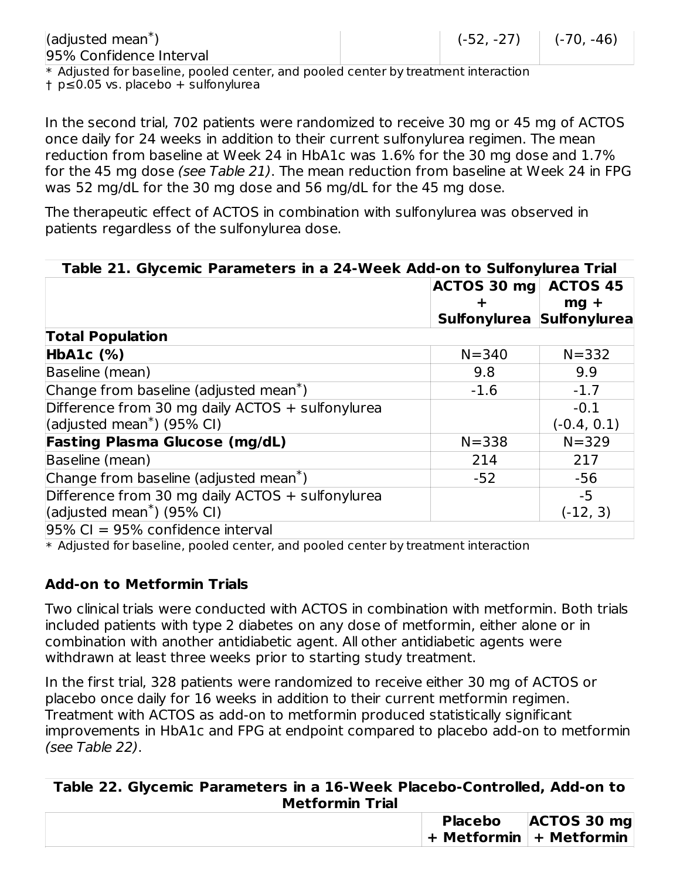| | | | |
|---|---|---|---|
| (adjusted mean*) 95% Confidence Interval | | (-52, -27) | (-70, -46) |

* Adjusted for baseline, pooled center, and pooled center by treatment interaction
† p≤0.05 vs. placebo + sulfonylurea

In the second trial, 702 patients were randomized to receive 30 mg or 45 mg of ACTOS once daily for 24 weeks in addition to their current sulfonylurea regimen. The mean reduction from baseline at Week 24 in HbA1c was 1.6% for the 30 mg dose and 1.7% for the 45 mg dose *(see Table 21)*. The mean reduction from baseline at Week 24 in FPG was 52 mg/dL for the 30 mg dose and 56 mg/dL for the 45 mg dose.

The therapeutic effect of ACTOS in combination with sulfonylurea was observed in patients regardless of the sulfonylurea dose.

**Table 21. Glycemic Parameters in a 24-Week Add-on to Sulfonylurea Trial**

| | ACTOS 30 mg + Sulfonylurea | ACTOS 45 mg + Sulfonylurea |
|---|---|---|
| **Total Population** | | |
| **HbA1c (%)** | N=340 | N=332 |
| Baseline (mean) | 9.8 | 9.9 |
| Change from baseline (adjusted mean*) | -1.6 | -1.7 |
| Difference from 30 mg daily ACTOS + sulfonylurea (adjusted mean*) (95% CI) | | -0.1 (-0.4, 0.1) |
| **Fasting Plasma Glucose (mg/dL)** | N=338 | N=329 |
| Baseline (mean) | 214 | 217 |
| Change from baseline (adjusted mean*) | -52 | -56 |
| Difference from 30 mg daily ACTOS + sulfonylurea (adjusted mean*) (95% CI) | | -5 (-12, 3) |
| 95% CI = 95% confidence interval | | |

* Adjusted for baseline, pooled center, and pooled center by treatment interaction

### Add-on to Metformin Trials

Two clinical trials were conducted with ACTOS in combination with metformin. Both trials included patients with type 2 diabetes on any dose of metformin, either alone or in combination with another antidiabetic agent. All other antidiabetic agents were withdrawn at least three weeks prior to starting study treatment.

In the first trial, 328 patients were randomized to receive either 30 mg of ACTOS or placebo once daily for 16 weeks in addition to their current metformin regimen. Treatment with ACTOS as add-on to metformin produced statistically significant improvements in HbA1c and FPG at endpoint compared to placebo add-on to metformin *(see Table 22)*.

**Table 22. Glycemic Parameters in a 16-Week Placebo-Controlled, Add-on to Metformin Trial**

| | Placebo + Metformin | ACTOS 30 mg + Metformin |
|---|---|---|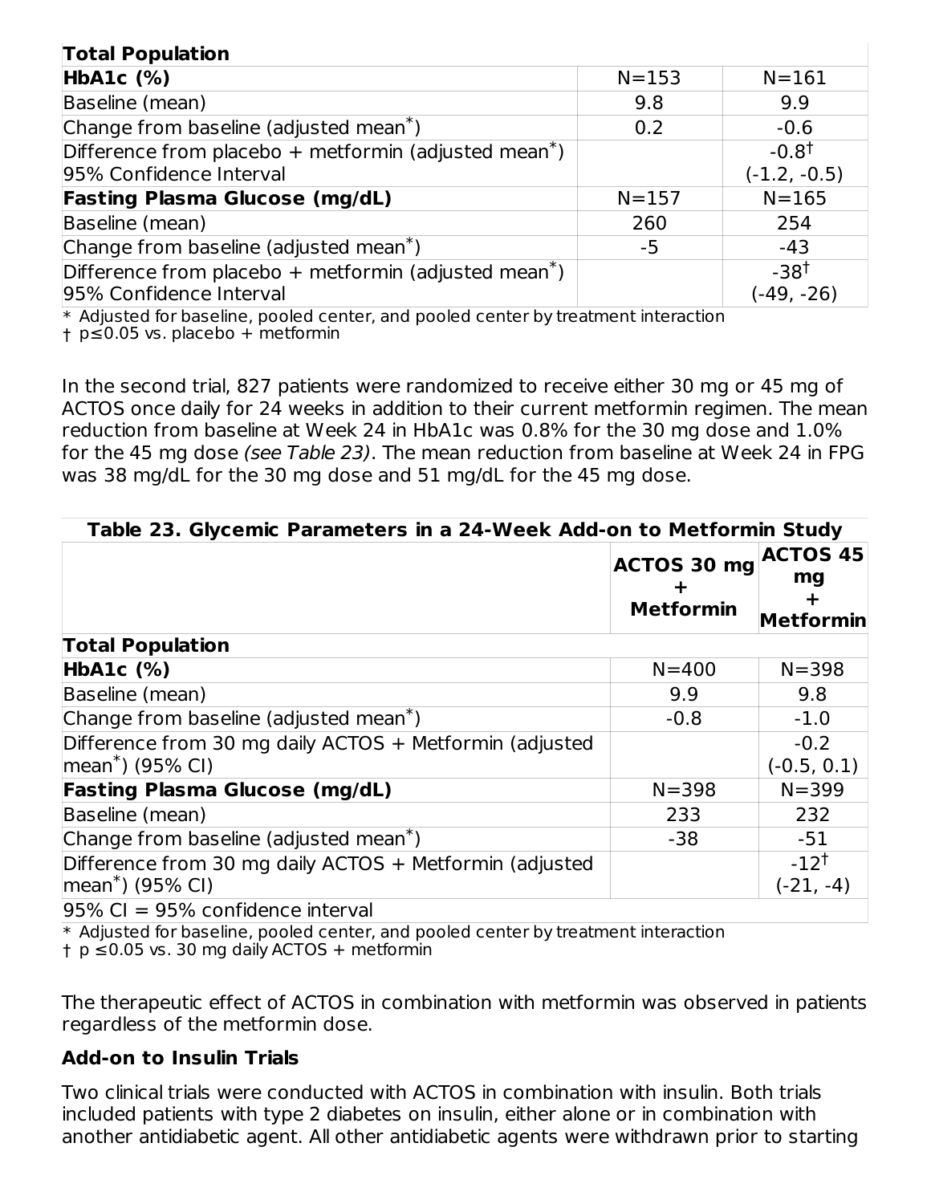| Total Population | | |
|---|---|---|
| **HbA1c (%)** | N=153 | N=161 |
| Baseline (mean) | 9.8 | 9.9 |
| Change from baseline (adjusted mean*) | 0.2 | -0.6 |
| Difference from placebo + metformin (adjusted mean*)<br>95% Confidence Interval | | -0.8†<br>(-1.2, -0.5) |
| **Fasting Plasma Glucose (mg/dL)** | N=157 | N=165 |
| Baseline (mean) | 260 | 254 |
| Change from baseline (adjusted mean*) | -5 | -43 |
| Difference from placebo + metformin (adjusted mean*)<br>95% Confidence Interval | | -38†<br>(-49, -26) |

\* Adjusted for baseline, pooled center, and pooled center by treatment interaction
† $p \leq 0.05$ vs. placebo + metformin

In the second trial, 827 patients were randomized to receive either 30 mg or 45 mg of ACTOS once daily for 24 weeks in addition to their current metformin regimen. The mean reduction from baseline at Week 24 in HbA1c was 0.8% for the 30 mg dose and 1.0% for the 45 mg dose *(see Table 23)*. The mean reduction from baseline at Week 24 in FPG was 38 mg/dL for the 30 mg dose and 51 mg/dL for the 45 mg dose.

**Table 23. Glycemic Parameters in a 24-Week Add-on to Metformin Study**

| | ACTOS 30 mg + Metformin | ACTOS 45 mg + Metformin |
|---|---|---|
| **Total Population** | | |
| **HbA1c (%)** | N=400 | N=398 |
| Baseline (mean) | 9.9 | 9.8 |
| Change from baseline (adjusted mean*) | -0.8 | -1.0 |
| Difference from 30 mg daily ACTOS + Metformin (adjusted mean*) (95% CI) | | -0.2<br>(-0.5, 0.1) |
| **Fasting Plasma Glucose (mg/dL)** | N=398 | N=399 |
| Baseline (mean) | 233 | 232 |
| Change from baseline (adjusted mean*) | -38 | -51 |
| Difference from 30 mg daily ACTOS + Metformin (adjusted mean*) (95% CI) | | -12†<br>(-21, -4) |
| 95% CI = 95% confidence interval | | |

\* Adjusted for baseline, pooled center, and pooled center by treatment interaction
† $p \leq 0.05$ vs. 30 mg daily ACTOS + metformin

The therapeutic effect of ACTOS in combination with metformin was observed in patients regardless of the metformin dose.

**Add-on to Insulin Trials**

Two clinical trials were conducted with ACTOS in combination with insulin. Both trials included patients with type 2 diabetes on insulin, either alone or in combination with another antidiabetic agent. All other antidiabetic agents were withdrawn prior to starting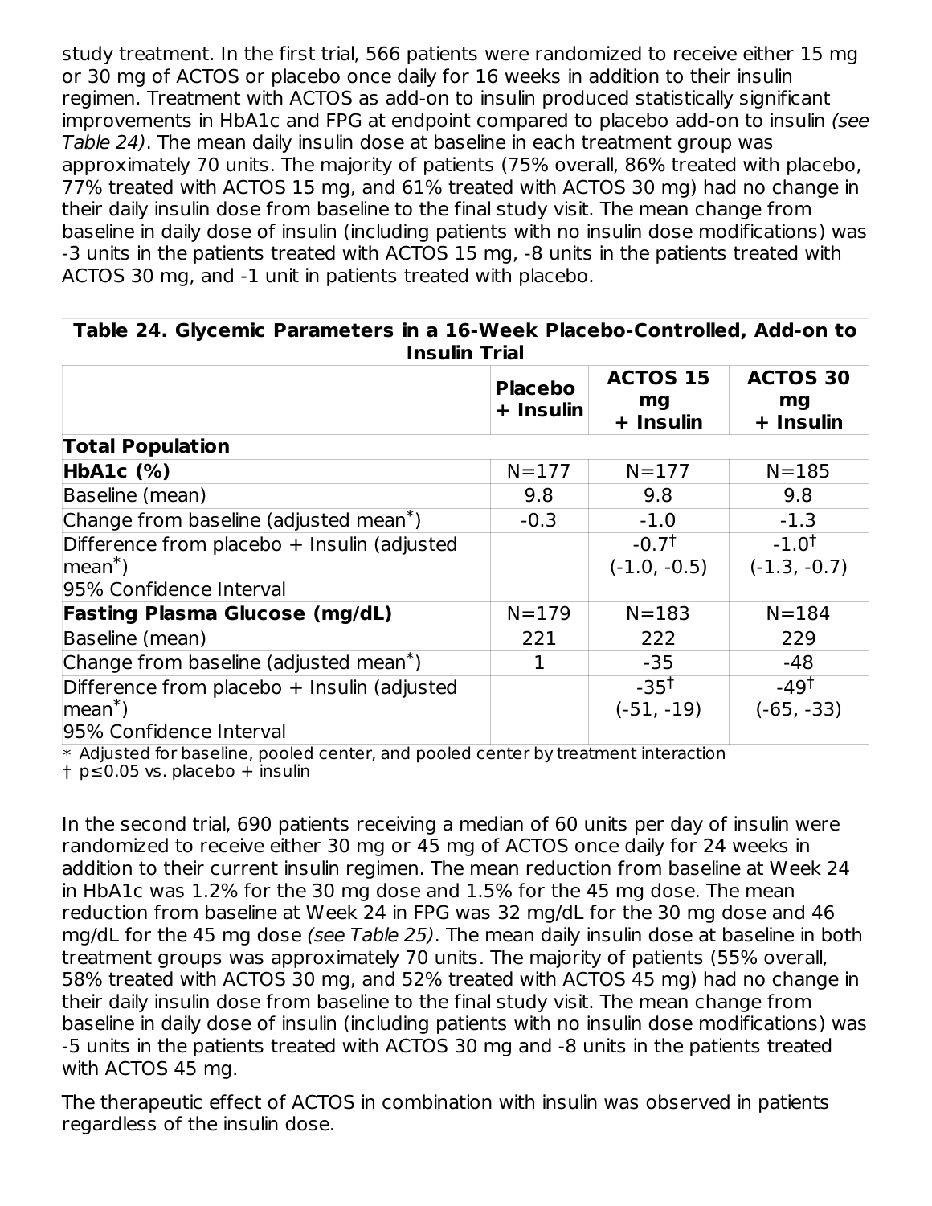study treatment. In the first trial, 566 patients were randomized to receive either 15 mg or 30 mg of ACTOS or placebo once daily for 16 weeks in addition to their insulin regimen. Treatment with ACTOS as add-on to insulin produced statistically significant improvements in HbA1c and FPG at endpoint compared to placebo add-on to insulin *(see Table 24)*. The mean daily insulin dose at baseline in each treatment group was approximately 70 units. The majority of patients (75% overall, 86% treated with placebo, 77% treated with ACTOS 15 mg, and 61% treated with ACTOS 30 mg) had no change in their daily insulin dose from baseline to the final study visit. The mean change from baseline in daily dose of insulin (including patients with no insulin dose modifications) was -3 units in the patients treated with ACTOS 15 mg, -8 units in the patients treated with ACTOS 30 mg, and -1 unit in patients treated with placebo.

**Table 24. Glycemic Parameters in a 16-Week Placebo-Controlled, Add-on to Insulin Trial**

| | Placebo + Insulin | ACTOS 15 mg + Insulin | ACTOS 30 mg + Insulin |
|---|---|---|---|
| **Total Population** | | | |
| **HbA1c (%)** | N=177 | N=177 | N=185 |
| Baseline (mean) | 9.8 | 9.8 | 9.8 |
| Change from baseline (adjusted mean*) | -0.3 | -1.0 | -1.3 |
| Difference from placebo + Insulin (adjusted mean*) 95% Confidence Interval | | -0.7† (-1.0, -0.5) | -1.0† (-1.3, -0.7) |
| **Fasting Plasma Glucose (mg/dL)** | N=179 | N=183 | N=184 |
| Baseline (mean) | 221 | 222 | 229 |
| Change from baseline (adjusted mean*) | 1 | -35 | -48 |
| Difference from placebo + Insulin (adjusted mean*) 95% Confidence Interval | | -35† (-51, -19) | -49† (-65, -33) |

\* Adjusted for baseline, pooled center, and pooled center by treatment interaction
† $p \leq 0.05$ vs. placebo + insulin

In the second trial, 690 patients receiving a median of 60 units per day of insulin were randomized to receive either 30 mg or 45 mg of ACTOS once daily for 24 weeks in addition to their current insulin regimen. The mean reduction from baseline at Week 24 in HbA1c was 1.2% for the 30 mg dose and 1.5% for the 45 mg dose. The mean reduction from baseline at Week 24 in FPG was 32 mg/dL for the 30 mg dose and 46 mg/dL for the 45 mg dose *(see Table 25)*. The mean daily insulin dose at baseline in both treatment groups was approximately 70 units. The majority of patients (55% overall, 58% treated with ACTOS 30 mg, and 52% treated with ACTOS 45 mg) had no change in their daily insulin dose from baseline to the final study visit. The mean change from baseline in daily dose of insulin (including patients with no insulin dose modifications) was -5 units in the patients treated with ACTOS 30 mg and -8 units in the patients treated with ACTOS 45 mg.

The therapeutic effect of ACTOS in combination with insulin was observed in patients regardless of the insulin dose.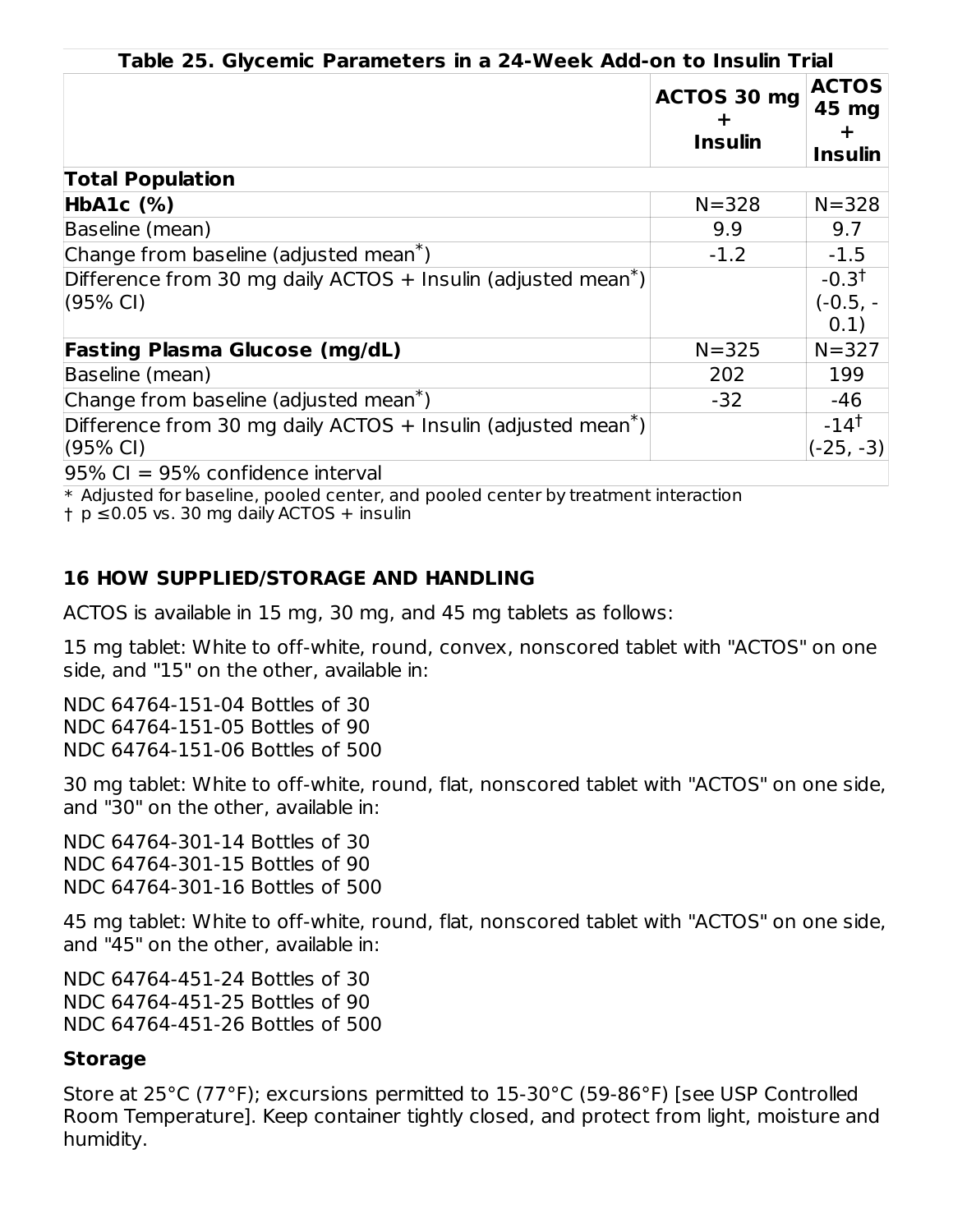**Table 25. Glycemic Parameters in a 24-Week Add-on to Insulin Trial**

| | ACTOS 30 mg + Insulin | ACTOS 45 mg + Insulin |
|---|---|---|
| **Total Population** | | |
| **HbA1c (%)** | N=328 | N=328 |
| Baseline (mean) | 9.9 | 9.7 |
| Change from baseline (adjusted mean*) | -1.2 | -1.5 |
| Difference from 30 mg daily ACTOS + Insulin (adjusted mean*) (95% CI) | | -0.3† (-0.5, -0.1) |
| **Fasting Plasma Glucose (mg/dL)** | N=325 | N=327 |
| Baseline (mean) | 202 | 199 |
| Change from baseline (adjusted mean*) | -32 | -46 |
| Difference from 30 mg daily ACTOS + Insulin (adjusted mean*) (95% CI) | | -14† (-25, -3) |

95% CI = 95% confidence interval

* Adjusted for baseline, pooled center, and pooled center by treatment interaction

† $p \leq 0.05$ vs. 30 mg daily ACTOS + insulin

## 16 HOW SUPPLIED/STORAGE AND HANDLING

ACTOS is available in 15 mg, 30 mg, and 45 mg tablets as follows:

15 mg tablet: White to off-white, round, convex, nonscored tablet with "ACTOS" on one side, and "15" on the other, available in:

NDC 64764-151-04 Bottles of 30
NDC 64764-151-05 Bottles of 90
NDC 64764-151-06 Bottles of 500

30 mg tablet: White to off-white, round, flat, nonscored tablet with "ACTOS" on one side, and "30" on the other, available in:

NDC 64764-301-14 Bottles of 30
NDC 64764-301-15 Bottles of 90
NDC 64764-301-16 Bottles of 500

45 mg tablet: White to off-white, round, flat, nonscored tablet with "ACTOS" on one side, and "45" on the other, available in:

NDC 64764-451-24 Bottles of 30
NDC 64764-451-25 Bottles of 90
NDC 64764-451-26 Bottles of 500

### Storage

Store at 25°C (77°F); excursions permitted to 15-30°C (59-86°F) [see USP Controlled Room Temperature]. Keep container tightly closed, and protect from light, moisture and humidity.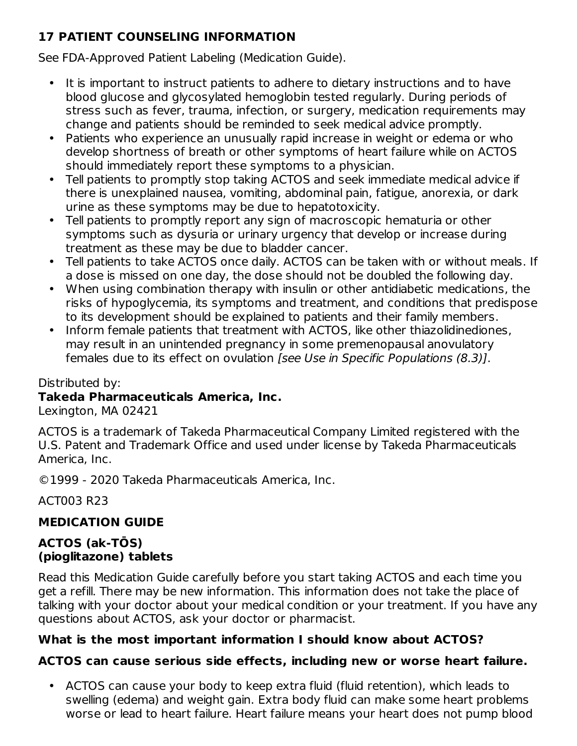## 17 PATIENT COUNSELING INFORMATION

See FDA-Approved Patient Labeling (Medication Guide).

- It is important to instruct patients to adhere to dietary instructions and to have blood glucose and glycosylated hemoglobin tested regularly. During periods of stress such as fever, trauma, infection, or surgery, medication requirements may change and patients should be reminded to seek medical advice promptly.
- Patients who experience an unusually rapid increase in weight or edema or who develop shortness of breath or other symptoms of heart failure while on ACTOS should immediately report these symptoms to a physician.
- Tell patients to promptly stop taking ACTOS and seek immediate medical advice if there is unexplained nausea, vomiting, abdominal pain, fatigue, anorexia, or dark urine as these symptoms may be due to hepatotoxicity.
- Tell patients to promptly report any sign of macroscopic hematuria or other symptoms such as dysuria or urinary urgency that develop or increase during treatment as these may be due to bladder cancer.
- Tell patients to take ACTOS once daily. ACTOS can be taken with or without meals. If a dose is missed on one day, the dose should not be doubled the following day.
- When using combination therapy with insulin or other antidiabetic medications, the risks of hypoglycemia, its symptoms and treatment, and conditions that predispose to its development should be explained to patients and their family members.
- Inform female patients that treatment with ACTOS, like other thiazolidinediones, may result in an unintended pregnancy in some premenopausal anovulatory females due to its effect on ovulation *[see Use in Specific Populations (8.3)]*.

Distributed by:
**Takeda Pharmaceuticals America, Inc.**
Lexington, MA 02421

ACTOS is a trademark of Takeda Pharmaceutical Company Limited registered with the U.S. Patent and Trademark Office and used under license by Takeda Pharmaceuticals America, Inc.

©1999 - 2020 Takeda Pharmaceuticals America, Inc.

ACT003 R23

## MEDICATION GUIDE

**ACTOS (ak-TŌS)**
**(pioglitazone) tablets**

Read this Medication Guide carefully before you start taking ACTOS and each time you get a refill. There may be new information. This information does not take the place of talking with your doctor about your medical condition or your treatment. If you have any questions about ACTOS, ask your doctor or pharmacist.

**What is the most important information I should know about ACTOS?**

**ACTOS can cause serious side effects, including new or worse heart failure.**

- ACTOS can cause your body to keep extra fluid (fluid retention), which leads to swelling (edema) and weight gain. Extra body fluid can make some heart problems worse or lead to heart failure. Heart failure means your heart does not pump blood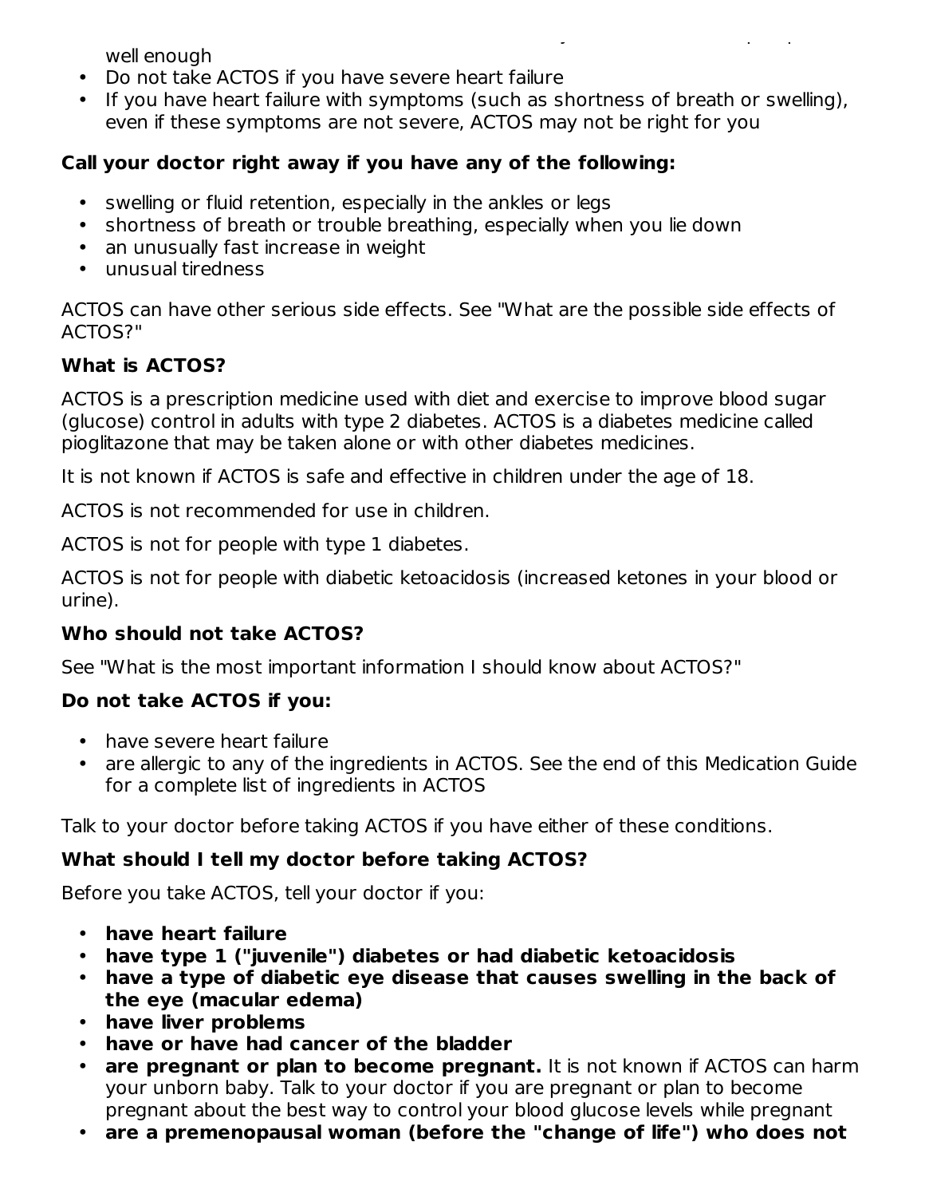well enough

- Do not take ACTOS if you have severe heart failure
- If you have heart failure with symptoms (such as shortness of breath or swelling), even if these symptoms are not severe, ACTOS may not be right for you

**Call your doctor right away if you have any of the following:**

- swelling or fluid retention, especially in the ankles or legs
- shortness of breath or trouble breathing, especially when you lie down
- an unusually fast increase in weight
- unusual tiredness

ACTOS can have other serious side effects. See "What are the possible side effects of ACTOS?"

**What is ACTOS?**

ACTOS is a prescription medicine used with diet and exercise to improve blood sugar (glucose) control in adults with type 2 diabetes. ACTOS is a diabetes medicine called pioglitazone that may be taken alone or with other diabetes medicines.

It is not known if ACTOS is safe and effective in children under the age of 18.

ACTOS is not recommended for use in children.

ACTOS is not for people with type 1 diabetes.

ACTOS is not for people with diabetic ketoacidosis (increased ketones in your blood or urine).

**Who should not take ACTOS?**

See "What is the most important information I should know about ACTOS?"

**Do not take ACTOS if you:**

- have severe heart failure
- are allergic to any of the ingredients in ACTOS. See the end of this Medication Guide for a complete list of ingredients in ACTOS

Talk to your doctor before taking ACTOS if you have either of these conditions.

**What should I tell my doctor before taking ACTOS?**

Before you take ACTOS, tell your doctor if you:

- **have heart failure**
- **have type 1 ("juvenile") diabetes or had diabetic ketoacidosis**
- **have a type of diabetic eye disease that causes swelling in the back of the eye (macular edema)**
- **have liver problems**
- **have or have had cancer of the bladder**
- **are pregnant or plan to become pregnant.** It is not known if ACTOS can harm your unborn baby. Talk to your doctor if you are pregnant or plan to become pregnant about the best way to control your blood glucose levels while pregnant
- **are a premenopausal woman (before the "change of life") who does not**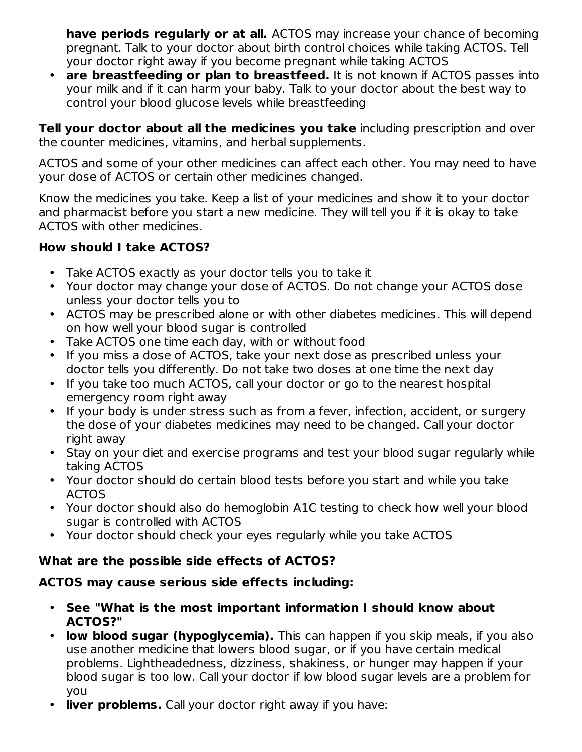- **have periods regularly or at all.** ACTOS may increase your chance of becoming pregnant. Talk to your doctor about birth control choices while taking ACTOS. Tell your doctor right away if you become pregnant while taking ACTOS
- **are breastfeeding or plan to breastfeed.** It is not known if ACTOS passes into your milk and if it can harm your baby. Talk to your doctor about the best way to control your blood glucose levels while breastfeeding

**Tell your doctor about all the medicines you take** including prescription and over the counter medicines, vitamins, and herbal supplements.

ACTOS and some of your other medicines can affect each other. You may need to have your dose of ACTOS or certain other medicines changed.

Know the medicines you take. Keep a list of your medicines and show it to your doctor and pharmacist before you start a new medicine. They will tell you if it is okay to take ACTOS with other medicines.

**How should I take ACTOS?**

- Take ACTOS exactly as your doctor tells you to take it
- Your doctor may change your dose of ACTOS. Do not change your ACTOS dose unless your doctor tells you to
- ACTOS may be prescribed alone or with other diabetes medicines. This will depend on how well your blood sugar is controlled
- Take ACTOS one time each day, with or without food
- If you miss a dose of ACTOS, take your next dose as prescribed unless your doctor tells you differently. Do not take two doses at one time the next day
- If you take too much ACTOS, call your doctor or go to the nearest hospital emergency room right away
- If your body is under stress such as from a fever, infection, accident, or surgery the dose of your diabetes medicines may need to be changed. Call your doctor right away
- Stay on your diet and exercise programs and test your blood sugar regularly while taking ACTOS
- Your doctor should do certain blood tests before you start and while you take ACTOS
- Your doctor should also do hemoglobin A1C testing to check how well your blood sugar is controlled with ACTOS
- Your doctor should check your eyes regularly while you take ACTOS

**What are the possible side effects of ACTOS?**

**ACTOS may cause serious side effects including:**

- **See "What is the most important information I should know about ACTOS?"**
- **low blood sugar (hypoglycemia).** This can happen if you skip meals, if you also use another medicine that lowers blood sugar, or if you have certain medical problems. Lightheadedness, dizziness, shakiness, or hunger may happen if your blood sugar is too low. Call your doctor if low blood sugar levels are a problem for you
- **liver problems.** Call your doctor right away if you have: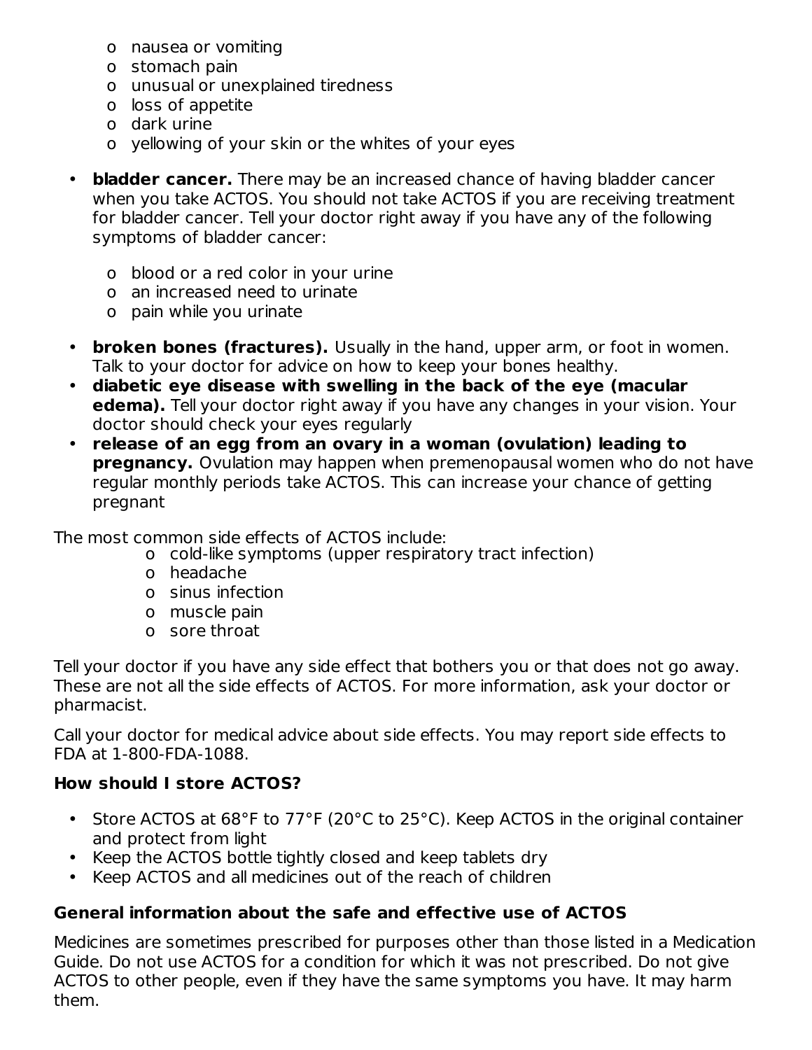- nausea or vomiting
- stomach pain
- unusual or unexplained tiredness
- loss of appetite
- dark urine
- yellowing of your skin or the whites of your eyes

- **bladder cancer.** There may be an increased chance of having bladder cancer when you take ACTOS. You should not take ACTOS if you are receiving treatment for bladder cancer. Tell your doctor right away if you have any of the following symptoms of bladder cancer:
  - blood or a red color in your urine
  - an increased need to urinate
  - pain while you urinate
- **broken bones (fractures).** Usually in the hand, upper arm, or foot in women. Talk to your doctor for advice on how to keep your bones healthy.
- **diabetic eye disease with swelling in the back of the eye (macular edema).** Tell your doctor right away if you have any changes in your vision. Your doctor should check your eyes regularly
- **release of an egg from an ovary in a woman (ovulation) leading to pregnancy.** Ovulation may happen when premenopausal women who do not have regular monthly periods take ACTOS. This can increase your chance of getting pregnant

The most common side effects of ACTOS include:
- cold-like symptoms (upper respiratory tract infection)
- headache
- sinus infection
- muscle pain
- sore throat

Tell your doctor if you have any side effect that bothers you or that does not go away. These are not all the side effects of ACTOS. For more information, ask your doctor or pharmacist.

Call your doctor for medical advice about side effects. You may report side effects to FDA at 1-800-FDA-1088.

**How should I store ACTOS?**

- Store ACTOS at 68°F to 77°F (20°C to 25°C). Keep ACTOS in the original container and protect from light
- Keep the ACTOS bottle tightly closed and keep tablets dry
- Keep ACTOS and all medicines out of the reach of children

**General information about the safe and effective use of ACTOS**

Medicines are sometimes prescribed for purposes other than those listed in a Medication Guide. Do not use ACTOS for a condition for which it was not prescribed. Do not give ACTOS to other people, even if they have the same symptoms you have. It may harm them.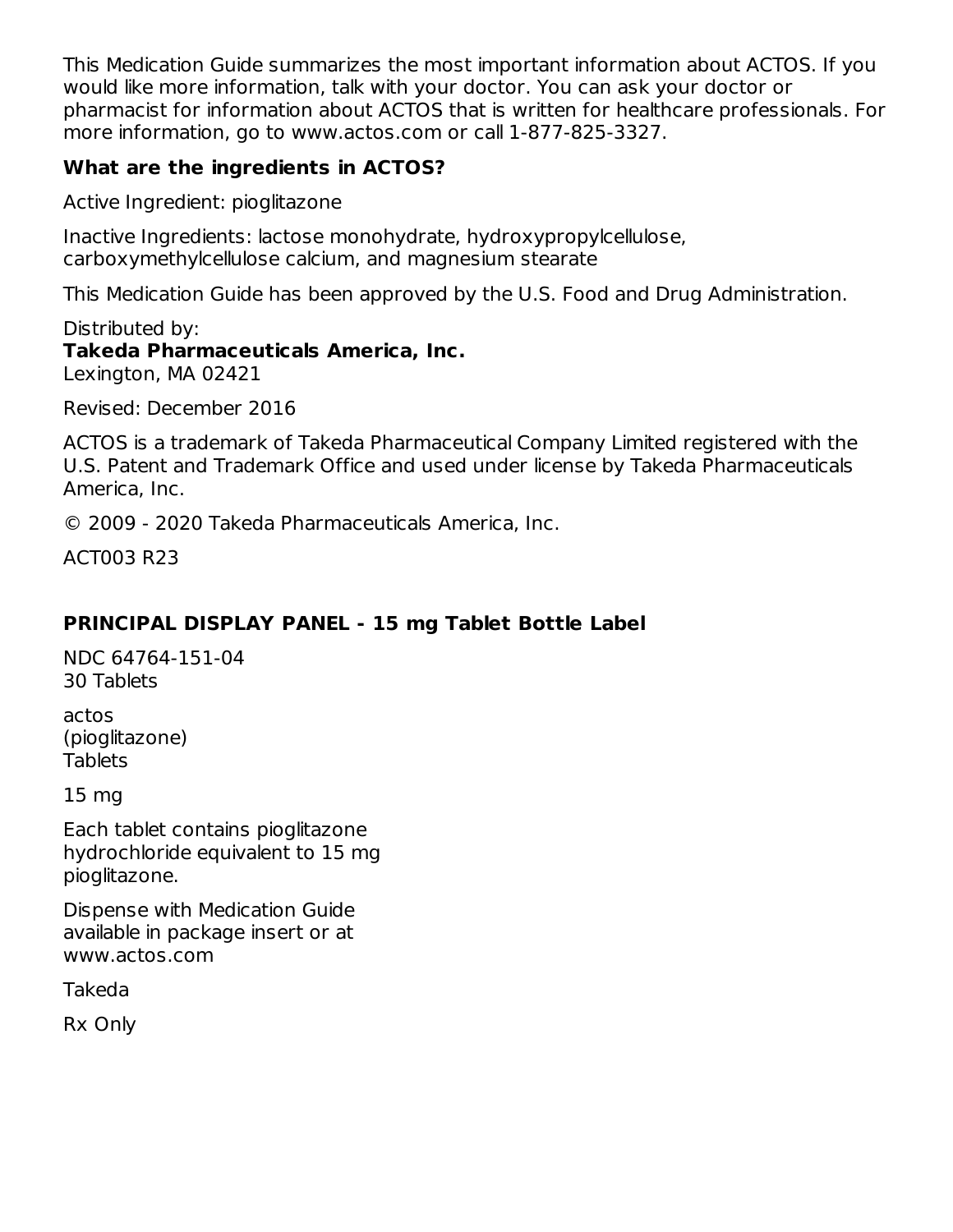This Medication Guide summarizes the most important information about ACTOS. If you would like more information, talk with your doctor. You can ask your doctor or pharmacist for information about ACTOS that is written for healthcare professionals. For more information, go to www.actos.com or call 1-877-825-3327.

**What are the ingredients in ACTOS?**

Active Ingredient: pioglitazone

Inactive Ingredients: lactose monohydrate, hydroxypropylcellulose, carboxymethylcellulose calcium, and magnesium stearate

This Medication Guide has been approved by the U.S. Food and Drug Administration.

Distributed by:
**Takeda Pharmaceuticals America, Inc.**
Lexington, MA 02421

Revised: December 2016

ACTOS is a trademark of Takeda Pharmaceutical Company Limited registered with the U.S. Patent and Trademark Office and used under license by Takeda Pharmaceuticals America, Inc.

© 2009 - 2020 Takeda Pharmaceuticals America, Inc.

ACT003 R23

**PRINCIPAL DISPLAY PANEL - 15 mg Tablet Bottle Label**

NDC 64764-151-04
30 Tablets

actos
(pioglitazone)
Tablets

15 mg

Each tablet contains pioglitazone hydrochloride equivalent to 15 mg pioglitazone.

Dispense with Medication Guide available in package insert or at www.actos.com

Takeda

Rx Only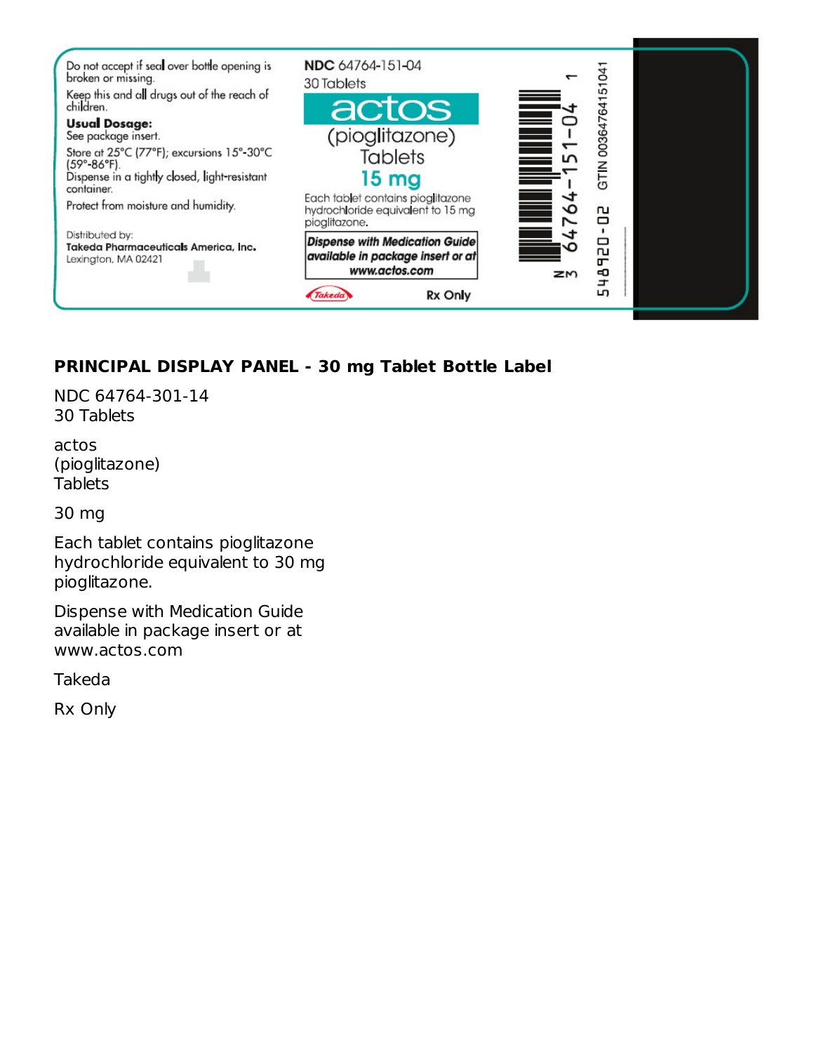Do not accept if seal over bottle opening is broken or missing.

Keep this and all drugs out of the reach of children.

**Usual Dosage:**
See package insert.

Store at 25°C (77°F); excursions 15°-30°C (59°-86°F).
Dispense in a tightly closed, light-resistant container.

Protect from moisture and humidity.

Distributed by:
**Takeda Pharmaceuticals America, Inc.**
Lexington, MA 02421

**NDC** 64764-151-04
30 Tablets

actos
(pioglitazone)
Tablets
15 mg

Each tablet contains pioglitazone hydrochloride equivalent to 15 mg pioglitazone.

***Dispense with Medication Guide available in package insert or at www.actos.com***

Takeda

Rx Only

N 3 64764-151-04 1

GTIN 00364764151041

548920-02

**PRINCIPAL DISPLAY PANEL - 30 mg Tablet Bottle Label**

NDC 64764-301-14
30 Tablets

actos
(pioglitazone)
Tablets

30 mg

Each tablet contains pioglitazone hydrochloride equivalent to 30 mg pioglitazone.

Dispense with Medication Guide available in package insert or at www.actos.com

Takeda

Rx Only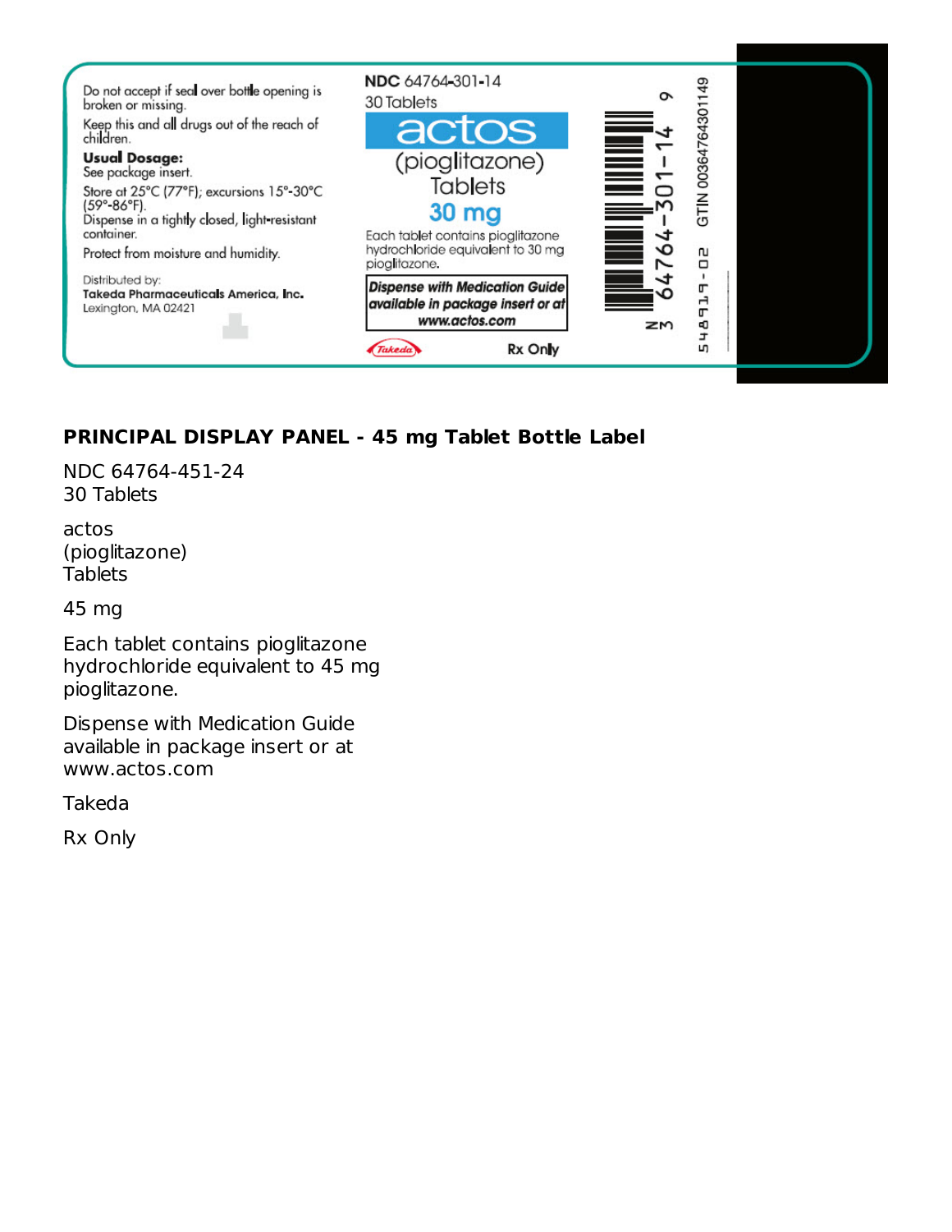Do not accept if seal over bottle opening is broken or missing.

Keep this and all drugs out of the reach of children.

**Usual Dosage:**
See package insert.

Store at 25°C (77°F); excursions 15°-30°C (59°-86°F).
Dispense in a tightly closed, light-resistant container.

Protect from moisture and humidity.

Distributed by:
**Takeda Pharmaceuticals America, Inc.**
Lexington, MA 02421

**NDC** 64764-301-14
30 Tablets

actos
(pioglitazone)
Tablets
30 mg

Each tablet contains pioglitazone hydrochloride equivalent to 30 mg pioglitazone.

***Dispense with Medication Guide available in package insert or at www.actos.com***

Takeda

Rx Only

N 3 64764-301-14 9

GTIN 00364764301149

548919-02

**PRINCIPAL DISPLAY PANEL - 45 mg Tablet Bottle Label**

NDC 64764-451-24
30 Tablets

actos
(pioglitazone)
Tablets

45 mg

Each tablet contains pioglitazone hydrochloride equivalent to 45 mg pioglitazone.

Dispense with Medication Guide available in package insert or at www.actos.com

Takeda

Rx Only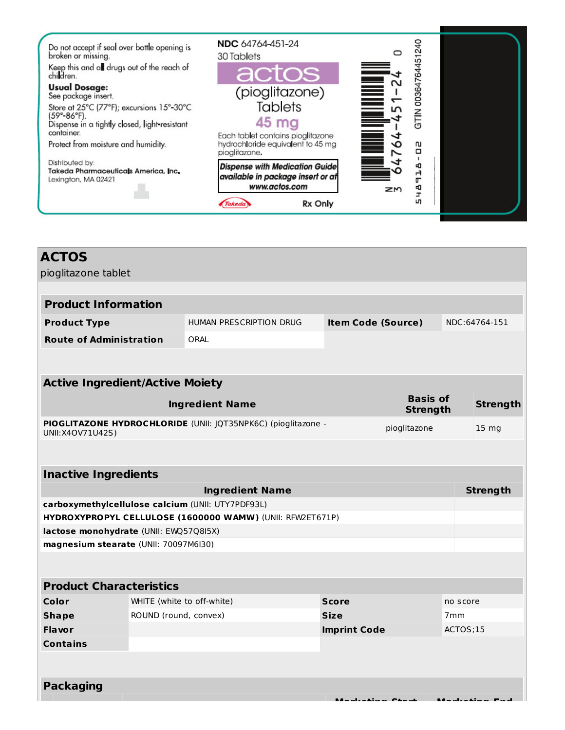Do not accept if seal over bottle opening is broken or missing.

Keep this and all drugs out of the reach of children.

**Usual Dosage:**
See package insert.

Store at 25°C (77°F); excursions 15°-30°C (59°-86°F).
Dispense in a tightly closed, light-resistant container.

Protect from moisture and humidity.

Distributed by:
**Takeda Pharmaceuticals America, Inc.**
Lexington, MA 02421

**NDC** 64764-451-24
30 Tablets

**actos**
(pioglitazone)
Tablets
**45 mg**

Each tablet contains pioglitazone hydrochloride equivalent to 45 mg pioglitazone.

***Dispense with Medication Guide available in package insert or at www.actos.com***

Takeda

Rx Only

N 3 64764-451-24 0

GTIN 00364764451240

548918-02

# ACTOS

pioglitazone tablet

| **Product Information** | | | |
|---|---|---|---|
| **Product Type** | HUMAN PRESCRIPTION DRUG | **Item Code (Source)** | NDC:64764-151 |
| **Route of Administration** | ORAL | | |

| **Active Ingredient/Active Moiety** | | |
|---|---|---|
| **Ingredient Name** | **Basis of Strength** | **Strength** |
| **PIOGLITAZONE HYDROCHLORIDE** (UNII: JQT35NPK6C) (pioglitazone - UNII:X4OV71U42S) | pioglitazone | 15 mg |

| **Inactive Ingredients** | |
|---|---|
| **Ingredient Name** | **Strength** |
| **carboxymethylcellulose calcium** (UNII: UTY7PDF93L) | |
| **HYDROXYPROPYL CELLULOSE (1600000 WAMW)** (UNII: RFW2ET671P) | |
| **lactose monohydrate** (UNII: EWQ57Q8I5X) | |
| **magnesium stearate** (UNII: 70097M6I30) | |

| **Product Characteristics** | | | |
|---|---|---|---|
| **Color** | WHITE (white to off-white) | **Score** | no score |
| **Shape** | ROUND (round, convex) | **Size** | 7mm |
| **Flavor** | | **Imprint Code** | ACTOS;15 |
| **Contains** | | | |

**Packaging**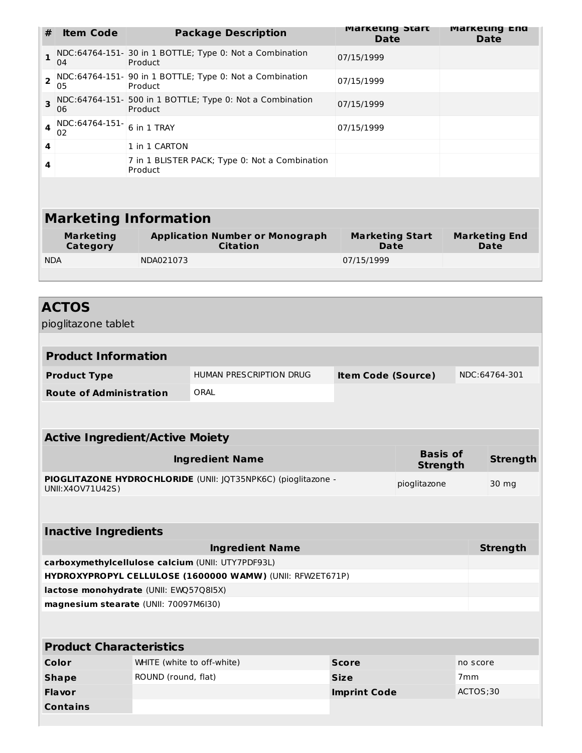| # | Item Code | Package Description | Marketing Start Date | Marketing End Date |
|---|---|---|---|---|
| 1 | NDC:64764-151-04 | 30 in 1 BOTTLE; Type 0: Not a Combination Product | 07/15/1999 | |
| 2 | NDC:64764-151-05 | 90 in 1 BOTTLE; Type 0: Not a Combination Product | 07/15/1999 | |
| 3 | NDC:64764-151-06 | 500 in 1 BOTTLE; Type 0: Not a Combination Product | 07/15/1999 | |
| 4 | NDC:64764-151-02 | 6 in 1 TRAY | 07/15/1999 | |
| 4 | | 1 in 1 CARTON | | |
| 4 | | 7 in 1 BLISTER PACK; Type 0: Not a Combination Product | | |

## Marketing Information

| Marketing Category | Application Number or Monograph Citation | Marketing Start Date | Marketing End Date |
|---|---|---|---|
| NDA | NDA021073 | 07/15/1999 | |

# ACTOS

pioglitazone tablet

## Product Information

| | | | |
|---|---|---|---|
| **Product Type** | HUMAN PRESCRIPTION DRUG | **Item Code (Source)** | NDC:64764-301 |
| **Route of Administration** | ORAL | | |

## Active Ingredient/Active Moiety

| Ingredient Name | Basis of Strength | Strength |
|---|---|---|
| **PIOGLITAZONE HYDROCHLORIDE** (UNII: JQT35NPK6C) (pioglitazone - UNII:X4OV71U42S) | pioglitazone | 30 mg |

## Inactive Ingredients

| Ingredient Name | Strength |
|---|---|
| **carboxymethylcellulose calcium** (UNII: UTY7PDF93L) | |
| **HYDROXYPROPYL CELLULOSE (1600000 WAMW)** (UNII: RFW2ET671P) | |
| **lactose monohydrate** (UNII: EWQ57Q8I5X) | |
| **magnesium stearate** (UNII: 70097M6I30) | |

## Product Characteristics

| | | | |
|---|---|---|---|
| **Color** | WHITE (white to off-white) | **Score** | no score |
| **Shape** | ROUND (round, flat) | **Size** | 7mm |
| **Flavor** | | **Imprint Code** | ACTOS;30 |
| **Contains** | | | |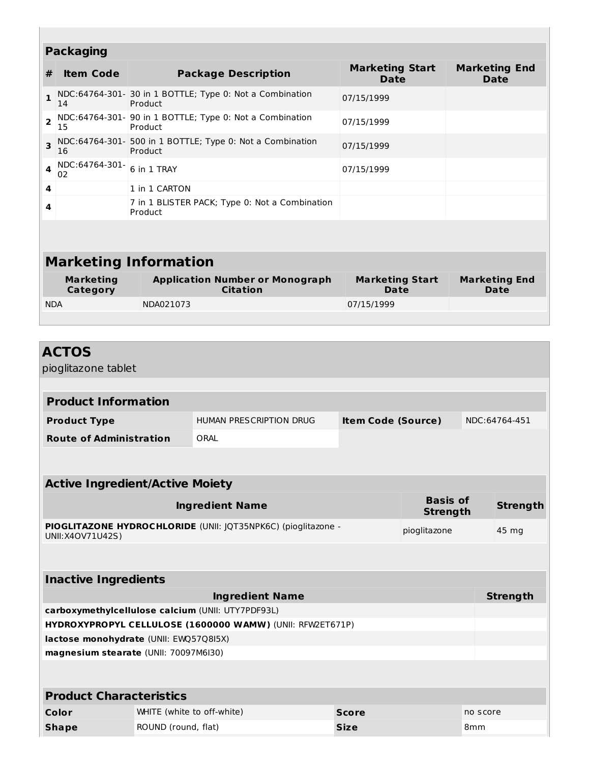## Packaging

| # | Item Code | Package Description | Marketing Start Date | Marketing End Date |
|---|---|---|---|---|
| 1 | NDC:64764-301-14 | 30 in 1 BOTTLE; Type 0: Not a Combination Product | 07/15/1999 | |
| 2 | NDC:64764-301-15 | 90 in 1 BOTTLE; Type 0: Not a Combination Product | 07/15/1999 | |
| 3 | NDC:64764-301-16 | 500 in 1 BOTTLE; Type 0: Not a Combination Product | 07/15/1999 | |
| 4 | NDC:64764-301-02 | 6 in 1 TRAY | 07/15/1999 | |
| 4 | | 1 in 1 CARTON | | |
| 4 | | 7 in 1 BLISTER PACK; Type 0: Not a Combination Product | | |

## Marketing Information

| Marketing Category | Application Number or Monograph Citation | Marketing Start Date | Marketing End Date |
|---|---|---|---|
| NDA | NDA021073 | 07/15/1999 | |

# ACTOS

pioglitazone tablet

## Product Information

| | | | |
|---|---|---|---|
| **Product Type** | HUMAN PRESCRIPTION DRUG | **Item Code (Source)** | NDC:64764-451 |
| **Route of Administration** | ORAL | | |

## Active Ingredient/Active Moiety

| Ingredient Name | Basis of Strength | Strength |
|---|---|---|
| **PIOGLITAZONE HYDROCHLORIDE** (UNII: JQT35NPK6C) (pioglitazone - UNII:X4OV71U42S) | pioglitazone | 45 mg |

## Inactive Ingredients

| Ingredient Name | Strength |
|---|---|
| **carboxymethylcellulose calcium** (UNII: UTY7PDF93L) | |
| **HYDROXYPROPYL CELLULOSE (1600000 WAMW)** (UNII: RFW2ET671P) | |
| **lactose monohydrate** (UNII: EWQ57Q8I5X) | |
| **magnesium stearate** (UNII: 70097M6I30) | |

## Product Characteristics

| | | | |
|---|---|---|---|
| **Color** | WHITE (white to off-white) | **Score** | no score |
| **Shape** | ROUND (round, flat) | **Size** | 8mm |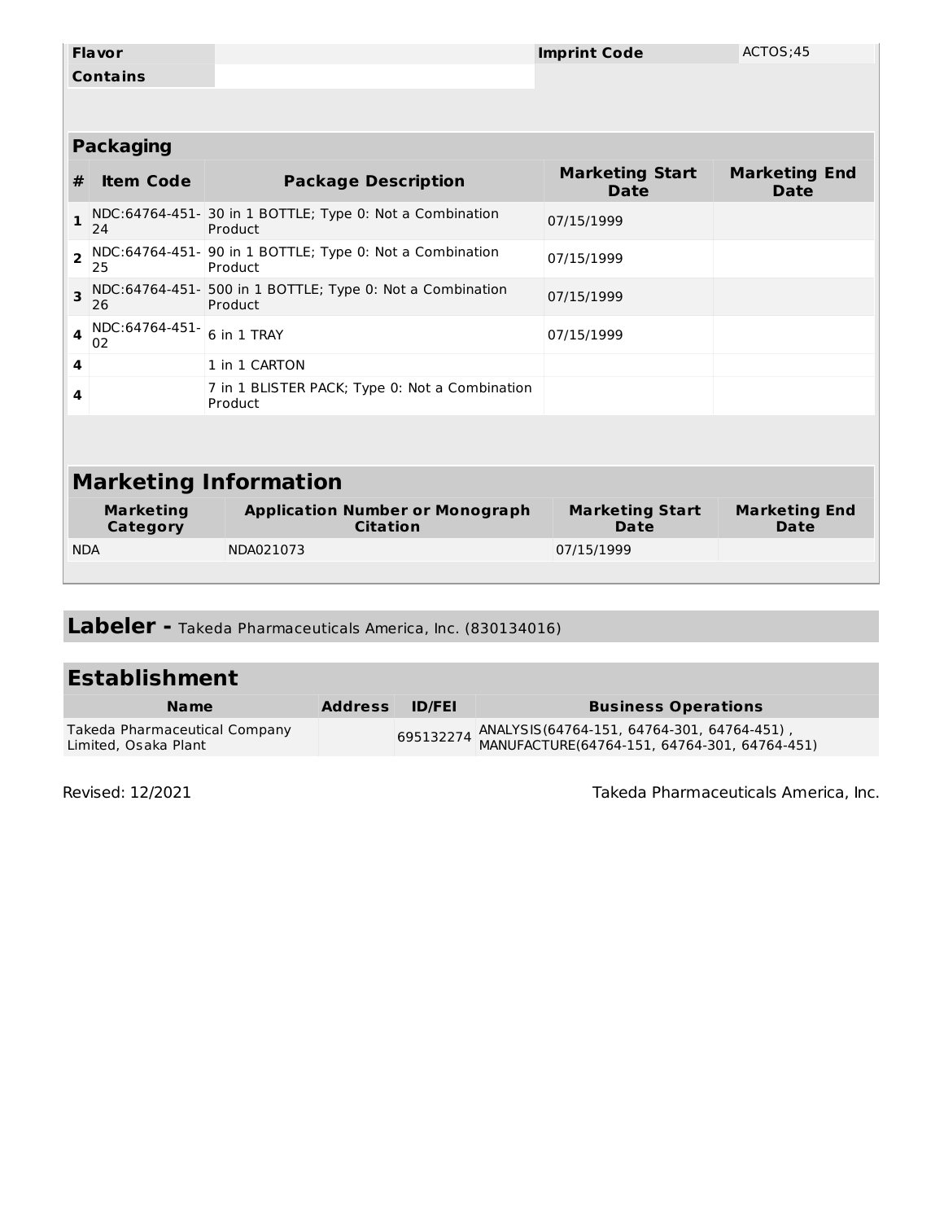| | | | |
|---|---|---|---|
| **Flavor** | | **Imprint Code** | ACTOS;45 |
| **Contains** | | | |

## Packaging

| # | Item Code | Package Description | Marketing Start Date | Marketing End Date |
|---|---|---|---|---|
| 1 | NDC:64764-451-24 | 30 in 1 BOTTLE; Type 0: Not a Combination Product | 07/15/1999 | |
| 2 | NDC:64764-451-25 | 90 in 1 BOTTLE; Type 0: Not a Combination Product | 07/15/1999 | |
| 3 | NDC:64764-451-26 | 500 in 1 BOTTLE; Type 0: Not a Combination Product | 07/15/1999 | |
| 4 | NDC:64764-451-02 | 6 in 1 TRAY | 07/15/1999 | |
| 4 | | 1 in 1 CARTON | | |
| 4 | | 7 in 1 BLISTER PACK; Type 0: Not a Combination Product | | |

## Marketing Information

| Marketing Category | Application Number or Monograph Citation | Marketing Start Date | Marketing End Date |
|---|---|---|---|
| NDA | NDA021073 | 07/15/1999 | |

## Labeler - Takeda Pharmaceuticals America, Inc. (830134016)

## Establishment

| Name | Address | ID/FEI | Business Operations |
|---|---|---|---|
| Takeda Pharmaceutical Company Limited, Osaka Plant | | 695132274 | ANALYSIS(64764-151, 64764-301, 64764-451) , MANUFACTURE(64764-151, 64764-301, 64764-451) |

Revised: 12/2021

Takeda Pharmaceuticals America, Inc.